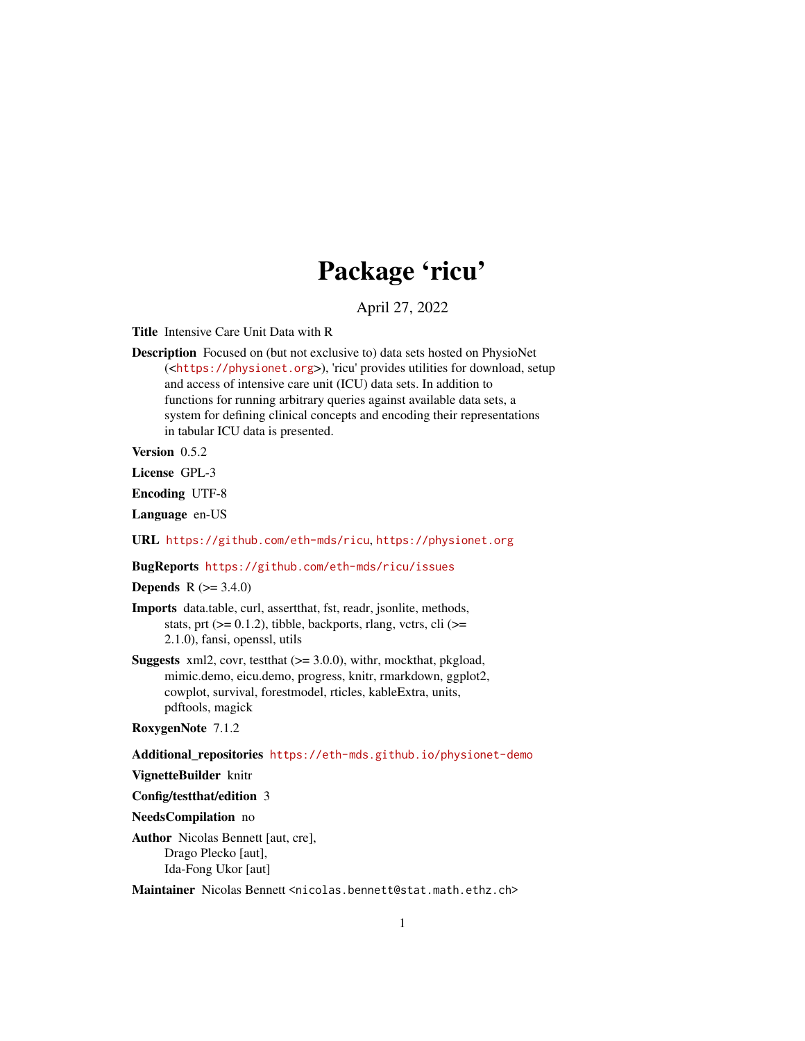# Package 'ricu'

April 27, 2022

**Title** Intensive Care Unit Data with R

**Description** Focused on (but not exclusive to) data sets hosted on PhysioNet (<https://physionet.org>), 'ricu' provides utilities for download, setup and access of intensive care unit (ICU) data sets. In addition to functions for running arbitrary queries against available data sets, a system for defining clinical concepts and encoding their representations in tabular ICU data is presented.

**Version** 0.5.2

**License** GPL-3

**Encoding** UTF-8

**Language** en-US

**URL** https://github.com/eth-mds/ricu, https://physionet.org

**BugReports** https://github.com/eth-mds/ricu/issues

**Depends** R (>= 3.4.0)

**Imports** data.table, curl, assertthat, fst, readr, jsonlite, methods, stats, prt (>= 0.1.2), tibble, backports, rlang, vctrs, cli (>= 2.1.0), fansi, openssl, utils

**Suggests** xml2, covr, testthat (>= 3.0.0), withr, mockthat, pkgload, mimic.demo, eicu.demo, progress, knitr, rmarkdown, ggplot2, cowplot, survival, forestmodel, rticles, kableExtra, units, pdftools, magick

**RoxygenNote** 7.1.2

**Additional_repositories** https://eth-mds.github.io/physionet-demo

**VignetteBuilder** knitr

**Config/testthat/edition** 3

**NeedsCompilation** no

**Author** Nicolas Bennett [aut, cre], Drago Plecko [aut], Ida-Fong Ukor [aut]

**Maintainer** Nicolas Bennett <nicolas.bennett@stat.math.ethz.ch>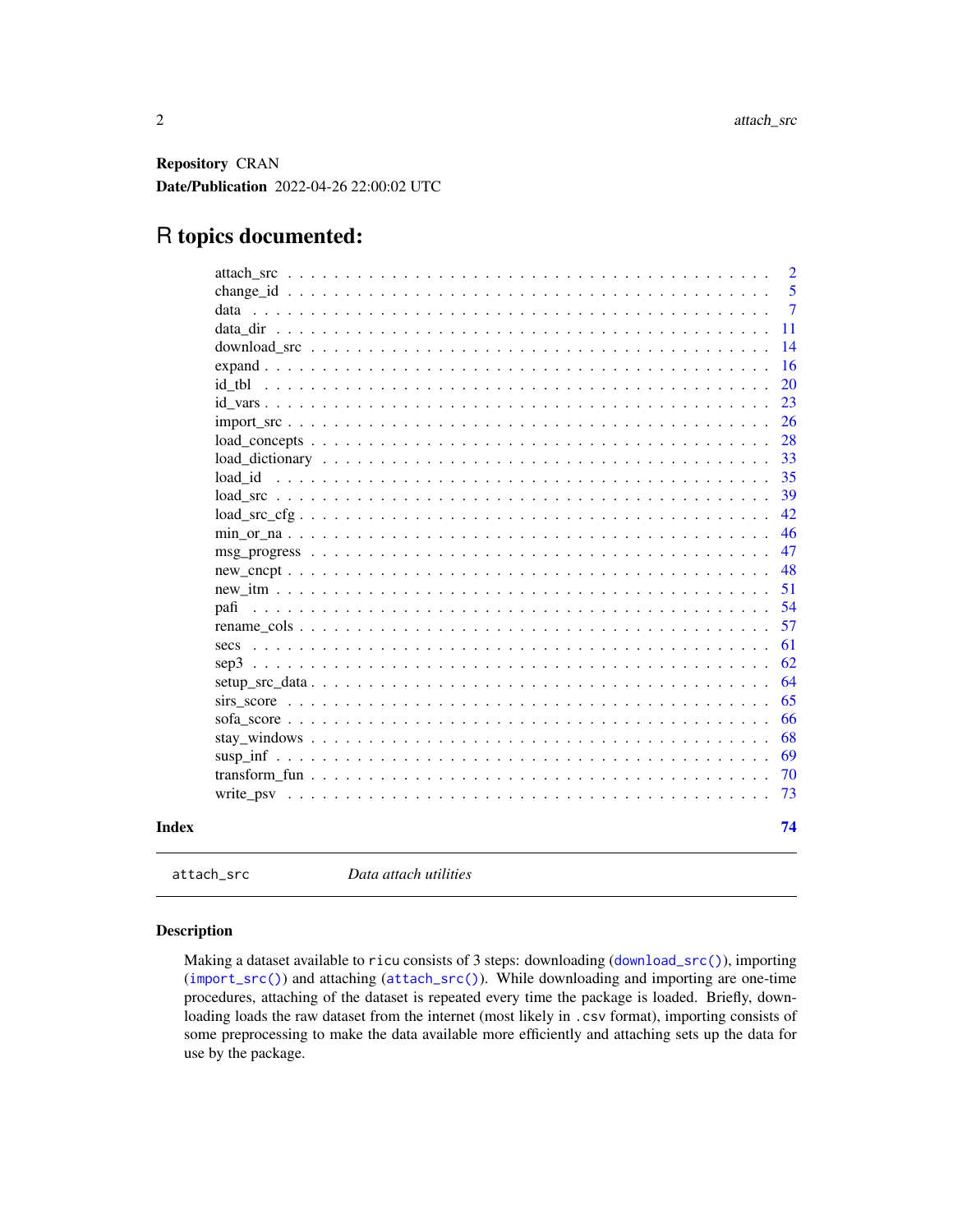**Repository** CRAN

**Date/Publication** 2022-04-26 22:00:02 UTC

# R topics documented:

| | |
|---|---|
| attach_src | 2 |
| change_id | 5 |
| data | 7 |
| data_dir | 11 |
| download_src | 14 |
| expand | 16 |
| id_tbl | 20 |
| id_vars | 23 |
| import_src | 26 |
| load_concepts | 28 |
| load_dictionary | 33 |
| load_id | 35 |
| load_src | 39 |
| load_src_cfg | 42 |
| min_or_na | 46 |
| msg_progress | 47 |
| new_cncpt | 48 |
| new_itm | 51 |
| pafi | 54 |
| rename_cols | 57 |
| secs | 61 |
| sep3 | 62 |
| setup_src_data | 64 |
| sirs_score | 65 |
| sofa_score | 66 |
| stay_windows | 68 |
| susp_inf | 69 |
| transform_fun | 70 |
| write_psv | 73 |

**Index** 74

---

`attach_src` *Data attach utilities*

---

### Description

Making a dataset available to `ricu` consists of 3 steps: downloading (`download_src()`), importing (`import_src()`) and attaching (`attach_src()`). While downloading and importing are one-time procedures, attaching of the dataset is repeated every time the package is loaded. Briefly, downloading loads the raw dataset from the internet (most likely in `.csv` format), importing consists of some preprocessing to make the data available more efficiently and attaching sets up the data for use by the package.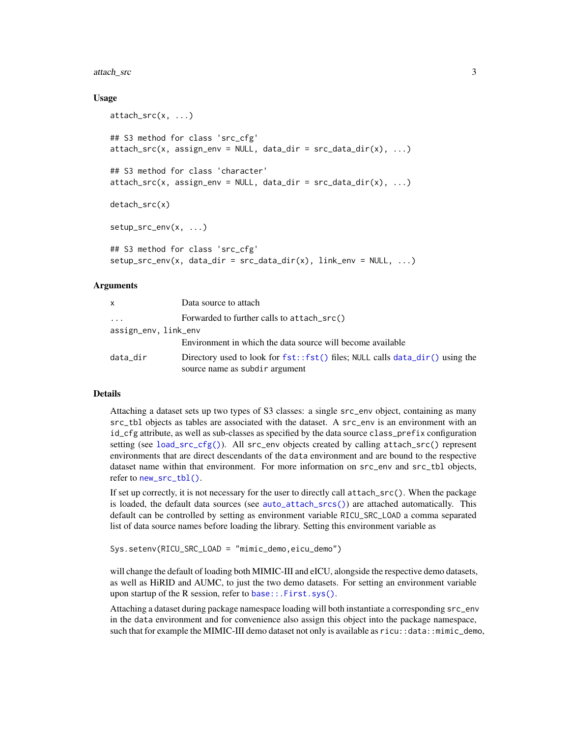## Usage

```
attach_src(x, ...)

## S3 method for class 'src_cfg'
attach_src(x, assign_env = NULL, data_dir = src_data_dir(x), ...)

## S3 method for class 'character'
attach_src(x, assign_env = NULL, data_dir = src_data_dir(x), ...)

detach_src(x)

setup_src_env(x, ...)

## S3 method for class 'src_cfg'
setup_src_env(x, data_dir = src_data_dir(x), link_env = NULL, ...)
```

## Arguments

| Argument | Description |
| --- | --- |
| x | Data source to attach |
| ... | Forwarded to further calls to `attach_src()` |
| assign_env, link_env | Environment in which the data source will become available |
| data_dir | Directory used to look for `fst::fst()` files; NULL calls `data_dir()` using the source name as subdir argument |

## Details

Attaching a dataset sets up two types of S3 classes: a single `src_env` object, containing as many `src_tbl` objects as tables are associated with the dataset. A `src_env` is an environment with an `id_cfg` attribute, as well as sub-classes as specified by the data source `class_prefix` configuration setting (see `load_src_cfg()`). All `src_env` objects created by calling `attach_src()` represent environments that are direct descendants of the `data` environment and are bound to the respective dataset name within that environment. For more information on `src_env` and `src_tbl` objects, refer to `new_src_tbl()`.

If set up correctly, it is not necessary for the user to directly call `attach_src()`. When the package is loaded, the default data sources (see `auto_attach_srcs()`) are attached automatically. This default can be controlled by setting as environment variable `RICU_SRC_LOAD` a comma separated list of data source names before loading the library. Setting this environment variable as

```
Sys.setenv(RICU_SRC_LOAD = "mimic_demo,eicu_demo")
```

will change the default of loading both MIMIC-III and eICU, alongside the respective demo datasets, as well as HiRID and AUMC, to just the two demo datasets. For setting an environment variable upon startup of the R session, refer to `base::.First.sys()`.

Attaching a dataset during package namespace loading will both instantiate a corresponding `src_env` in the `data` environment and for convenience also assign this object into the package namespace, such that for example the MIMIC-III demo dataset not only is available as `ricu::data::mimic_demo`,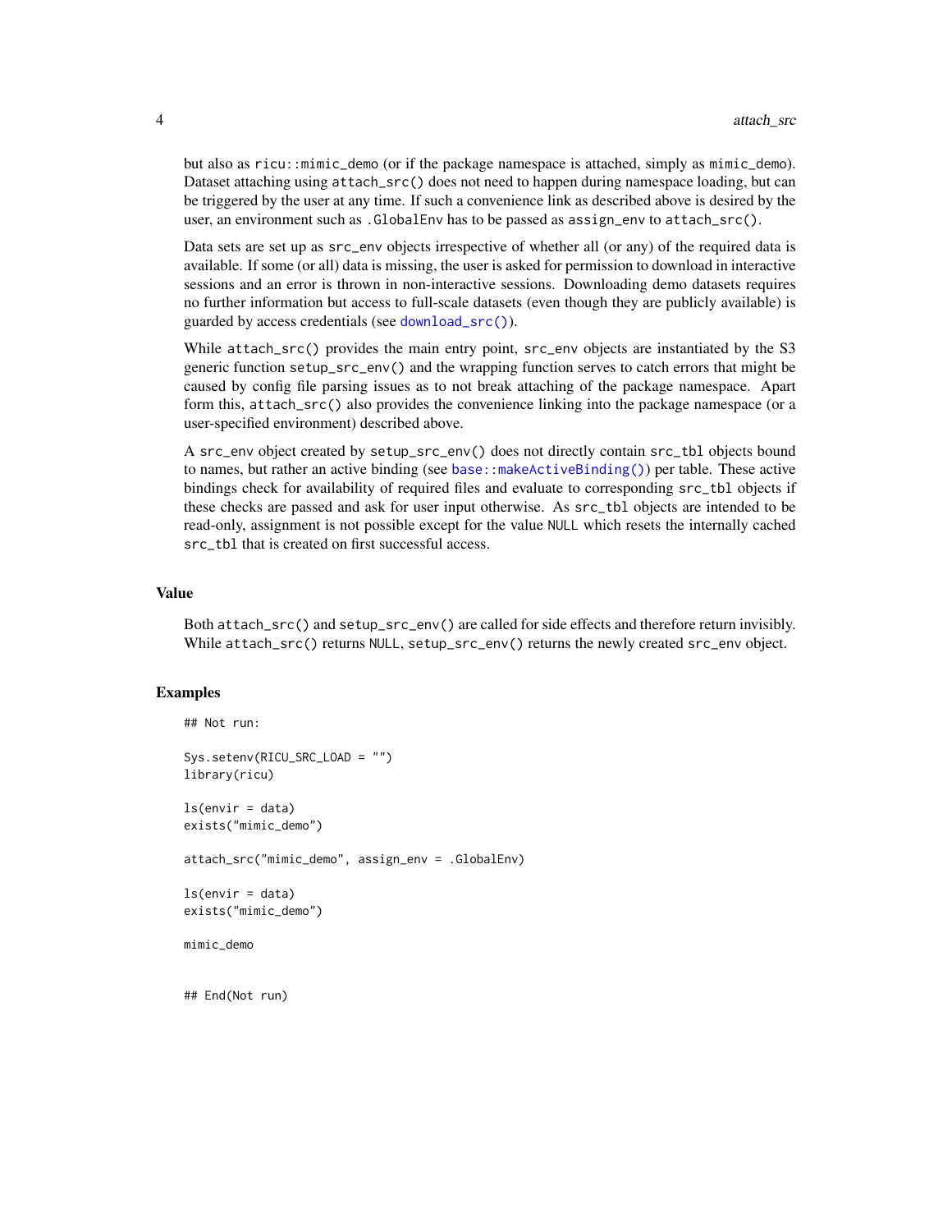but also as `ricu::mimic_demo` (or if the package namespace is attached, simply as `mimic_demo`). Dataset attaching using `attach_src()` does not need to happen during namespace loading, but can be triggered by the user at any time. If such a convenience link as described above is desired by the user, an environment such as `.GlobalEnv` has to be passed as `assign_env` to `attach_src()`.

Data sets are set up as `src_env` objects irrespective of whether all (or any) of the required data is available. If some (or all) data is missing, the user is asked for permission to download in interactive sessions and an error is thrown in non-interactive sessions. Downloading demo datasets requires no further information but access to full-scale datasets (even though they are publicly available) is guarded by access credentials (see `download_src()`).

While `attach_src()` provides the main entry point, `src_env` objects are instantiated by the S3 generic function `setup_src_env()` and the wrapping function serves to catch errors that might be caused by config file parsing issues as to not break attaching of the package namespace. Apart form this, `attach_src()` also provides the convenience linking into the package namespace (or a user-specified environment) described above.

A `src_env` object created by `setup_src_env()` does not directly contain `src_tbl` objects bound to names, but rather an active binding (see `base::makeActiveBinding()`) per table. These active bindings check for availability of required files and evaluate to corresponding `src_tbl` objects if these checks are passed and ask for user input otherwise. As `src_tbl` objects are intended to be read-only, assignment is not possible except for the value `NULL` which resets the internally cached `src_tbl` that is created on first successful access.

## Value

Both `attach_src()` and `setup_src_env()` are called for side effects and therefore return invisibly. While `attach_src()` returns `NULL`, `setup_src_env()` returns the newly created `src_env` object.

## Examples

```
## Not run:

Sys.setenv(RICU_SRC_LOAD = "")
library(ricu)

ls(envir = data)
exists("mimic_demo")

attach_src("mimic_demo", assign_env = .GlobalEnv)

ls(envir = data)
exists("mimic_demo")

mimic_demo


## End(Not run)
```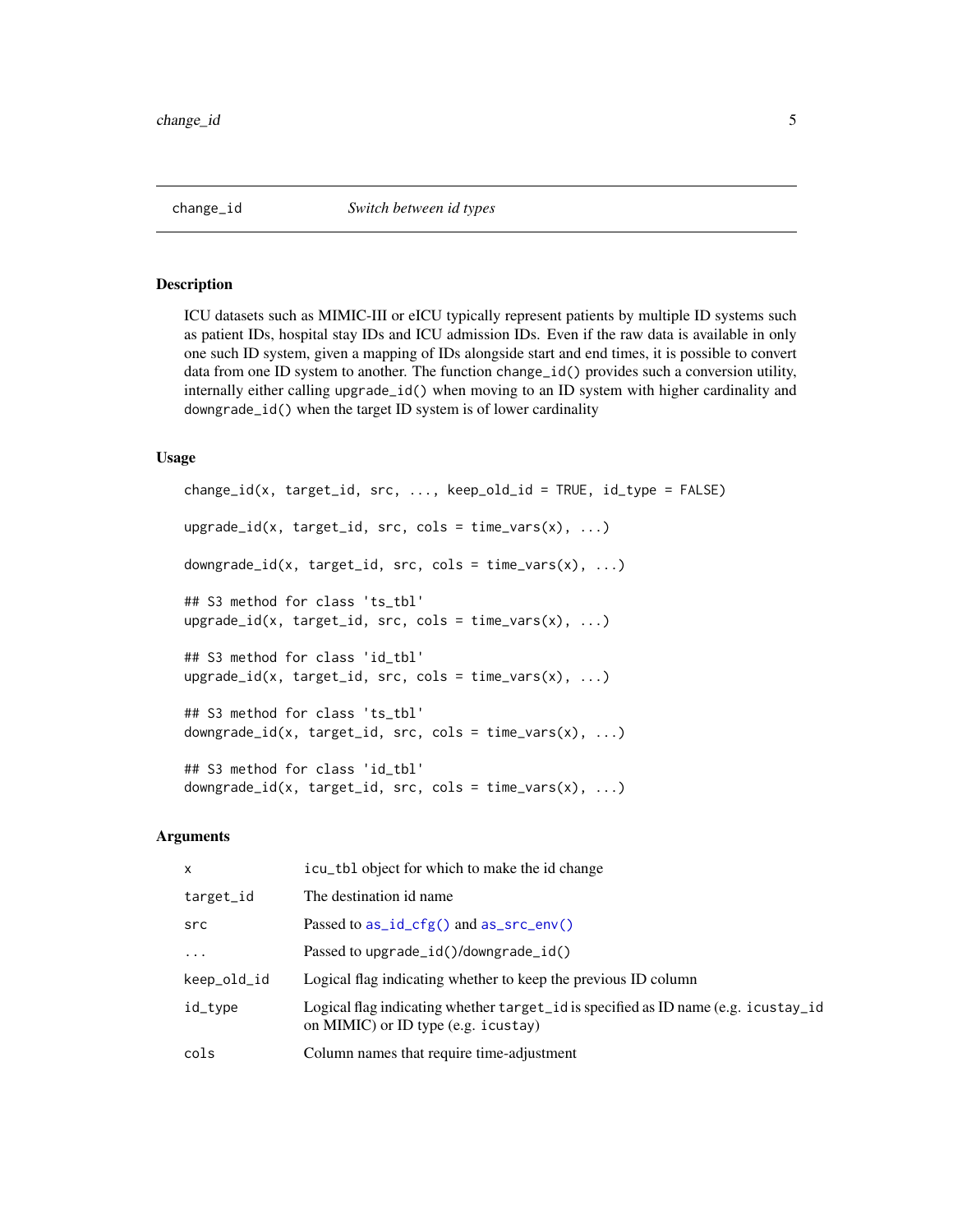## change_id — *Switch between id types*

### Description

ICU datasets such as MIMIC-III or eICU typically represent patients by multiple ID systems such as patient IDs, hospital stay IDs and ICU admission IDs. Even if the raw data is available in only one such ID system, given a mapping of IDs alongside start and end times, it is possible to convert data from one ID system to another. The function `change_id()` provides such a conversion utility, internally either calling `upgrade_id()` when moving to an ID system with higher cardinality and `downgrade_id()` when the target ID system is of lower cardinality

### Usage

```
change_id(x, target_id, src, ..., keep_old_id = TRUE, id_type = FALSE)

upgrade_id(x, target_id, src, cols = time_vars(x), ...)

downgrade_id(x, target_id, src, cols = time_vars(x), ...)

## S3 method for class 'ts_tbl'
upgrade_id(x, target_id, src, cols = time_vars(x), ...)

## S3 method for class 'id_tbl'
upgrade_id(x, target_id, src, cols = time_vars(x), ...)

## S3 method for class 'ts_tbl'
downgrade_id(x, target_id, src, cols = time_vars(x), ...)

## S3 method for class 'id_tbl'
downgrade_id(x, target_id, src, cols = time_vars(x), ...)
```

### Arguments

| | |
|---|---|
| `x` | `icu_tbl` object for which to make the id change |
| `target_id` | The destination id name |
| `src` | Passed to `as_id_cfg()` and `as_src_env()` |
| `...` | Passed to `upgrade_id()`/`downgrade_id()` |
| `keep_old_id` | Logical flag indicating whether to keep the previous ID column |
| `id_type` | Logical flag indicating whether `target_id` is specified as ID name (e.g. `icustay_id` on MIMIC) or ID type (e.g. `icustay`) |
| `cols` | Column names that require time-adjustment |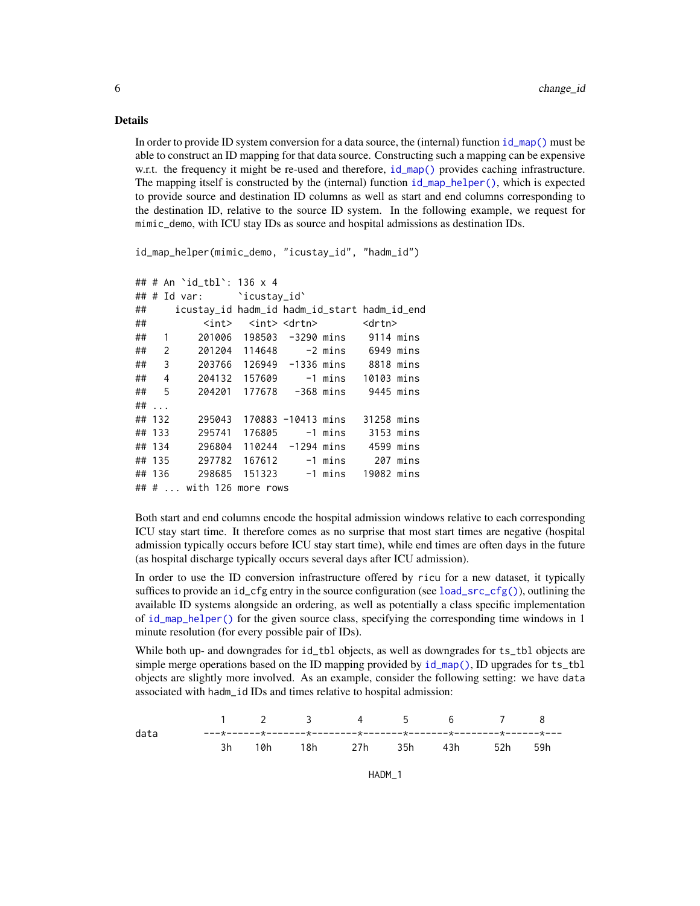### Details

In order to provide ID system conversion for a data source, the (internal) function `id_map()` must be able to construct an ID mapping for that data source. Constructing such a mapping can be expensive w.r.t. the frequency it might be re-used and therefore, `id_map()` provides caching infrastructure. The mapping itself is constructed by the (internal) function `id_map_helper()`, which is expected to provide source and destination ID columns as well as start and end columns corresponding to the destination ID, relative to the source ID system. In the following example, we request for `mimic_demo`, with ICU stay IDs as source and hospital admissions as destination IDs.

```
id_map_helper(mimic_demo, "icustay_id", "hadm_id")

## # An `id_tbl`: 136 x 4
## # Id var:      `icustay_id`
##     icustay_id hadm_id hadm_id_start hadm_id_end
##          <int>   <int> <drtn>        <drtn>
##   1     201006  198503  -3290 mins    9114 mins
##   2     201204  114648     -2 mins    6949 mins
##   3     203766  126949  -1336 mins    8818 mins
##   4     204132  157609     -1 mins   10103 mins
##   5     204201  177678   -368 mins    9445 mins
## ...
## 132     295043  170883 -10413 mins   31258 mins
## 133     295741  176805     -1 mins    3153 mins
## 134     296804  110244  -1294 mins    4599 mins
## 135     297782  167612     -1 mins     207 mins
## 136     298685  151323     -1 mins   19082 mins
## # ... with 126 more rows
```

Both start and end columns encode the hospital admission windows relative to each corresponding ICU stay start time. It therefore comes as no surprise that most start times are negative (hospital admission typically occurs before ICU stay start time), while end times are often days in the future (as hospital discharge typically occurs several days after ICU admission).

In order to use the ID conversion infrastructure offered by `ricu` for a new dataset, it typically suffices to provide an `id_cfg` entry in the source configuration (see `load_src_cfg()`), outlining the available ID systems alongside an ordering, as well as potentially a class specific implementation of `id_map_helper()` for the given source class, specifying the corresponding time windows in 1 minute resolution (for every possible pair of IDs).

While both up- and downgrades for `id_tbl` objects, as well as downgrades for `ts_tbl` objects are simple merge operations based on the ID mapping provided by `id_map()`, ID upgrades for `ts_tbl` objects are slightly more involved. As an example, consider the following setting: we have `data` associated with `hadm_id` IDs and times relative to hospital admission:

```
                1       2        3         4        5        6         7       8
data        ---*-------*--------*---------*--------*--------*---------*-------*---
                3h     10h      18h       27h      35h      43h       52h     59h

                                          HADM_1
```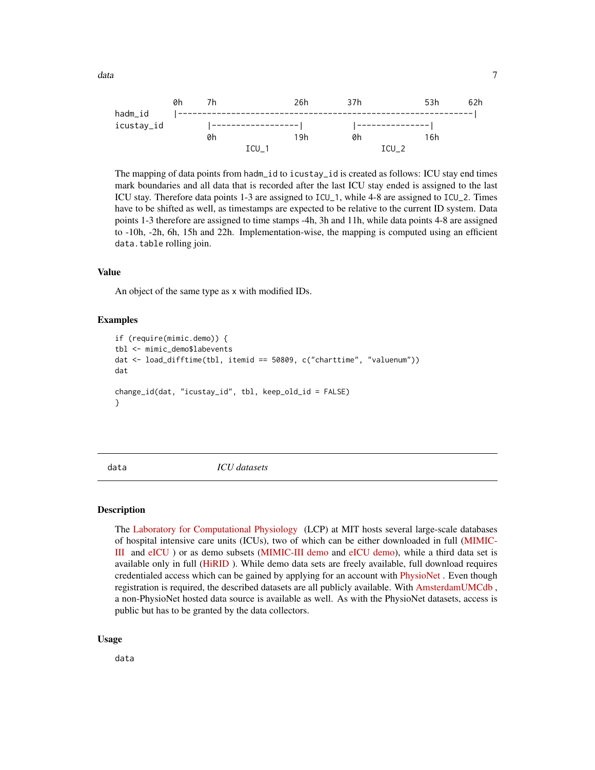```
             0h     7h                26h        37h             53h      62h
hadm_id      |-------------------------------------------------------------|
icustay_id          |------------------|          |---------------|
                    0h                19h         0h              16h
                             ICU_1                     ICU_2
```

The mapping of data points from `hadm_id` to `icustay_id` is created as follows: ICU stay end times mark boundaries and all data that is recorded after the last ICU stay ended is assigned to the last ICU stay. Therefore data points 1-3 are assigned to `ICU_1`, while 4-8 are assigned to `ICU_2`. Times have to be shifted as well, as timestamps are expected to be relative to the current ID system. Data points 1-3 therefore are assigned to time stamps -4h, 3h and 11h, while data points 4-8 are assigned to -10h, -2h, 6h, 15h and 22h. Implementation-wise, the mapping is computed using an efficient `data.table` rolling join.

### Value

An object of the same type as `x` with modified IDs.

### Examples

```
if (require(mimic.demo)) {
tbl <- mimic_demo$labevents
dat <- load_difftime(tbl, itemid == 50809, c("charttime", "valuenum"))
dat

change_id(dat, "icustay_id", tbl, keep_old_id = FALSE)
}
```

---

## data — *ICU datasets*

### Description

The Laboratory for Computational Physiology (LCP) at MIT hosts several large-scale databases of hospital intensive care units (ICUs), two of which can be either downloaded in full (MIMIC-III and eICU ) or as demo subsets (MIMIC-III demo and eICU demo), while a third data set is available only in full (HiRID ). While demo data sets are freely available, full download requires credentialed access which can be gained by applying for an account with PhysioNet . Even though registration is required, the described datasets are all publicly available. With AmsterdamUMCdb , a non-PhysioNet hosted data source is available as well. As with the PhysioNet datasets, access is public but has to be granted by the data collectors.

### Usage

```
data
```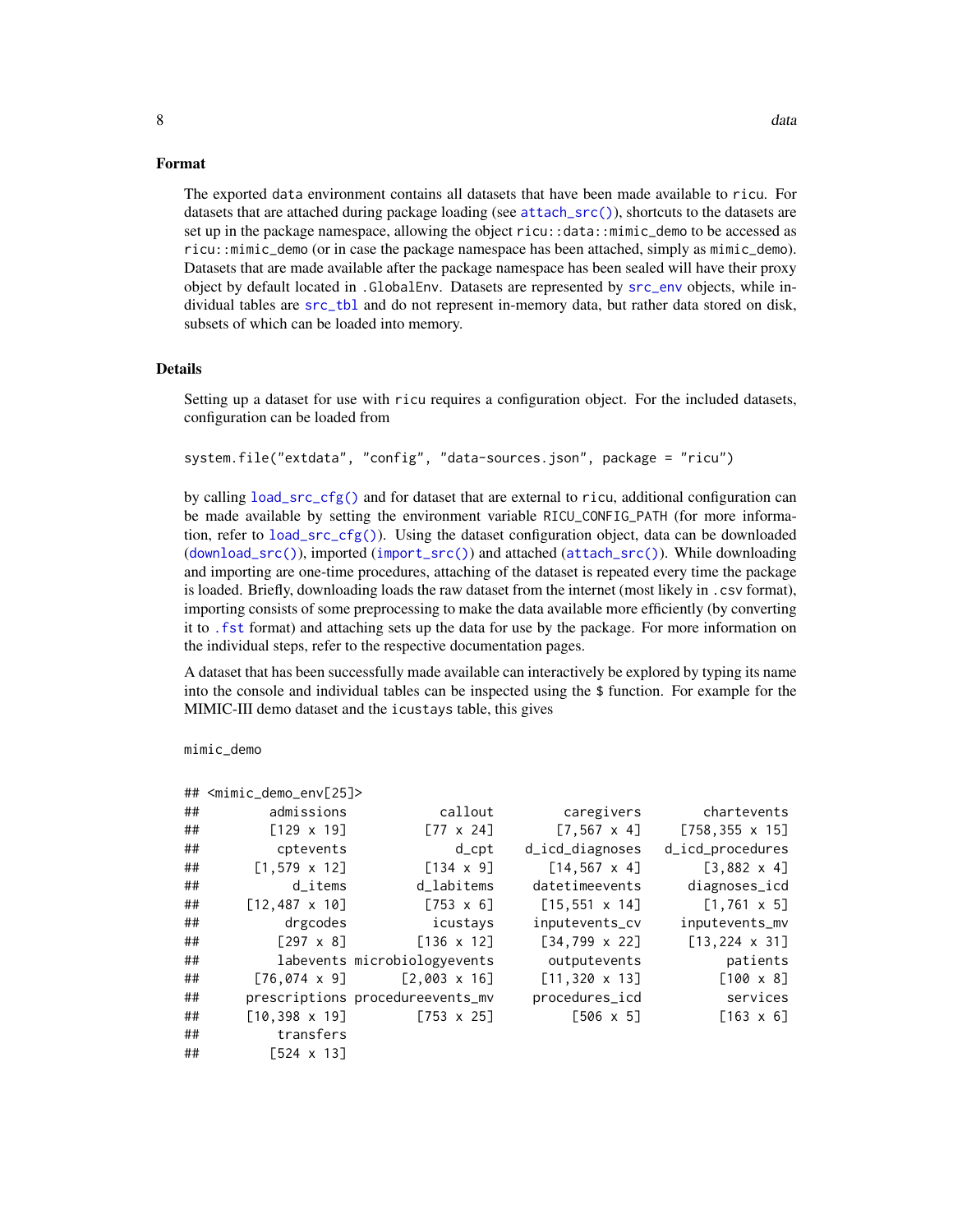### Format

The exported `data` environment contains all datasets that have been made available to `ricu`. For datasets that are attached during package loading (see `attach_src()`), shortcuts to the datasets are set up in the package namespace, allowing the object `ricu::data::mimic_demo` to be accessed as `ricu::mimic_demo` (or in case the package namespace has been attached, simply as `mimic_demo`). Datasets that are made available after the package namespace has been sealed will have their proxy object by default located in `.GlobalEnv`. Datasets are represented by `src_env` objects, while individual tables are `src_tbl` and do not represent in-memory data, but rather data stored on disk, subsets of which can be loaded into memory.

### Details

Setting up a dataset for use with `ricu` requires a configuration object. For the included datasets, configuration can be loaded from

```
system.file("extdata", "config", "data-sources.json", package = "ricu")
```

by calling `load_src_cfg()` and for dataset that are external to `ricu`, additional configuration can be made available by setting the environment variable `RICU_CONFIG_PATH` (for more information, refer to `load_src_cfg()`). Using the dataset configuration object, data can be downloaded (`download_src()`), imported (`import_src()`) and attached (`attach_src()`). While downloading and importing are one-time procedures, attaching of the dataset is repeated every time the package is loaded. Briefly, downloading loads the raw dataset from the internet (most likely in `.csv` format), importing consists of some preprocessing to make the data available more efficiently (by converting it to `.fst` format) and attaching sets up the data for use by the package. For more information on the individual steps, refer to the respective documentation pages.

A dataset that has been successfully made available can interactively be explored by typing its name into the console and individual tables can be inspected using the `$` function. For example for the MIMIC-III demo dataset and the `icustays` table, this gives

```
mimic_demo
```

```
## <mimic_demo_env[25]>
##        admissions            callout         caregivers       chartevents
##         [129 x 19]          [77 x 24]         [7,567 x 4]     [758,355 x 15]
##         cptevents              d_cpt    d_icd_diagnoses  d_icd_procedures
##       [1,579 x 12]          [134 x 9]        [14,567 x 4]       [3,882 x 4]
##           d_items          d_labitems     datetimeevents     diagnoses_icd
##      [12,487 x 10]          [753 x 6]       [15,551 x 14]       [1,761 x 5]
##          drgcodes            icustays    inputevents_cv    inputevents_mv
##          [297 x 8]         [136 x 12]       [34,799 x 22]     [13,224 x 31]
##         labevents microbiologyevents       outputevents          patients
##       [76,074 x 9]        [2,003 x 16]      [11,320 x 13]         [100 x 8]
##     prescriptions procedureevents_mv     procedures_icd          services
##      [10,398 x 19]         [753 x 25]          [506 x 5]          [163 x 6]
##         transfers
##         [524 x 13]
```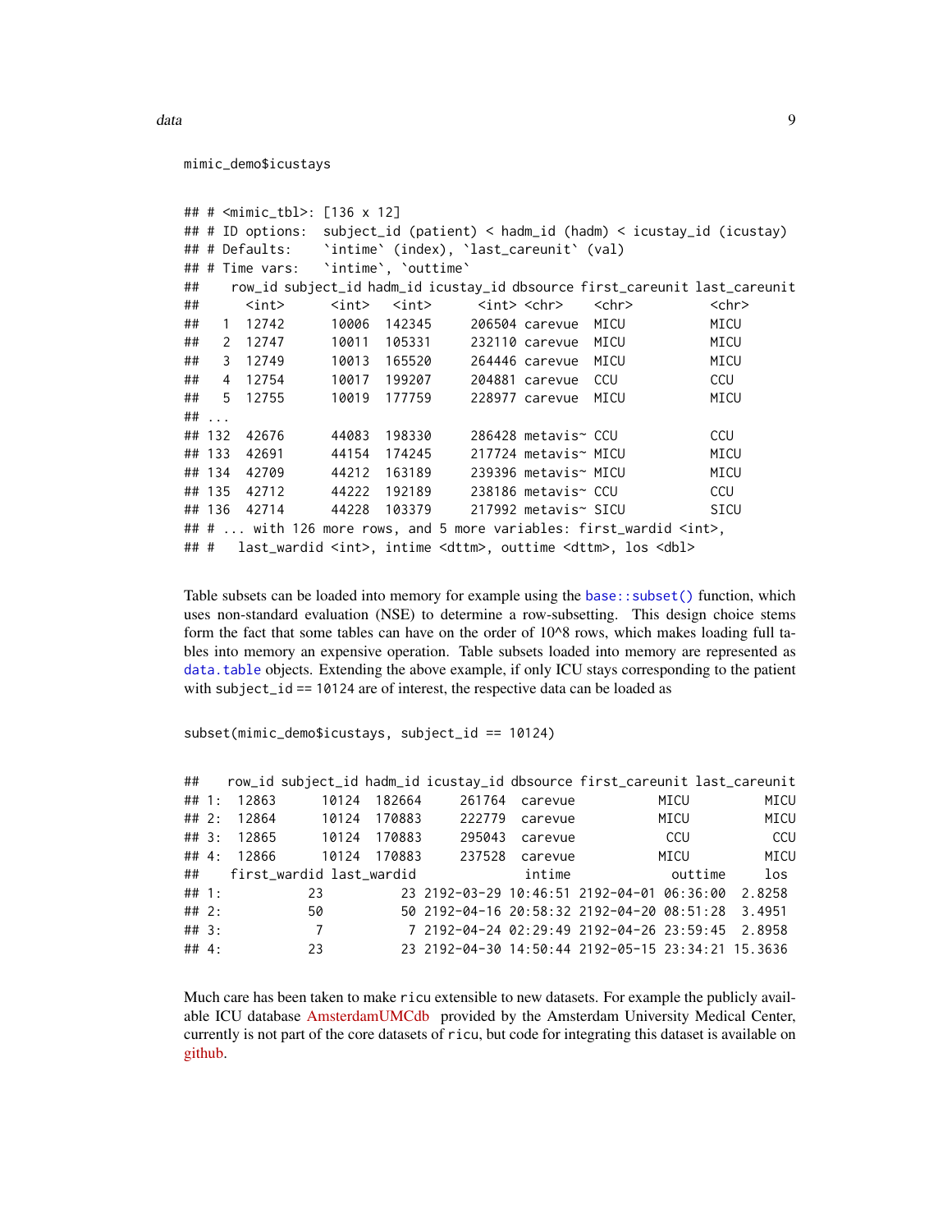```
mimic_demo$icustays
```

```
## # <mimic_tbl>: [136 x 12]
## # ID options:  subject_id (patient) < hadm_id (hadm) < icustay_id (icustay)
## # Defaults:    `intime` (index), `last_careunit` (val)
## # Time vars:   `intime`, `outtime`
##     row_id subject_id hadm_id icustay_id dbsource first_careunit last_careunit
##      <int>      <int>   <int>      <int> <chr>    <chr>          <chr>
##   1  12742      10006  142345     206504 carevue  MICU           MICU
##   2  12747      10011  105331     232110 carevue  MICU           MICU
##   3  12749      10013  165520     264446 carevue  MICU           MICU
##   4  12754      10017  199207     204881 carevue  CCU            CCU
##   5  12755      10019  177759     228977 carevue  MICU           MICU
## ...
## 132  42676      44083  198330     286428 metavis~ CCU            CCU
## 133  42691      44154  174245     217724 metavis~ MICU           MICU
## 134  42709      44212  163189     239396 metavis~ MICU           MICU
## 135  42712      44222  192189     238186 metavis~ CCU            CCU
## 136  42714      44228  103379     217992 metavis~ SICU           SICU
## # ... with 126 more rows, and 5 more variables: first_wardid <int>,
## #   last_wardid <int>, intime <dttm>, outtime <dttm>, los <dbl>
```

Table subsets can be loaded into memory for example using the `base::subset()` function, which uses non-standard evaluation (NSE) to determine a row-subsetting. This design choice stems form the fact that some tables can have on the order of 10^8 rows, which makes loading full tables into memory an expensive operation. Table subsets loaded into memory are represented as `data.table` objects. Extending the above example, if only ICU stays corresponding to the patient with `subject_id == 10124` are of interest, the respective data can be loaded as

```
subset(mimic_demo$icustays, subject_id == 10124)
```

```
##    row_id subject_id hadm_id icustay_id dbsource first_careunit last_careunit
## 1:  12863      10124  182664     261764  carevue           MICU          MICU
## 2:  12864      10124  170883     222779  carevue           MICU          MICU
## 3:  12865      10124  170883     295043  carevue            CCU           CCU
## 4:  12866      10124  170883     237528  carevue           MICU          MICU
##    first_wardid last_wardid              intime             outtime     los
## 1:           23          23 2192-03-29 10:46:51 2192-04-01 06:36:00  2.8258
## 2:           50          50 2192-04-16 20:58:32 2192-04-20 08:51:28  3.4951
## 3:            7           7 2192-04-24 02:29:49 2192-04-26 23:59:45  2.8958
## 4:           23          23 2192-04-30 14:50:44 2192-05-15 23:34:21 15.3636
```

Much care has been taken to make `ricu` extensible to new datasets. For example the publicly available ICU database AmsterdamUMCdb provided by the Amsterdam University Medical Center, currently is not part of the core datasets of `ricu`, but code for integrating this dataset is available on github.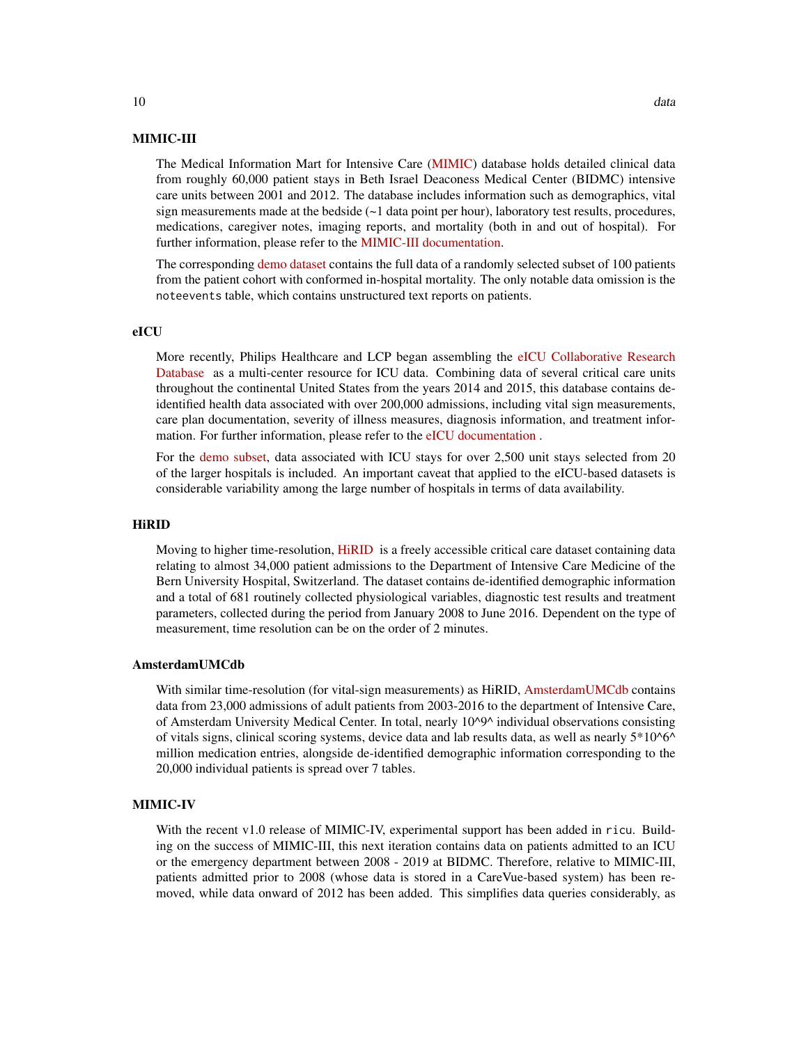### MIMIC-III

The Medical Information Mart for Intensive Care (MIMIC) database holds detailed clinical data from roughly 60,000 patient stays in Beth Israel Deaconess Medical Center (BIDMC) intensive care units between 2001 and 2012. The database includes information such as demographics, vital sign measurements made at the bedside (~1 data point per hour), laboratory test results, procedures, medications, caregiver notes, imaging reports, and mortality (both in and out of hospital). For further information, please refer to the MIMIC-III documentation.

The corresponding demo dataset contains the full data of a randomly selected subset of 100 patients from the patient cohort with conformed in-hospital mortality. The only notable data omission is the `noteevents` table, which contains unstructured text reports on patients.

### eICU

More recently, Philips Healthcare and LCP began assembling the eICU Collaborative Research Database as a multi-center resource for ICU data. Combining data of several critical care units throughout the continental United States from the years 2014 and 2015, this database contains de-identified health data associated with over 200,000 admissions, including vital sign measurements, care plan documentation, severity of illness measures, diagnosis information, and treatment information. For further information, please refer to the eICU documentation .

For the demo subset, data associated with ICU stays for over 2,500 unit stays selected from 20 of the larger hospitals is included. An important caveat that applied to the eICU-based datasets is considerable variability among the large number of hospitals in terms of data availability.

### HiRID

Moving to higher time-resolution, HiRID is a freely accessible critical care dataset containing data relating to almost 34,000 patient admissions to the Department of Intensive Care Medicine of the Bern University Hospital, Switzerland. The dataset contains de-identified demographic information and a total of 681 routinely collected physiological variables, diagnostic test results and treatment parameters, collected during the period from January 2008 to June 2016. Dependent on the type of measurement, time resolution can be on the order of 2 minutes.

### AmsterdamUMCdb

With similar time-resolution (for vital-sign measurements) as HiRID, AmsterdamUMCdb contains data from 23,000 admissions of adult patients from 2003-2016 to the department of Intensive Care, of Amsterdam University Medical Center. In total, nearly 10^9^ individual observations consisting of vitals signs, clinical scoring systems, device data and lab results data, as well as nearly 5*10^6^ million medication entries, alongside de-identified demographic information corresponding to the 20,000 individual patients is spread over 7 tables.

### MIMIC-IV

With the recent v1.0 release of MIMIC-IV, experimental support has been added in `ricu`. Building on the success of MIMIC-III, this next iteration contains data on patients admitted to an ICU or the emergency department between 2008 - 2019 at BIDMC. Therefore, relative to MIMIC-III, patients admitted prior to 2008 (whose data is stored in a CareVue-based system) has been removed, while data onward of 2012 has been added. This simplifies data queries considerably, as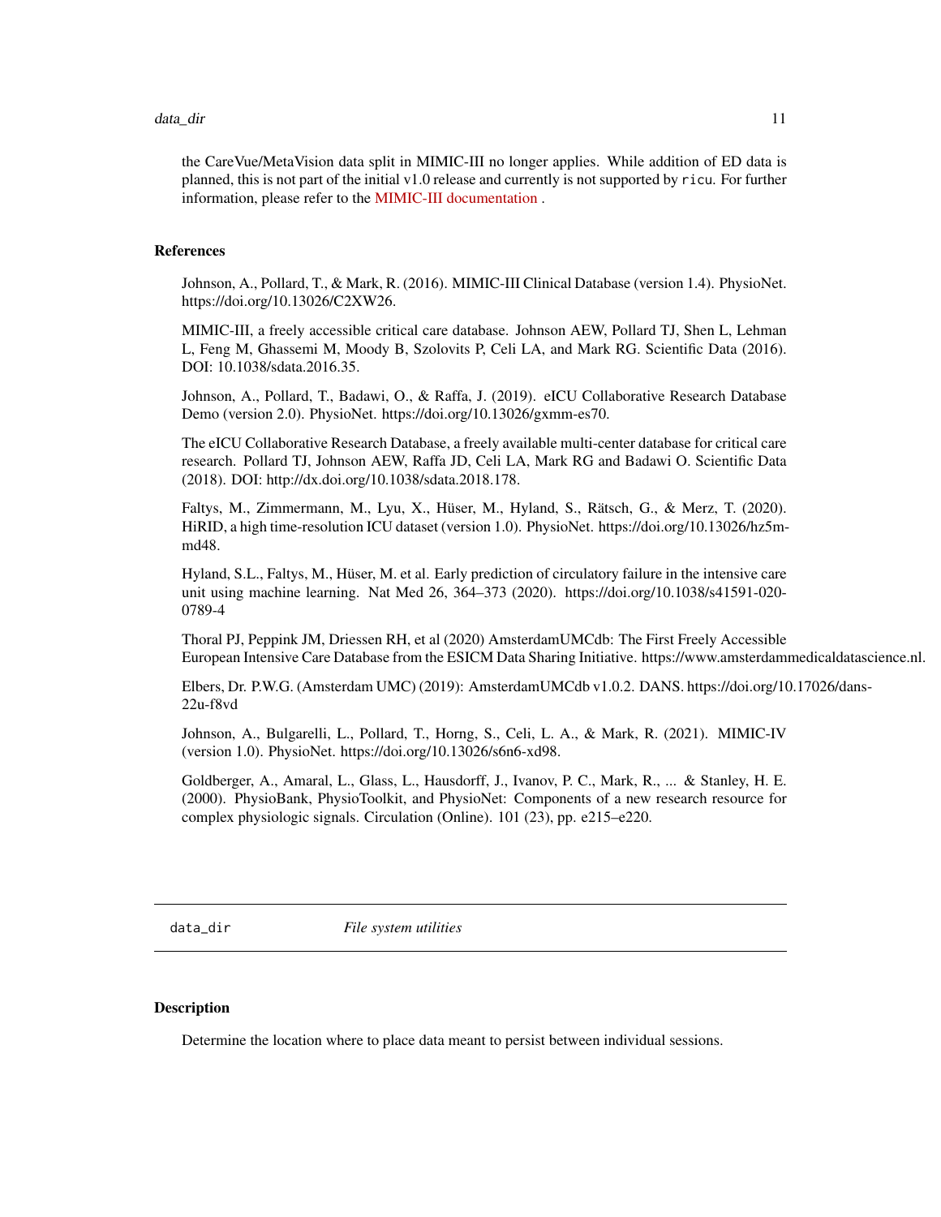the CareVue/MetaVision data split in MIMIC-III no longer applies. While addition of ED data is planned, this is not part of the initial v1.0 release and currently is not supported by `ricu`. For further information, please refer to the MIMIC-III documentation .

### References

Johnson, A., Pollard, T., & Mark, R. (2016). MIMIC-III Clinical Database (version 1.4). PhysioNet. https://doi.org/10.13026/C2XW26.

MIMIC-III, a freely accessible critical care database. Johnson AEW, Pollard TJ, Shen L, Lehman L, Feng M, Ghassemi M, Moody B, Szolovits P, Celi LA, and Mark RG. Scientific Data (2016). DOI: 10.1038/sdata.2016.35.

Johnson, A., Pollard, T., Badawi, O., & Raffa, J. (2019). eICU Collaborative Research Database Demo (version 2.0). PhysioNet. https://doi.org/10.13026/gxmm-es70.

The eICU Collaborative Research Database, a freely available multi-center database for critical care research. Pollard TJ, Johnson AEW, Raffa JD, Celi LA, Mark RG and Badawi O. Scientific Data (2018). DOI: http://dx.doi.org/10.1038/sdata.2018.178.

Faltys, M., Zimmermann, M., Lyu, X., Hüser, M., Hyland, S., Rätsch, G., & Merz, T. (2020). HiRID, a high time-resolution ICU dataset (version 1.0). PhysioNet. https://doi.org/10.13026/hz5m-md48.

Hyland, S.L., Faltys, M., Hüser, M. et al. Early prediction of circulatory failure in the intensive care unit using machine learning. Nat Med 26, 364–373 (2020). https://doi.org/10.1038/s41591-020-0789-4

Thoral PJ, Peppink JM, Driessen RH, et al (2020) AmsterdamUMCdb: The First Freely Accessible European Intensive Care Database from the ESICM Data Sharing Initiative. https://www.amsterdammedicaldatascience.nl.

Elbers, Dr. P.W.G. (Amsterdam UMC) (2019): AmsterdamUMCdb v1.0.2. DANS. https://doi.org/10.17026/dans-22u-f8vd

Johnson, A., Bulgarelli, L., Pollard, T., Horng, S., Celi, L. A., & Mark, R. (2021). MIMIC-IV (version 1.0). PhysioNet. https://doi.org/10.13026/s6n6-xd98.

Goldberger, A., Amaral, L., Glass, L., Hausdorff, J., Ivanov, P. C., Mark, R., ... & Stanley, H. E. (2000). PhysioBank, PhysioToolkit, and PhysioNet: Components of a new research resource for complex physiologic signals. Circulation (Online). 101 (23), pp. e215–e220.

---

## `data_dir` *File system utilities*

---

### Description

Determine the location where to place data meant to persist between individual sessions.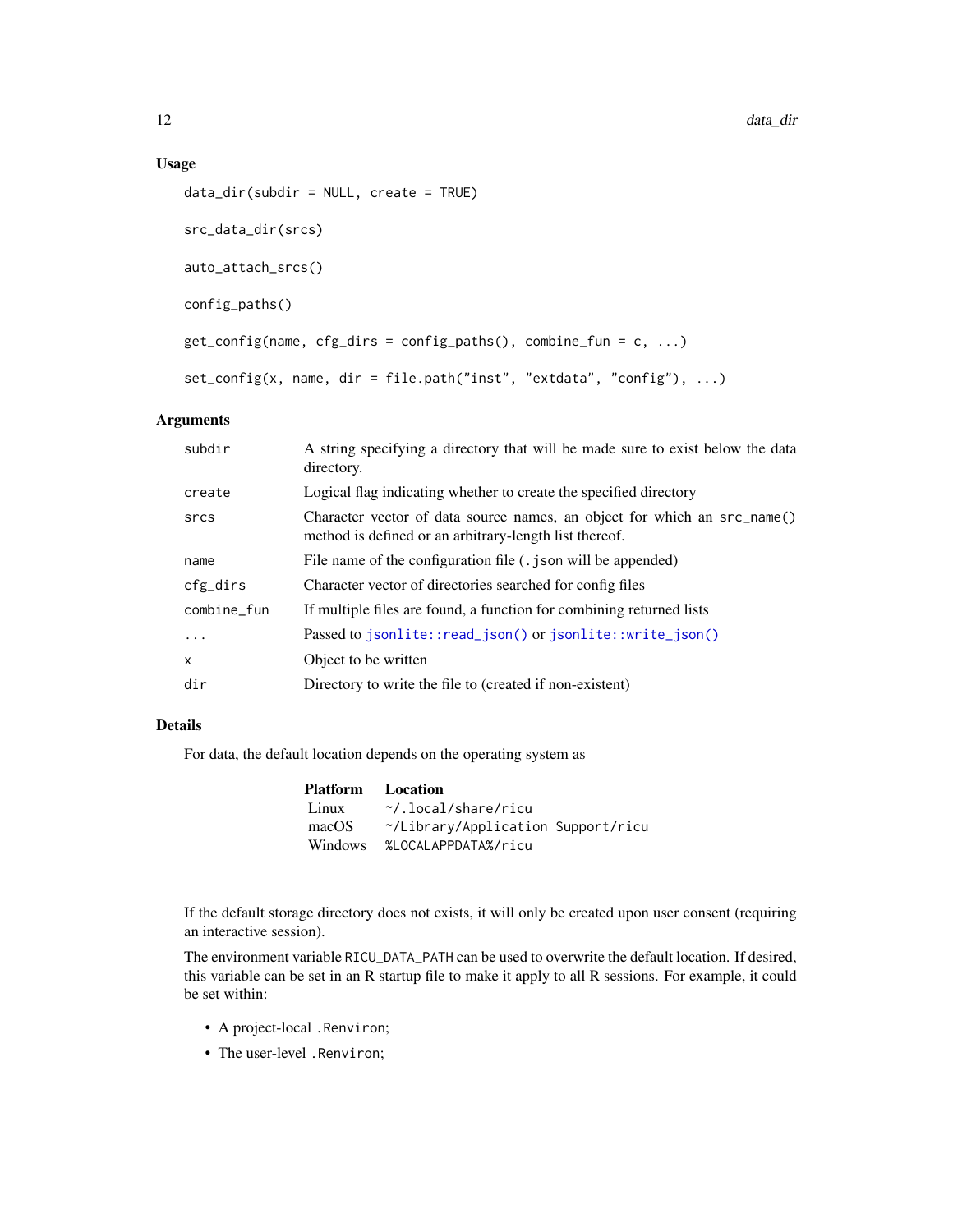### Usage

```
data_dir(subdir = NULL, create = TRUE)

src_data_dir(srcs)

auto_attach_srcs()

config_paths()

get_config(name, cfg_dirs = config_paths(), combine_fun = c, ...)

set_config(x, name, dir = file.path("inst", "extdata", "config"), ...)
```

### Arguments

| | |
|---|---|
| `subdir` | A string specifying a directory that will be made sure to exist below the data directory. |
| `create` | Logical flag indicating whether to create the specified directory |
| `srcs` | Character vector of data source names, an object for which an `src_name()` method is defined or an arbitrary-length list thereof. |
| `name` | File name of the configuration file (`.json` will be appended) |
| `cfg_dirs` | Character vector of directories searched for config files |
| `combine_fun` | If multiple files are found, a function for combining returned lists |
| `...` | Passed to `jsonlite::read_json()` or `jsonlite::write_json()` |
| `x` | Object to be written |
| `dir` | Directory to write the file to (created if non-existent) |

### Details

For data, the default location depends on the operating system as

| Platform | Location |
|---|---|
| Linux | `~/.local/share/ricu` |
| macOS | `~/Library/Application Support/ricu` |
| Windows | `%LOCALAPPDATA%/ricu` |

If the default storage directory does not exists, it will only be created upon user consent (requiring an interactive session).

The environment variable `RICU_DATA_PATH` can be used to overwrite the default location. If desired, this variable can be set in an R startup file to make it apply to all R sessions. For example, it could be set within:

- A project-local `.Renviron`;
- The user-level `.Renviron`;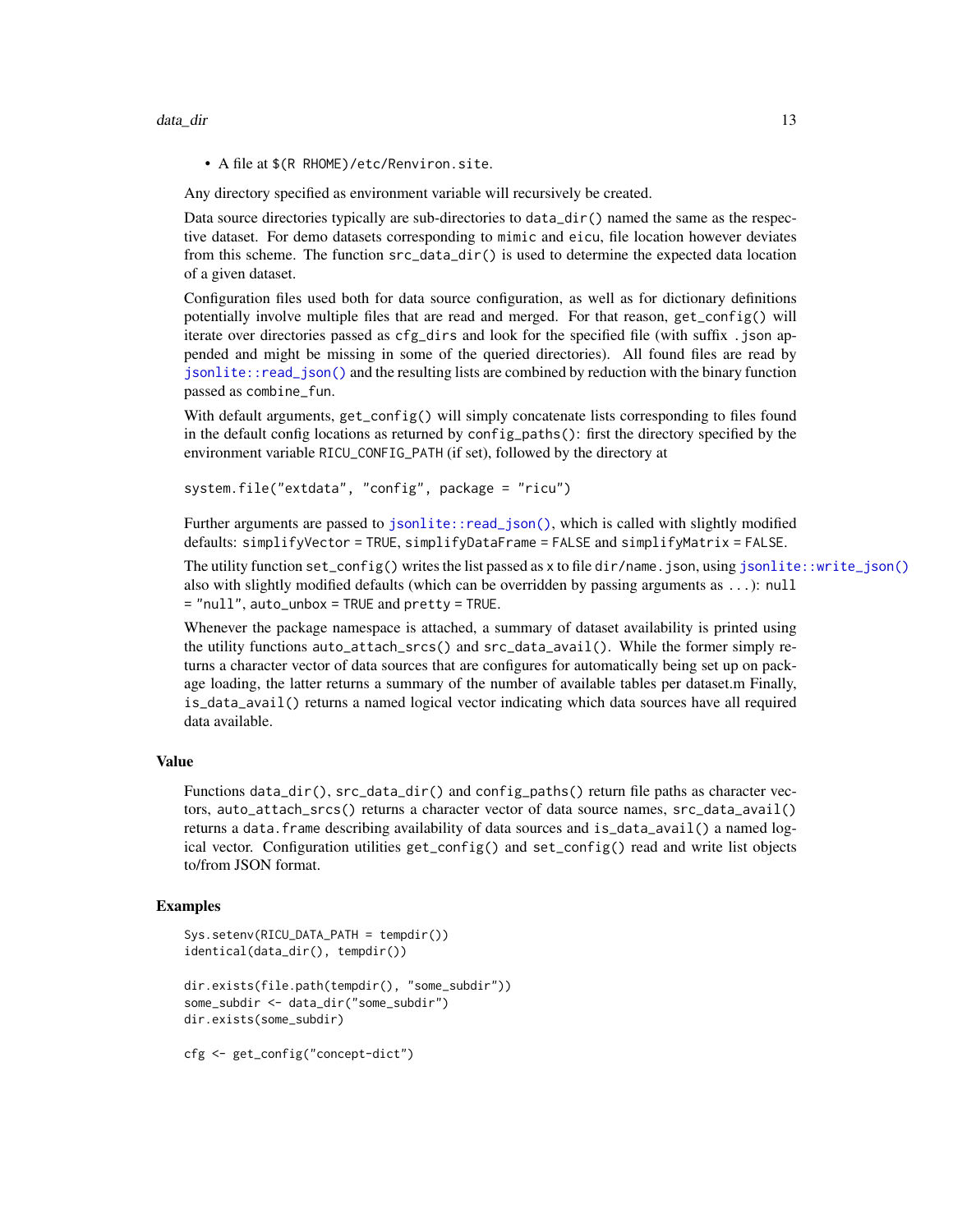- A file at `$(R RHOME)/etc/Renviron.site`.

Any directory specified as environment variable will recursively be created.

Data source directories typically are sub-directories to `data_dir()` named the same as the respective dataset. For demo datasets corresponding to `mimic` and `eicu`, file location however deviates from this scheme. The function `src_data_dir()` is used to determine the expected data location of a given dataset.

Configuration files used both for data source configuration, as well as for dictionary definitions potentially involve multiple files that are read and merged. For that reason, `get_config()` will iterate over directories passed as `cfg_dirs` and look for the specified file (with suffix `.json` appended and might be missing in some of the queried directories). All found files are read by `jsonlite::read_json()` and the resulting lists are combined by reduction with the binary function passed as `combine_fun`.

With default arguments, `get_config()` will simply concatenate lists corresponding to files found in the default config locations as returned by `config_paths()`: first the directory specified by the environment variable `RICU_CONFIG_PATH` (if set), followed by the directory at

```
system.file("extdata", "config", package = "ricu")
```

Further arguments are passed to `jsonlite::read_json()`, which is called with slightly modified defaults: `simplifyVector = TRUE`, `simplifyDataFrame = FALSE` and `simplifyMatrix = FALSE`.

The utility function `set_config()` writes the list passed as `x` to file `dir/name.json`, using `jsonlite::write_json()` also with slightly modified defaults (which can be overridden by passing arguments as `...`): `null = "null"`, `auto_unbox = TRUE` and `pretty = TRUE`.

Whenever the package namespace is attached, a summary of dataset availability is printed using the utility functions `auto_attach_srcs()` and `src_data_avail()`. While the former simply returns a character vector of data sources that are configures for automatically being set up on package loading, the latter returns a summary of the number of available tables per dataset.m Finally, `is_data_avail()` returns a named logical vector indicating which data sources have all required data available.

## Value

Functions `data_dir()`, `src_data_dir()` and `config_paths()` return file paths as character vectors, `auto_attach_srcs()` returns a character vector of data source names, `src_data_avail()` returns a `data.frame` describing availability of data sources and `is_data_avail()` a named logical vector. Configuration utilities `get_config()` and `set_config()` read and write list objects to/from JSON format.

## Examples

```
Sys.setenv(RICU_DATA_PATH = tempdir())
identical(data_dir(), tempdir())

dir.exists(file.path(tempdir(), "some_subdir"))
some_subdir <- data_dir("some_subdir")
dir.exists(some_subdir)

cfg <- get_config("concept-dict")
```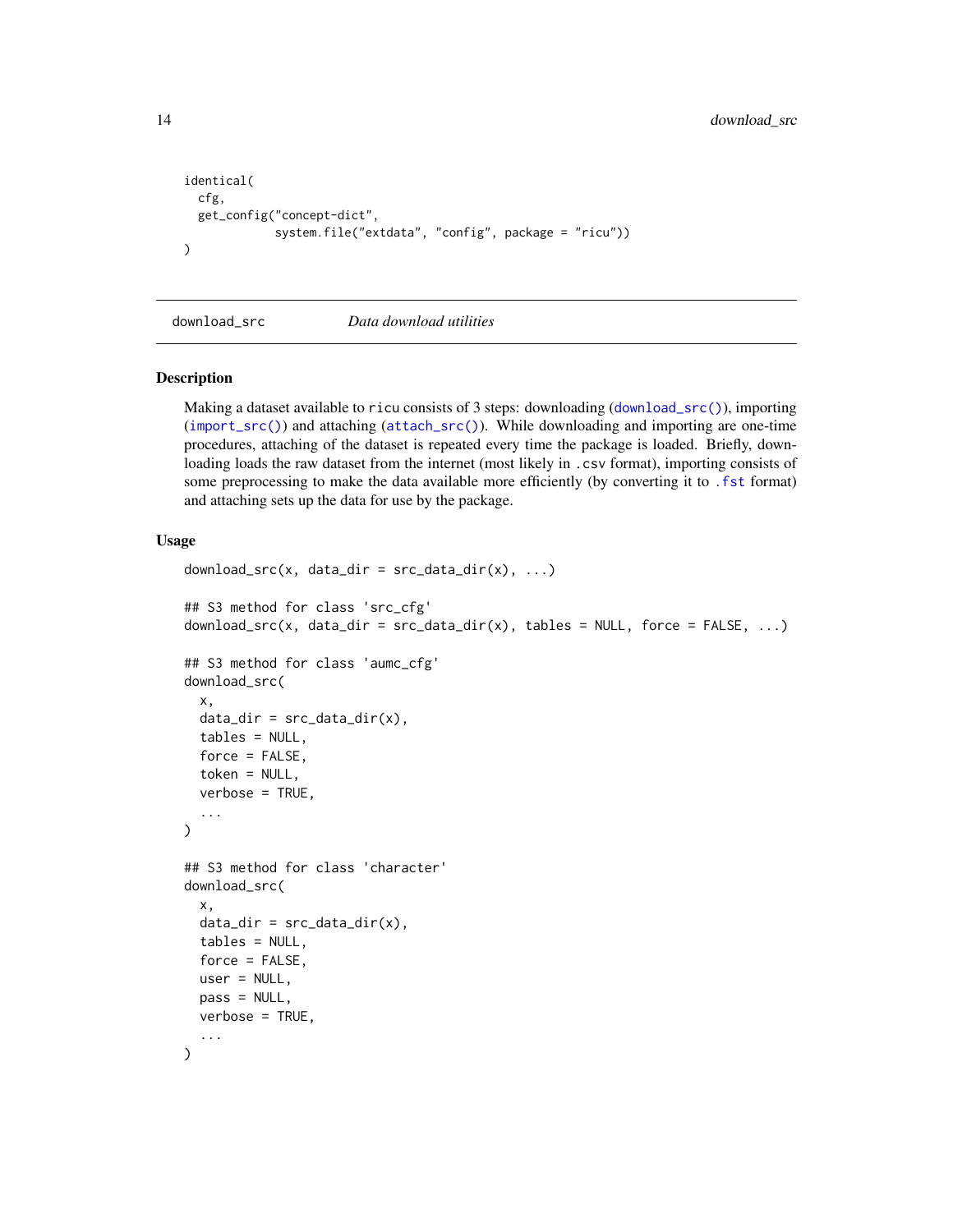```
identical(
  cfg,
  get_config("concept-dict",
             system.file("extdata", "config", package = "ricu"))
)
```

## download_src — *Data download utilities*

### Description

Making a dataset available to `ricu` consists of 3 steps: downloading (`download_src()`), importing (`import_src()`) and attaching (`attach_src()`). While downloading and importing are one-time procedures, attaching of the dataset is repeated every time the package is loaded. Briefly, downloading loads the raw dataset from the internet (most likely in `.csv` format), importing consists of some preprocessing to make the data available more efficiently (by converting it to `.fst` format) and attaching sets up the data for use by the package.

### Usage

```
download_src(x, data_dir = src_data_dir(x), ...)

## S3 method for class 'src_cfg'
download_src(x, data_dir = src_data_dir(x), tables = NULL, force = FALSE, ...)

## S3 method for class 'aumc_cfg'
download_src(
  x,
  data_dir = src_data_dir(x),
  tables = NULL,
  force = FALSE,
  token = NULL,
  verbose = TRUE,
  ...
)

## S3 method for class 'character'
download_src(
  x,
  data_dir = src_data_dir(x),
  tables = NULL,
  force = FALSE,
  user = NULL,
  pass = NULL,
  verbose = TRUE,
  ...
)
```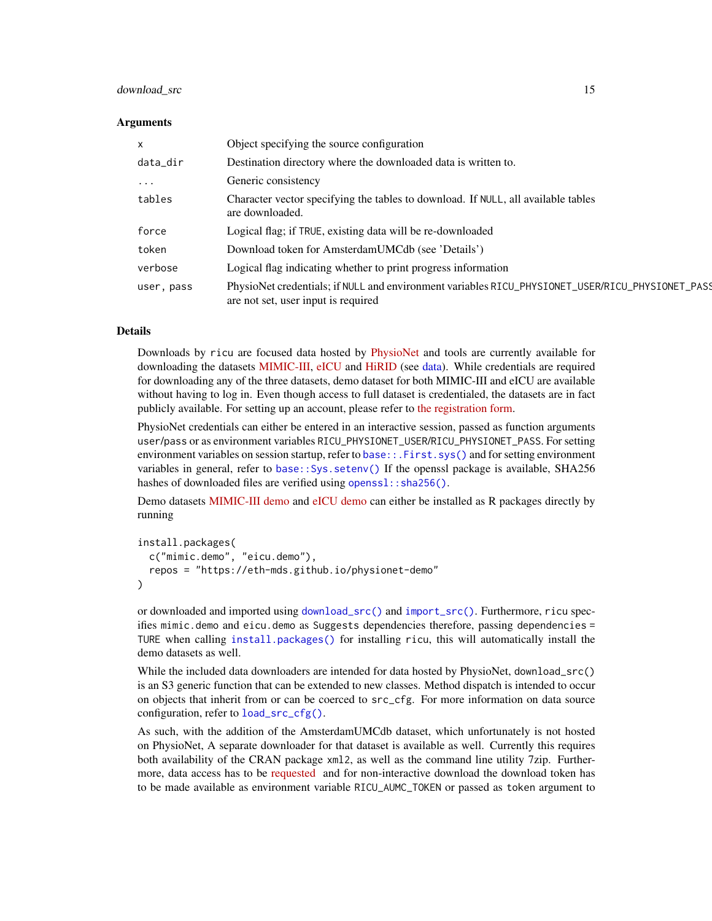### Arguments

| | |
|---|---|
| `x` | Object specifying the source configuration |
| `data_dir` | Destination directory where the downloaded data is written to. |
| `...` | Generic consistency |
| `tables` | Character vector specifying the tables to download. If `NULL`, all available tables are downloaded. |
| `force` | Logical flag; if `TRUE`, existing data will be re-downloaded |
| `token` | Download token for AmsterdamUMCdb (see 'Details') |
| `verbose` | Logical flag indicating whether to print progress information |
| `user, pass` | PhysioNet credentials; if `NULL` and environment variables `RICU_PHYSIONET_USER`/`RICU_PHYSIONET_PASS` are not set, user input is required |

### Details

Downloads by `ricu` are focused data hosted by PhysioNet and tools are currently available for downloading the datasets MIMIC-III, eICU and HiRID (see data). While credentials are required for downloading any of the three datasets, demo dataset for both MIMIC-III and eICU are available without having to log in. Even though access to full dataset is credentialed, the datasets are in fact publicly available. For setting up an account, please refer to the registration form.

PhysioNet credentials can either be entered in an interactive session, passed as function arguments `user`/`pass` or as environment variables `RICU_PHYSIONET_USER`/`RICU_PHYSIONET_PASS`. For setting environment variables on session startup, refer to `base::.First.sys()` and for setting environment variables in general, refer to `base::Sys.setenv()` If the openssl package is available, SHA256 hashes of downloaded files are verified using `openssl::sha256()`.

Demo datasets MIMIC-III demo and eICU demo can either be installed as R packages directly by running

```
install.packages(
  c("mimic.demo", "eicu.demo"),
  repos = "https://eth-mds.github.io/physionet-demo"
)
```

or downloaded and imported using `download_src()` and `import_src()`. Furthermore, `ricu` specifies `mimic.demo` and `eicu.demo` as `Suggests` dependencies therefore, passing `dependencies = TURE` when calling `install.packages()` for installing `ricu`, this will automatically install the demo datasets as well.

While the included data downloaders are intended for data hosted by PhysioNet, `download_src()` is an S3 generic function that can be extended to new classes. Method dispatch is intended to occur on objects that inherit from or can be coerced to `src_cfg`. For more information on data source configuration, refer to `load_src_cfg()`.

As such, with the addition of the AmsterdamUMCdb dataset, which unfortunately is not hosted on PhysioNet, A separate downloader for that dataset is available as well. Currently this requires both availability of the CRAN package `xml2`, as well as the command line utility 7zip. Furthermore, data access has to be requested and for non-interactive download the download token has to be made available as environment variable `RICU_AUMC_TOKEN` or passed as `token` argument to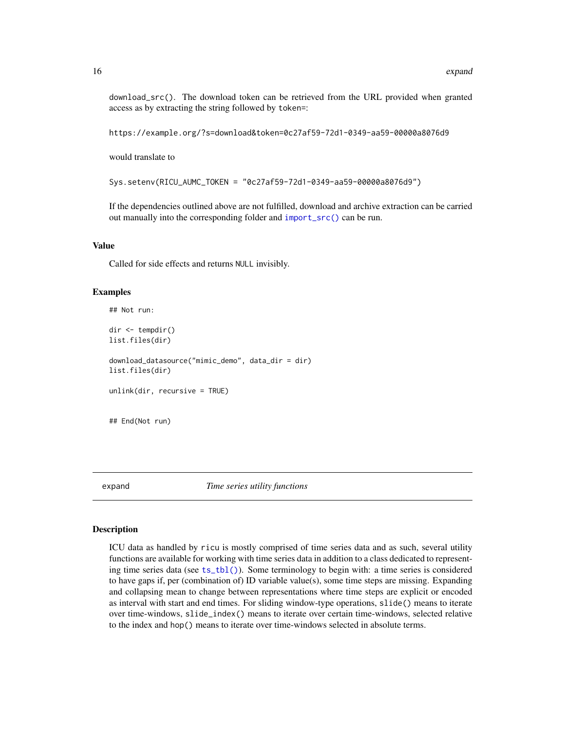download_src(). The download token can be retrieved from the URL provided when granted access as by extracting the string followed by token=:

```
https://example.org/?s=download&token=0c27af59-72d1-0349-aa59-00000a8076d9
```

would translate to

```
Sys.setenv(RICU_AUMC_TOKEN = "0c27af59-72d1-0349-aa59-00000a8076d9")
```

If the dependencies outlined above are not fulfilled, download and archive extraction can be carried out manually into the corresponding folder and import_src() can be run.

### Value

Called for side effects and returns NULL invisibly.

### Examples

```
## Not run:

dir <- tempdir()
list.files(dir)

download_datasource("mimic_demo", data_dir = dir)
list.files(dir)

unlink(dir, recursive = TRUE)


## End(Not run)
```

---

## expand — *Time series utility functions*

---

### Description

ICU data as handled by ricu is mostly comprised of time series data and as such, several utility functions are available for working with time series data in addition to a class dedicated to representing time series data (see ts_tbl()). Some terminology to begin with: a time series is considered to have gaps if, per (combination of) ID variable value(s), some time steps are missing. Expanding and collapsing mean to change between representations where time steps are explicit or encoded as interval with start and end times. For sliding window-type operations, slide() means to iterate over time-windows, slide_index() means to iterate over certain time-windows, selected relative to the index and hop() means to iterate over time-windows selected in absolute terms.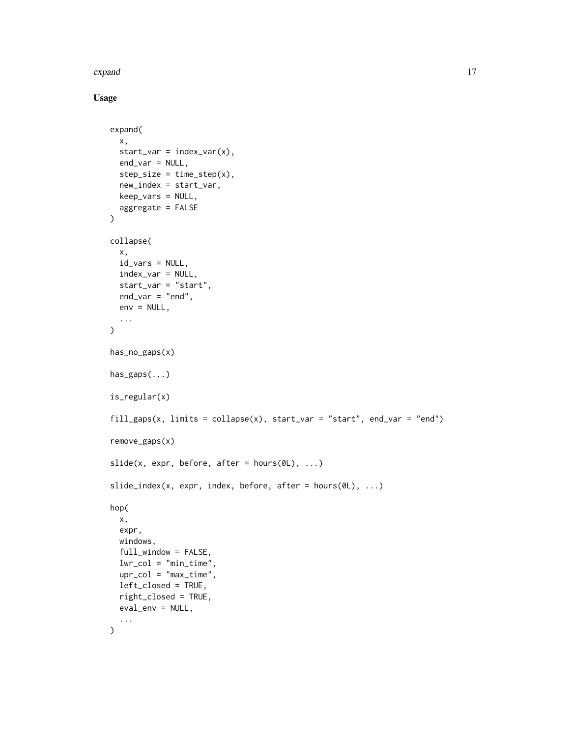## Usage

```
expand(
  x,
  start_var = index_var(x),
  end_var = NULL,
  step_size = time_step(x),
  new_index = start_var,
  keep_vars = NULL,
  aggregate = FALSE
)

collapse(
  x,
  id_vars = NULL,
  index_var = NULL,
  start_var = "start",
  end_var = "end",
  env = NULL,
  ...
)

has_no_gaps(x)

has_gaps(...)

is_regular(x)

fill_gaps(x, limits = collapse(x), start_var = "start", end_var = "end")

remove_gaps(x)

slide(x, expr, before, after = hours(0L), ...)

slide_index(x, expr, index, before, after = hours(0L), ...)

hop(
  x,
  expr,
  windows,
  full_window = FALSE,
  lwr_col = "min_time",
  upr_col = "max_time",
  left_closed = TRUE,
  right_closed = TRUE,
  eval_env = NULL,
  ...
)
```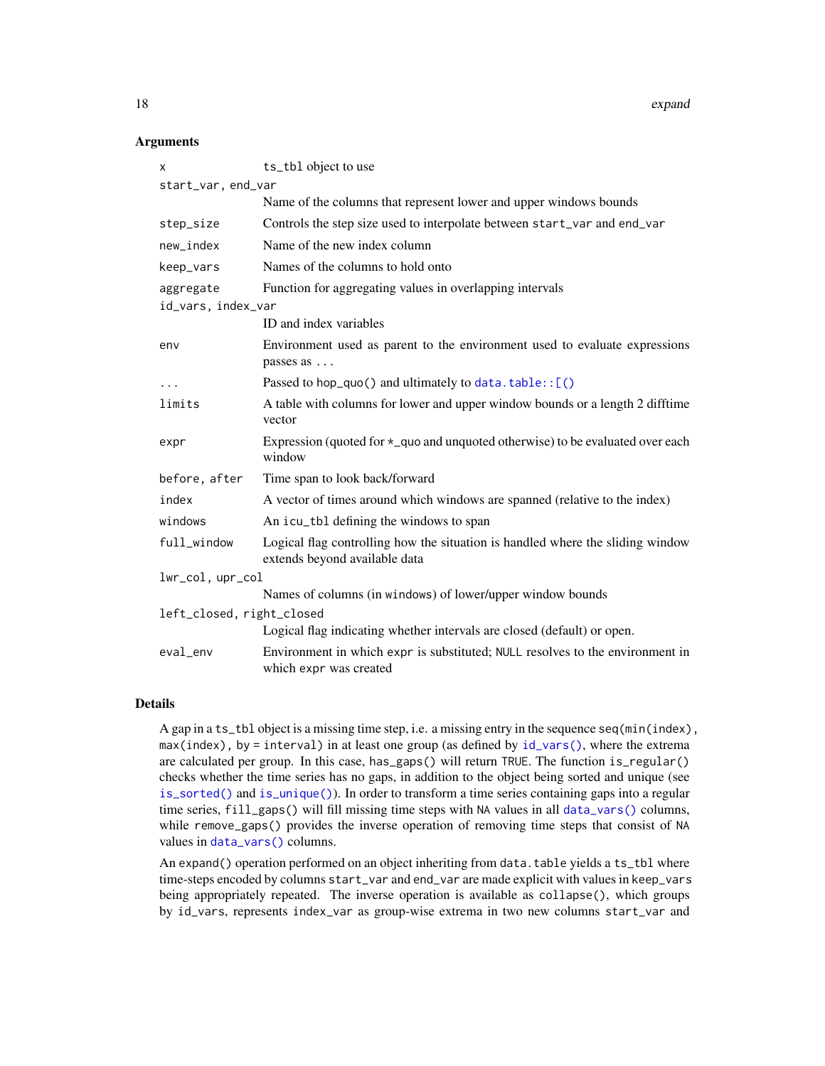### Arguments

| | |
|---|---|
| `x` | `ts_tbl` object to use |
| `start_var, end_var` | Name of the columns that represent lower and upper windows bounds |
| `step_size` | Controls the step size used to interpolate between `start_var` and `end_var` |
| `new_index` | Name of the new index column |
| `keep_vars` | Names of the columns to hold onto |
| `aggregate` | Function for aggregating values in overlapping intervals |
| `id_vars, index_var` | ID and index variables |
| `env` | Environment used as parent to the environment used to evaluate expressions passes as `...` |
| `...` | Passed to `hop_quo()` and ultimately to `data.table::[()` |
| `limits` | A table with columns for lower and upper window bounds or a length 2 difftime vector |
| `expr` | Expression (quoted for `*_quo` and unquoted otherwise) to be evaluated over each window |
| `before, after` | Time span to look back/forward |
| `index` | A vector of times around which windows are spanned (relative to the index) |
| `windows` | An `icu_tbl` defining the windows to span |
| `full_window` | Logical flag controlling how the situation is handled where the sliding window extends beyond available data |
| `lwr_col, upr_col` | Names of columns (in `windows`) of lower/upper window bounds |
| `left_closed, right_closed` | Logical flag indicating whether intervals are closed (default) or open. |
| `eval_env` | Environment in which `expr` is substituted; `NULL` resolves to the environment in which `expr` was created |

### Details

A gap in a `ts_tbl` object is a missing time step, i.e. a missing entry in the sequence `seq(min(index), max(index), by = interval)` in at least one group (as defined by `id_vars()`, where the extrema are calculated per group. In this case, `has_gaps()` will return `TRUE`. The function `is_regular()` checks whether the time series has no gaps, in addition to the object being sorted and unique (see `is_sorted()` and `is_unique()`). In order to transform a time series containing gaps into a regular time series, `fill_gaps()` will fill missing time steps with `NA` values in all `data_vars()` columns, while `remove_gaps()` provides the inverse operation of removing time steps that consist of `NA` values in `data_vars()` columns.

An `expand()` operation performed on an object inheriting from `data.table` yields a `ts_tbl` where time-steps encoded by columns `start_var` and `end_var` are made explicit with values in `keep_vars` being appropriately repeated. The inverse operation is available as `collapse()`, which groups by `id_vars`, represents `index_var` as group-wise extrema in two new columns `start_var` and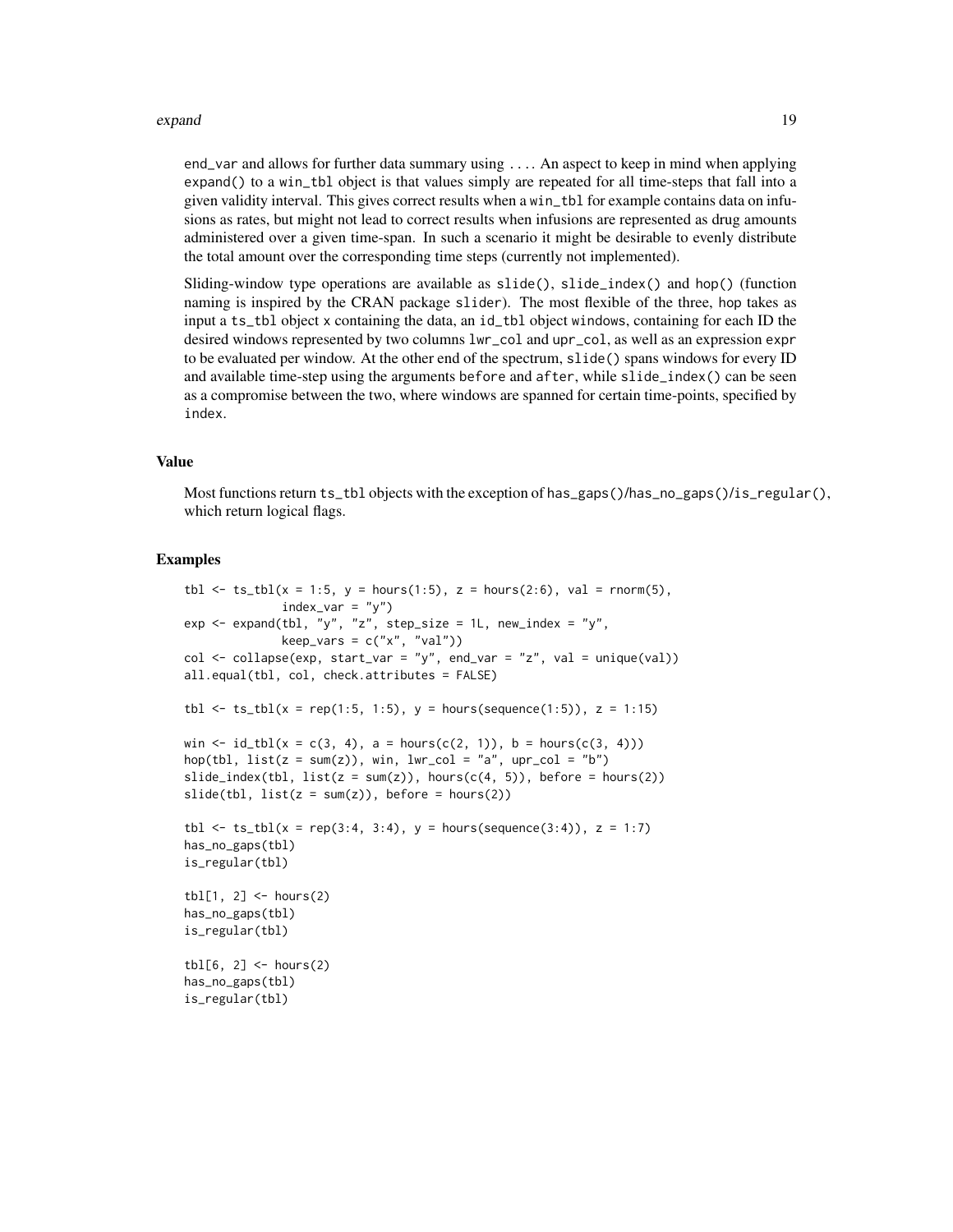`end_var` and allows for further data summary using `...`. An aspect to keep in mind when applying `expand()` to a `win_tbl` object is that values simply are repeated for all time-steps that fall into a given validity interval. This gives correct results when a `win_tbl` for example contains data on infusions as rates, but might not lead to correct results when infusions are represented as drug amounts administered over a given time-span. In such a scenario it might be desirable to evenly distribute the total amount over the corresponding time steps (currently not implemented).

Sliding-window type operations are available as `slide()`, `slide_index()` and `hop()` (function naming is inspired by the CRAN package `slider`). The most flexible of the three, `hop` takes as input a `ts_tbl` object `x` containing the data, an `id_tbl` object `windows`, containing for each ID the desired windows represented by two columns `lwr_col` and `upr_col`, as well as an expression `expr` to be evaluated per window. At the other end of the spectrum, `slide()` spans windows for every ID and available time-step using the arguments `before` and `after`, while `slide_index()` can be seen as a compromise between the two, where windows are spanned for certain time-points, specified by `index`.

### Value

Most functions return `ts_tbl` objects with the exception of `has_gaps()`/`has_no_gaps()`/`is_regular()`, which return logical flags.

### Examples

```
tbl <- ts_tbl(x = 1:5, y = hours(1:5), z = hours(2:6), val = rnorm(5),
              index_var = "y")
exp <- expand(tbl, "y", "z", step_size = 1L, new_index = "y",
              keep_vars = c("x", "val"))
col <- collapse(exp, start_var = "y", end_var = "z", val = unique(val))
all.equal(tbl, col, check.attributes = FALSE)

tbl <- ts_tbl(x = rep(1:5, 1:5), y = hours(sequence(1:5)), z = 1:15)

win <- id_tbl(x = c(3, 4), a = hours(c(2, 1)), b = hours(c(3, 4)))
hop(tbl, list(z = sum(z)), win, lwr_col = "a", upr_col = "b")
slide_index(tbl, list(z = sum(z)), hours(c(4, 5)), before = hours(2))
slide(tbl, list(z = sum(z)), before = hours(2))

tbl <- ts_tbl(x = rep(3:4, 3:4), y = hours(sequence(3:4)), z = 1:7)
has_no_gaps(tbl)
is_regular(tbl)

tbl[1, 2] <- hours(2)
has_no_gaps(tbl)
is_regular(tbl)

tbl[6, 2] <- hours(2)
has_no_gaps(tbl)
is_regular(tbl)
```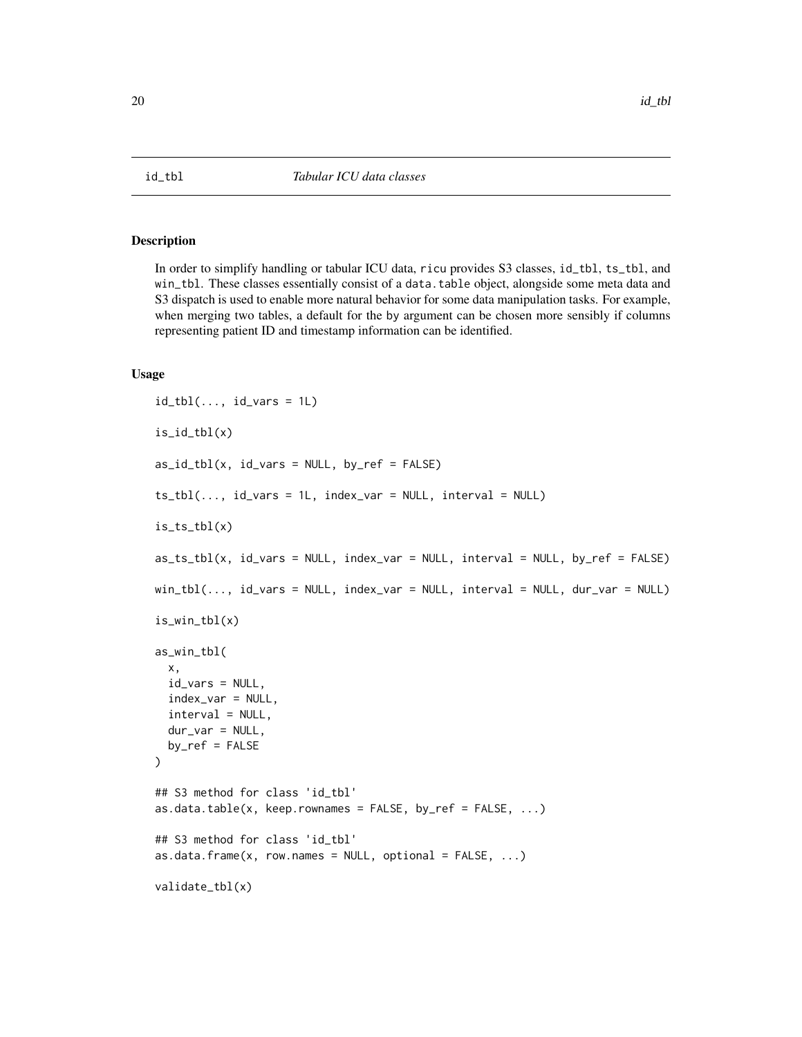id_tbl — *Tabular ICU data classes*

## Description

In order to simplify handling or tabular ICU data, `ricu` provides S3 classes, `id_tbl`, `ts_tbl`, and `win_tbl`. These classes essentially consist of a `data.table` object, alongside some meta data and S3 dispatch is used to enable more natural behavior for some data manipulation tasks. For example, when merging two tables, a default for the `by` argument can be chosen more sensibly if columns representing patient ID and timestamp information can be identified.

## Usage

```
id_tbl(..., id_vars = 1L)

is_id_tbl(x)

as_id_tbl(x, id_vars = NULL, by_ref = FALSE)

ts_tbl(..., id_vars = 1L, index_var = NULL, interval = NULL)

is_ts_tbl(x)

as_ts_tbl(x, id_vars = NULL, index_var = NULL, interval = NULL, by_ref = FALSE)

win_tbl(..., id_vars = NULL, index_var = NULL, interval = NULL, dur_var = NULL)

is_win_tbl(x)

as_win_tbl(
  x,
  id_vars = NULL,
  index_var = NULL,
  interval = NULL,
  dur_var = NULL,
  by_ref = FALSE
)

## S3 method for class 'id_tbl'
as.data.table(x, keep.rownames = FALSE, by_ref = FALSE, ...)

## S3 method for class 'id_tbl'
as.data.frame(x, row.names = NULL, optional = FALSE, ...)

validate_tbl(x)
```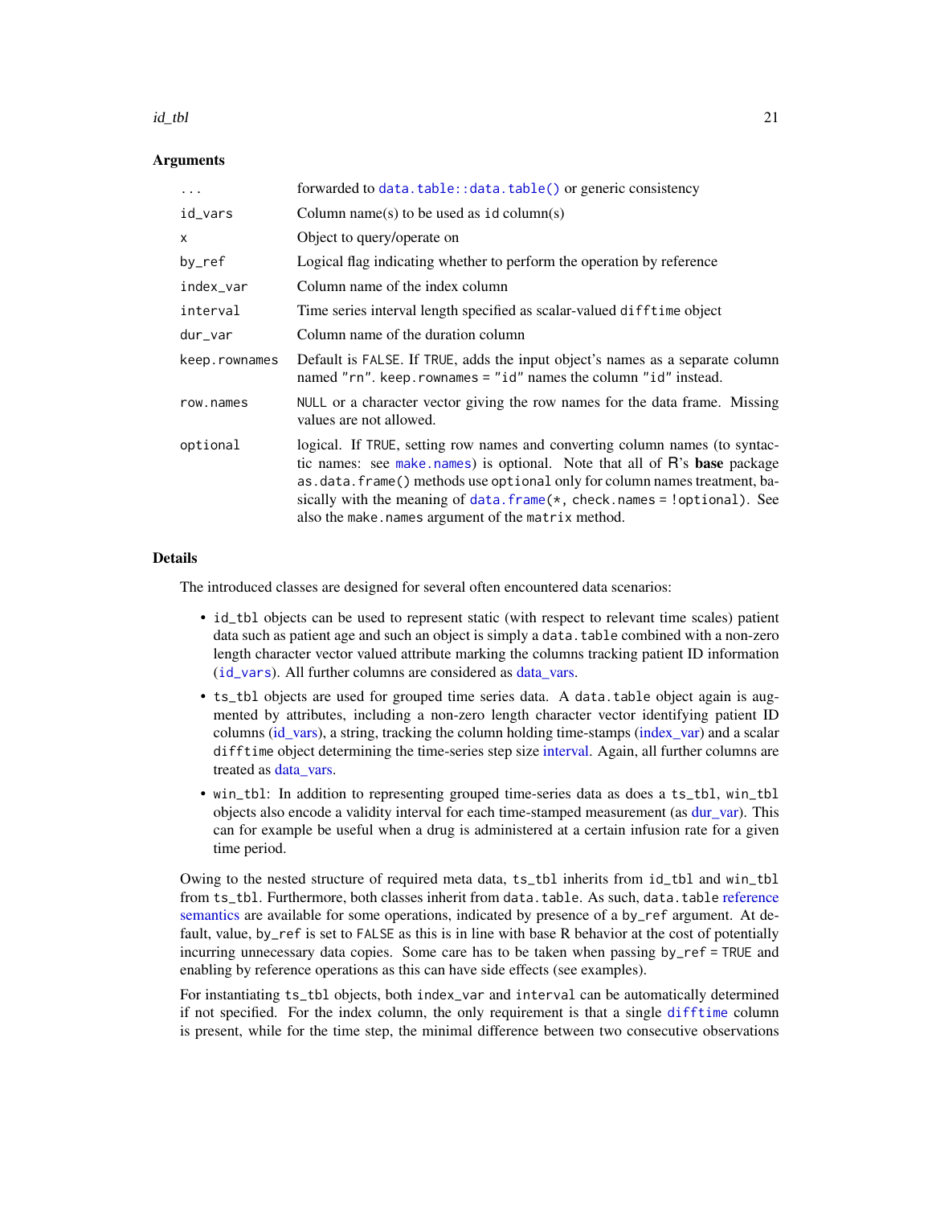### Arguments

| | |
|---|---|
| `...` | forwarded to `data.table::data.table()` or generic consistency |
| `id_vars` | Column name(s) to be used as `id` column(s) |
| `x` | Object to query/operate on |
| `by_ref` | Logical flag indicating whether to perform the operation by reference |
| `index_var` | Column name of the index column |
| `interval` | Time series interval length specified as scalar-valued `difftime` object |
| `dur_var` | Column name of the duration column |
| `keep.rownames` | Default is `FALSE`. If `TRUE`, adds the input object's names as a separate column named `"rn"`. `keep.rownames = "id"` names the column `"id"` instead. |
| `row.names` | `NULL` or a character vector giving the row names for the data frame. Missing values are not allowed. |
| `optional` | logical. If `TRUE`, setting row names and converting column names (to syntactic names: see `make.names`) is optional. Note that all of R's **base** package `as.data.frame()` methods use `optional` only for column names treatment, basically with the meaning of `data.frame(*, check.names = !optional)`. See also the `make.names` argument of the `matrix` method. |

### Details

The introduced classes are designed for several often encountered data scenarios:

- `id_tbl` objects can be used to represent static (with respect to relevant time scales) patient data such as patient age and such an object is simply a `data.table` combined with a non-zero length character vector valued attribute marking the columns tracking patient ID information (`id_vars`). All further columns are considered as data_vars.
- `ts_tbl` objects are used for grouped time series data. A `data.table` object again is augmented by attributes, including a non-zero length character vector identifying patient ID columns (id_vars), a string, tracking the column holding time-stamps (index_var) and a scalar `difftime` object determining the time-series step size interval. Again, all further columns are treated as data_vars.
- `win_tbl`: In addition to representing grouped time-series data as does a `ts_tbl`, `win_tbl` objects also encode a validity interval for each time-stamped measurement (as dur_var). This can for example be useful when a drug is administered at a certain infusion rate for a given time period.

Owing to the nested structure of required meta data, `ts_tbl` inherits from `id_tbl` and `win_tbl` from `ts_tbl`. Furthermore, both classes inherit from `data.table`. As such, `data.table` reference semantics are available for some operations, indicated by presence of a `by_ref` argument. At default, value, `by_ref` is set to `FALSE` as this is in line with base R behavior at the cost of potentially incurring unnecessary data copies. Some care has to be taken when passing `by_ref = TRUE` and enabling by reference operations as this can have side effects (see examples).

For instantiating `ts_tbl` objects, both `index_var` and `interval` can be automatically determined if not specified. For the index column, the only requirement is that a single `difftime` column is present, while for the time step, the minimal difference between two consecutive observations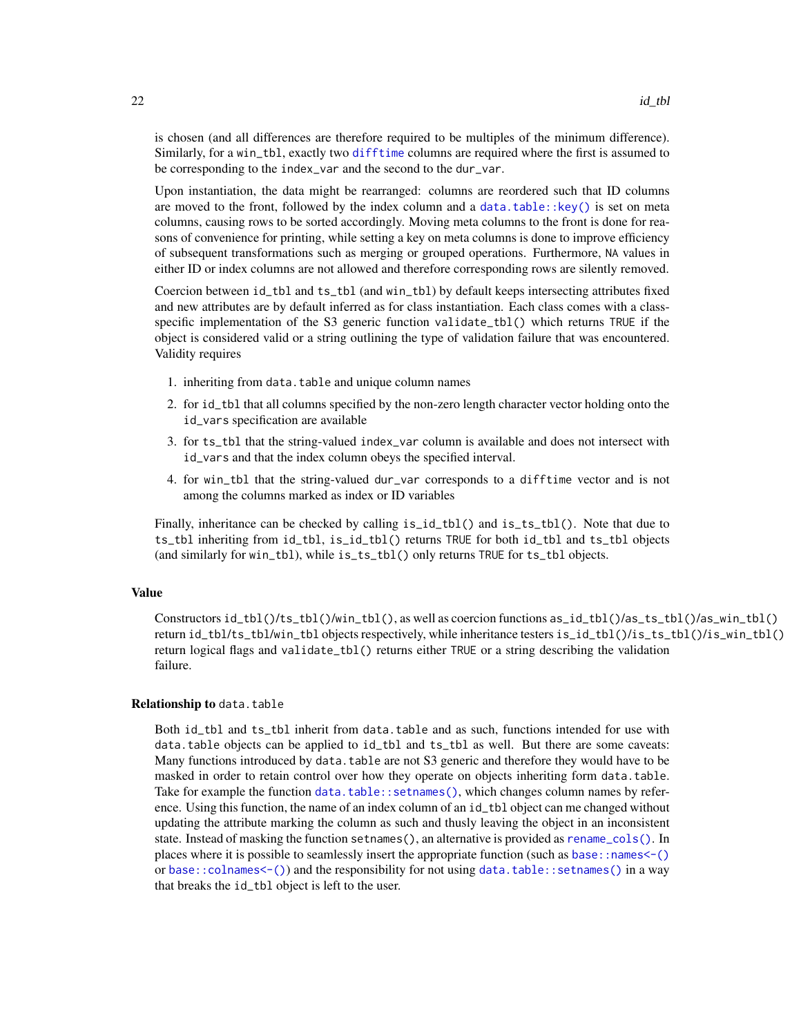is chosen (and all differences are therefore required to be multiples of the minimum difference). Similarly, for a `win_tbl`, exactly two `difftime` columns are required where the first is assumed to be corresponding to the `index_var` and the second to the `dur_var`.

Upon instantiation, the data might be rearranged: columns are reordered such that ID columns are moved to the front, followed by the index column and a `data.table::key()` is set on meta columns, causing rows to be sorted accordingly. Moving meta columns to the front is done for reasons of convenience for printing, while setting a key on meta columns is done to improve efficiency of subsequent transformations such as merging or grouped operations. Furthermore, `NA` values in either ID or index columns are not allowed and therefore corresponding rows are silently removed.

Coercion between `id_tbl` and `ts_tbl` (and `win_tbl`) by default keeps intersecting attributes fixed and new attributes are by default inferred as for class instantiation. Each class comes with a class-specific implementation of the S3 generic function `validate_tbl()` which returns `TRUE` if the object is considered valid or a string outlining the type of validation failure that was encountered. Validity requires

1. inheriting from `data.table` and unique column names
2. for `id_tbl` that all columns specified by the non-zero length character vector holding onto the `id_vars` specification are available
3. for `ts_tbl` that the string-valued `index_var` column is available and does not intersect with `id_vars` and that the index column obeys the specified interval.
4. for `win_tbl` that the string-valued `dur_var` corresponds to a `difftime` vector and is not among the columns marked as index or ID variables

Finally, inheritance can be checked by calling `is_id_tbl()` and `is_ts_tbl()`. Note that due to `ts_tbl` inheriting from `id_tbl`, `is_id_tbl()` returns `TRUE` for both `id_tbl` and `ts_tbl` objects (and similarly for `win_tbl`), while `is_ts_tbl()` only returns `TRUE` for `ts_tbl` objects.

## Value

Constructors `id_tbl()`/`ts_tbl()`/`win_tbl()`, as well as coercion functions `as_id_tbl()`/`as_ts_tbl()`/`as_win_tbl()` return `id_tbl`/`ts_tbl`/`win_tbl` objects respectively, while inheritance testers `is_id_tbl()`/`is_ts_tbl()`/`is_win_tbl()` return logical flags and `validate_tbl()` returns either `TRUE` or a string describing the validation failure.

## Relationship to `data.table`

Both `id_tbl` and `ts_tbl` inherit from `data.table` and as such, functions intended for use with `data.table` objects can be applied to `id_tbl` and `ts_tbl` as well. But there are some caveats: Many functions introduced by `data.table` are not S3 generic and therefore they would have to be masked in order to retain control over how they operate on objects inheriting form `data.table`. Take for example the function `data.table::setnames()`, which changes column names by reference. Using this function, the name of an index column of an `id_tbl` object can me changed without updating the attribute marking the column as such and thusly leaving the object in an inconsistent state. Instead of masking the function `setnames()`, an alternative is provided as `rename_cols()`. In places where it is possible to seamlessly insert the appropriate function (such as `base::names<-()` or `base::colnames<-()`) and the responsibility for not using `data.table::setnames()` in a way that breaks the `id_tbl` object is left to the user.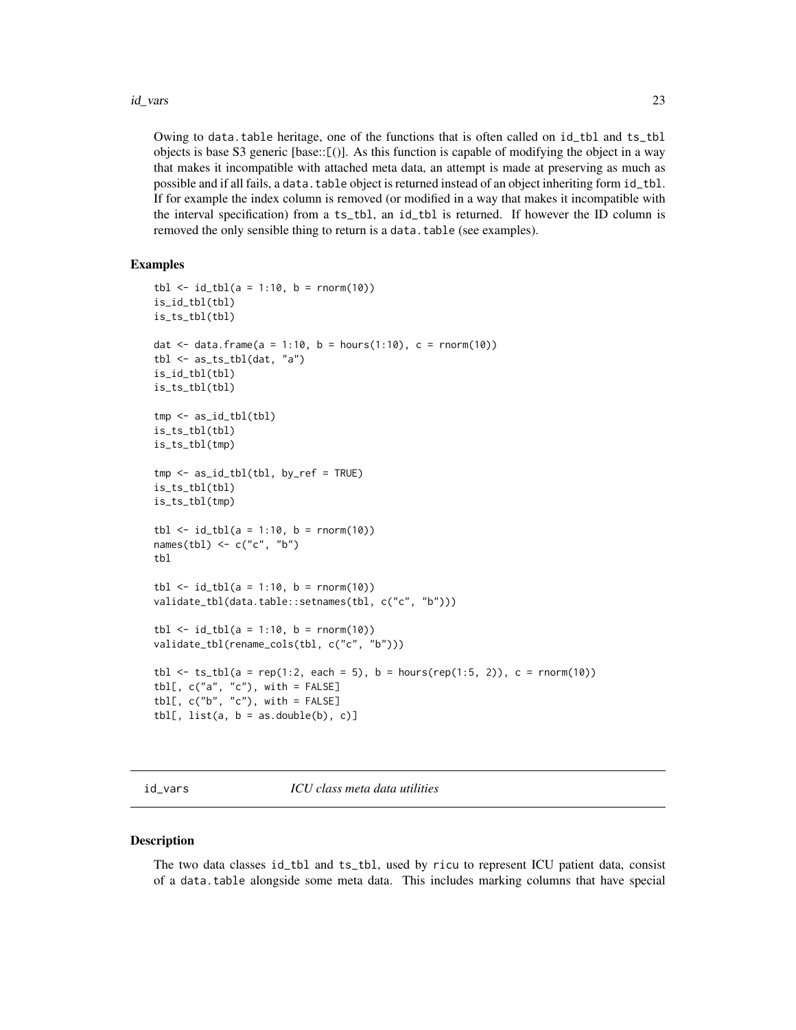Owing to `data.table` heritage, one of the functions that is often called on `id_tbl` and `ts_tbl` objects is base S3 generic [base::[()]. As this function is capable of modifying the object in a way that makes it incompatible with attached meta data, an attempt is made at preserving as much as possible and if all fails, a `data.table` object is returned instead of an object inheriting form `id_tbl`. If for example the index column is removed (or modified in a way that makes it incompatible with the interval specification) from a `ts_tbl`, an `id_tbl` is returned. If however the ID column is removed the only sensible thing to return is a `data.table` (see examples).

### Examples

```
tbl <- id_tbl(a = 1:10, b = rnorm(10))
is_id_tbl(tbl)
is_ts_tbl(tbl)

dat <- data.frame(a = 1:10, b = hours(1:10), c = rnorm(10))
tbl <- as_ts_tbl(dat, "a")
is_id_tbl(tbl)
is_ts_tbl(tbl)

tmp <- as_id_tbl(tbl)
is_ts_tbl(tbl)
is_ts_tbl(tmp)

tmp <- as_id_tbl(tbl, by_ref = TRUE)
is_ts_tbl(tbl)
is_ts_tbl(tmp)

tbl <- id_tbl(a = 1:10, b = rnorm(10))
names(tbl) <- c("c", "b")
tbl

tbl <- id_tbl(a = 1:10, b = rnorm(10))
validate_tbl(data.table::setnames(tbl, c("c", "b")))

tbl <- id_tbl(a = 1:10, b = rnorm(10))
validate_tbl(rename_cols(tbl, c("c", "b")))

tbl <- ts_tbl(a = rep(1:2, each = 5), b = hours(rep(1:5, 2)), c = rnorm(10))
tbl[, c("a", "c"), with = FALSE]
tbl[, c("b", "c"), with = FALSE]
tbl[, list(a, b = as.double(b), c)]
```

---

## id_vars    *ICU class meta data utilities*

### Description

The two data classes `id_tbl` and `ts_tbl`, used by `ricu` to represent ICU patient data, consist of a `data.table` alongside some meta data. This includes marking columns that have special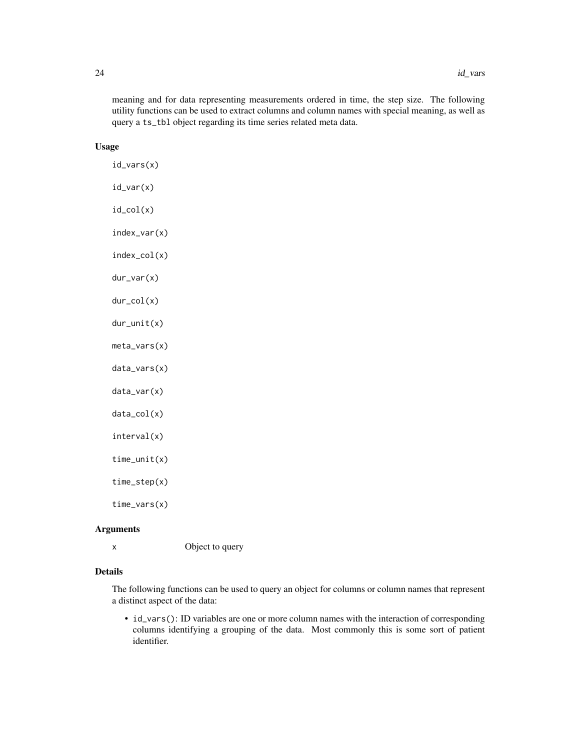meaning and for data representing measurements ordered in time, the step size. The following utility functions can be used to extract columns and column names with special meaning, as well as query a `ts_tbl` object regarding its time series related meta data.

## Usage

```
id_vars(x)

id_var(x)

id_col(x)

index_var(x)

index_col(x)

dur_var(x)

dur_col(x)

dur_unit(x)

meta_vars(x)

data_vars(x)

data_var(x)

data_col(x)

interval(x)

time_unit(x)

time_step(x)

time_vars(x)
```

## Arguments

| | |
|---|---|
| `x` | Object to query |

## Details

The following functions can be used to query an object for columns or column names that represent a distinct aspect of the data:

- `id_vars()`: ID variables are one or more column names with the interaction of corresponding columns identifying a grouping of the data. Most commonly this is some sort of patient identifier.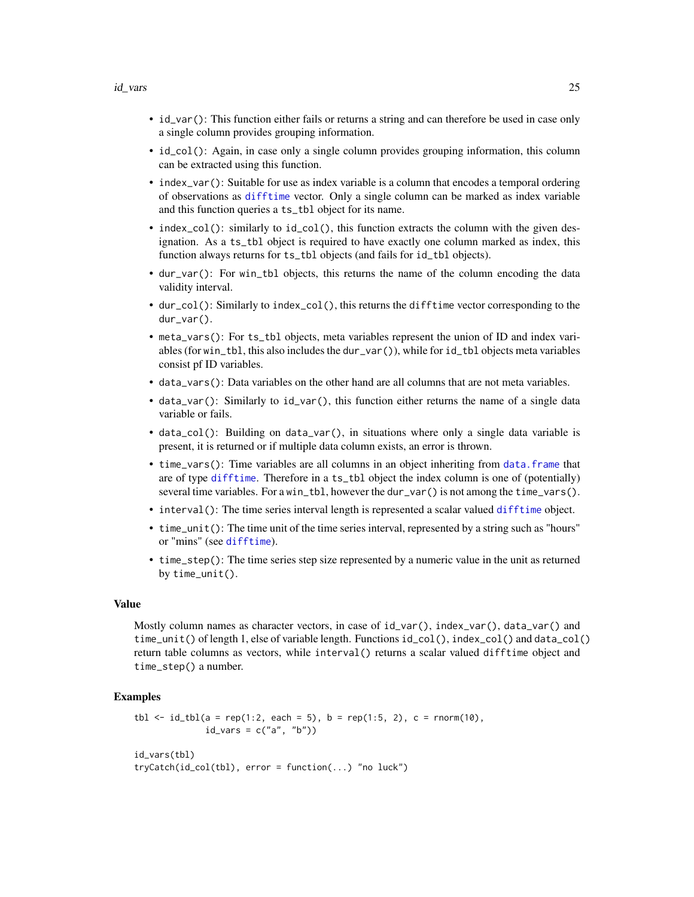- `id_var()`: This function either fails or returns a string and can therefore be used in case only a single column provides grouping information.
- `id_col()`: Again, in case only a single column provides grouping information, this column can be extracted using this function.
- `index_var()`: Suitable for use as index variable is a column that encodes a temporal ordering of observations as `difftime` vector. Only a single column can be marked as index variable and this function queries a `ts_tbl` object for its name.
- `index_col()`: similarly to `id_col()`, this function extracts the column with the given designation. As a `ts_tbl` object is required to have exactly one column marked as index, this function always returns for `ts_tbl` objects (and fails for `id_tbl` objects).
- `dur_var()`: For `win_tbl` objects, this returns the name of the column encoding the data validity interval.
- `dur_col()`: Similarly to `index_col()`, this returns the `difftime` vector corresponding to the `dur_var()`.
- `meta_vars()`: For `ts_tbl` objects, meta variables represent the union of ID and index variables (for `win_tbl`, this also includes the `dur_var()`), while for `id_tbl` objects meta variables consist pf ID variables.
- `data_vars()`: Data variables on the other hand are all columns that are not meta variables.
- `data_var()`: Similarly to `id_var()`, this function either returns the name of a single data variable or fails.
- `data_col()`: Building on `data_var()`, in situations where only a single data variable is present, it is returned or if multiple data column exists, an error is thrown.
- `time_vars()`: Time variables are all columns in an object inheriting from `data.frame` that are of type `difftime`. Therefore in a `ts_tbl` object the index column is one of (potentially) several time variables. For a `win_tbl`, however the `dur_var()` is not among the `time_vars()`.
- `interval()`: The time series interval length is represented a scalar valued `difftime` object.
- `time_unit()`: The time unit of the time series interval, represented by a string such as "hours" or "mins" (see `difftime`).
- `time_step()`: The time series step size represented by a numeric value in the unit as returned by `time_unit()`.

## Value

Mostly column names as character vectors, in case of `id_var()`, `index_var()`, `data_var()` and `time_unit()` of length 1, else of variable length. Functions `id_col()`, `index_col()` and `data_col()` return table columns as vectors, while `interval()` returns a scalar valued `difftime` object and `time_step()` a number.

## Examples

```
tbl <- id_tbl(a = rep(1:2, each = 5), b = rep(1:5, 2), c = rnorm(10),
              id_vars = c("a", "b"))

id_vars(tbl)
tryCatch(id_col(tbl), error = function(...) "no luck")
```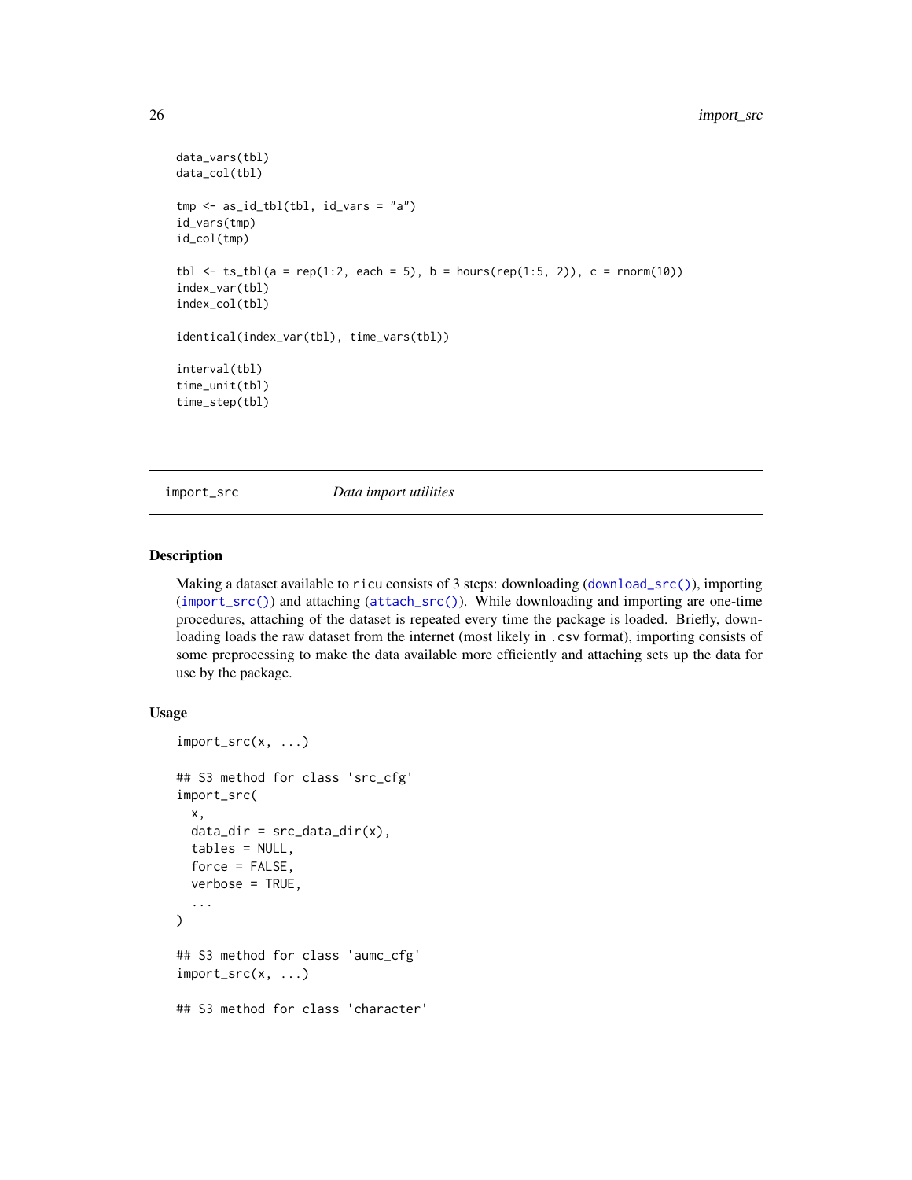```
data_vars(tbl)
data_col(tbl)

tmp <- as_id_tbl(tbl, id_vars = "a")
id_vars(tmp)
id_col(tmp)

tbl <- ts_tbl(a = rep(1:2, each = 5), b = hours(rep(1:5, 2)), c = rnorm(10))
index_var(tbl)
index_col(tbl)

identical(index_var(tbl), time_vars(tbl))

interval(tbl)
time_unit(tbl)
time_step(tbl)
```

---

## import_src — *Data import utilities*

### Description

Making a dataset available to ricu consists of 3 steps: downloading (download_src()), importing (import_src()) and attaching (attach_src()). While downloading and importing are one-time procedures, attaching of the dataset is repeated every time the package is loaded. Briefly, downloading loads the raw dataset from the internet (most likely in .csv format), importing consists of some preprocessing to make the data available more efficiently and attaching sets up the data for use by the package.

### Usage

```
import_src(x, ...)

## S3 method for class 'src_cfg'
import_src(
  x,
  data_dir = src_data_dir(x),
  tables = NULL,
  force = FALSE,
  verbose = TRUE,
  ...
)

## S3 method for class 'aumc_cfg'
import_src(x, ...)

## S3 method for class 'character'
```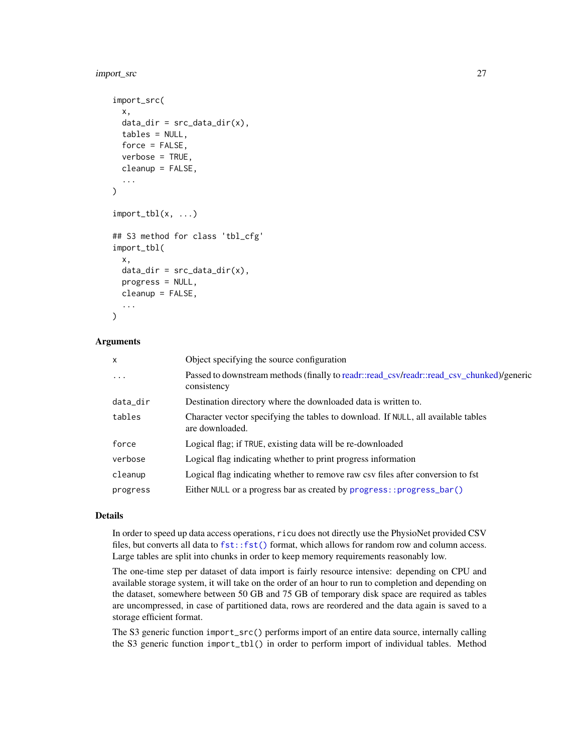```
import_src(
  x,
  data_dir = src_data_dir(x),
  tables = NULL,
  force = FALSE,
  verbose = TRUE,
  cleanup = FALSE,
  ...
)

import_tbl(x, ...)

## S3 method for class 'tbl_cfg'
import_tbl(
  x,
  data_dir = src_data_dir(x),
  progress = NULL,
  cleanup = FALSE,
  ...
)
```

### Arguments

| | |
|---|---|
| x | Object specifying the source configuration |
| ... | Passed to downstream methods (finally to readr::read_csv/readr::read_csv_chunked)/generic consistency |
| data_dir | Destination directory where the downloaded data is written to. |
| tables | Character vector specifying the tables to download. If NULL, all available tables are downloaded. |
| force | Logical flag; if TRUE, existing data will be re-downloaded |
| verbose | Logical flag indicating whether to print progress information |
| cleanup | Logical flag indicating whether to remove raw csv files after conversion to fst |
| progress | Either NULL or a progress bar as created by `progress::progress_bar()` |

### Details

In order to speed up data access operations, `ricu` does not directly use the PhysioNet provided CSV files, but converts all data to `fst::fst()` format, which allows for random row and column access. Large tables are split into chunks in order to keep memory requirements reasonably low.

The one-time step per dataset of data import is fairly resource intensive: depending on CPU and available storage system, it will take on the order of an hour to run to completion and depending on the dataset, somewhere between 50 GB and 75 GB of temporary disk space are required as tables are uncompressed, in case of partitioned data, rows are reordered and the data again is saved to a storage efficient format.

The S3 generic function `import_src()` performs import of an entire data source, internally calling the S3 generic function `import_tbl()` in order to perform import of individual tables. Method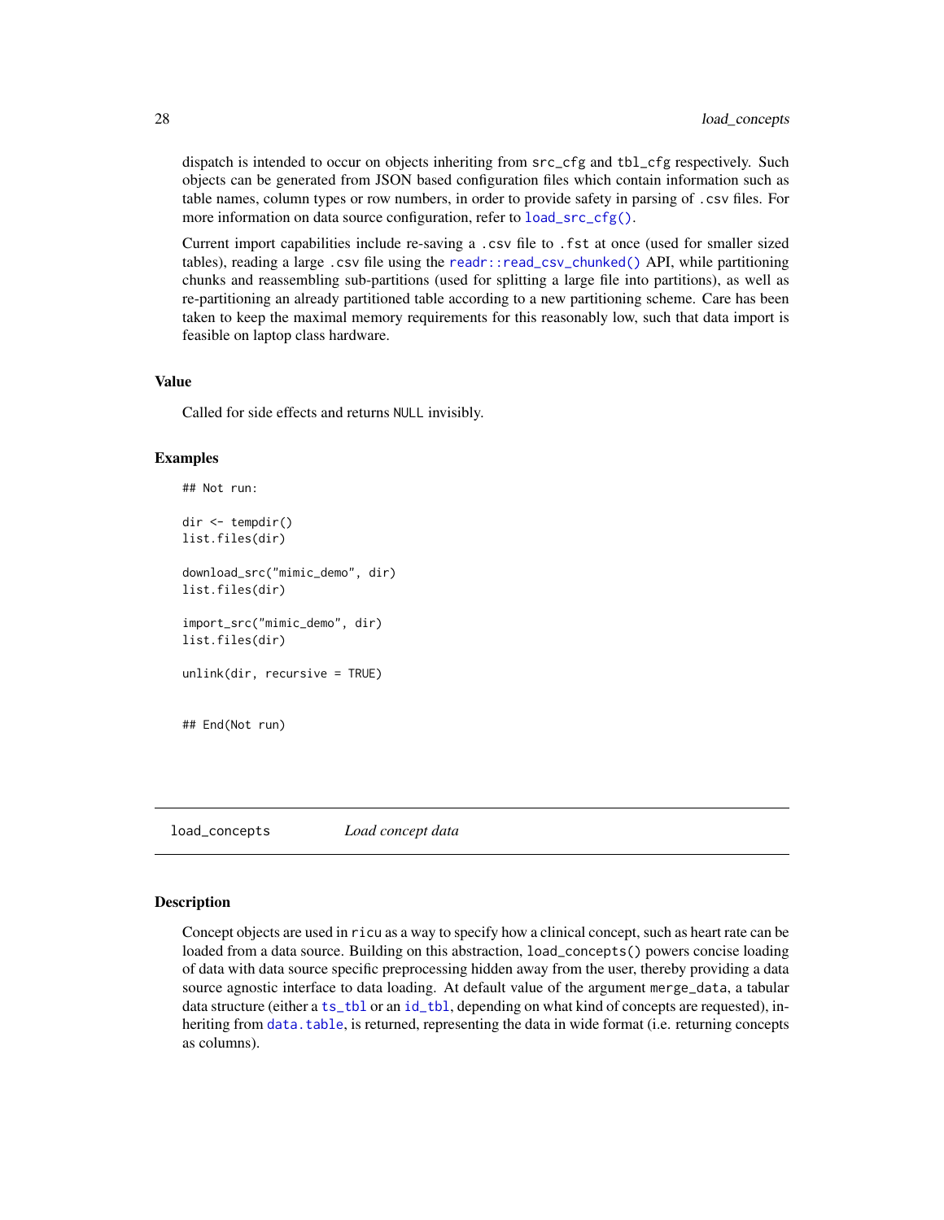dispatch is intended to occur on objects inheriting from `src_cfg` and `tbl_cfg` respectively. Such objects can be generated from JSON based configuration files which contain information such as table names, column types or row numbers, in order to provide safety in parsing of `.csv` files. For more information on data source configuration, refer to `load_src_cfg()`.

Current import capabilities include re-saving a `.csv` file to `.fst` at once (used for smaller sized tables), reading a large `.csv` file using the `readr::read_csv_chunked()` API, while partitioning chunks and reassembling sub-partitions (used for splitting a large file into partitions), as well as re-partitioning an already partitioned table according to a new partitioning scheme. Care has been taken to keep the maximal memory requirements for this reasonably low, such that data import is feasible on laptop class hardware.

### Value

Called for side effects and returns `NULL` invisibly.

### Examples

```
## Not run:

dir <- tempdir()
list.files(dir)

download_src("mimic_demo", dir)
list.files(dir)

import_src("mimic_demo", dir)
list.files(dir)

unlink(dir, recursive = TRUE)


## End(Not run)
```

---

## load_concepts *Load concept data*

### Description

Concept objects are used in `ricu` as a way to specify how a clinical concept, such as heart rate can be loaded from a data source. Building on this abstraction, `load_concepts()` powers concise loading of data with data source specific preprocessing hidden away from the user, thereby providing a data source agnostic interface to data loading. At default value of the argument `merge_data`, a tabular data structure (either a `ts_tbl` or an `id_tbl`, depending on what kind of concepts are requested), inheriting from `data.table`, is returned, representing the data in wide format (i.e. returning concepts as columns).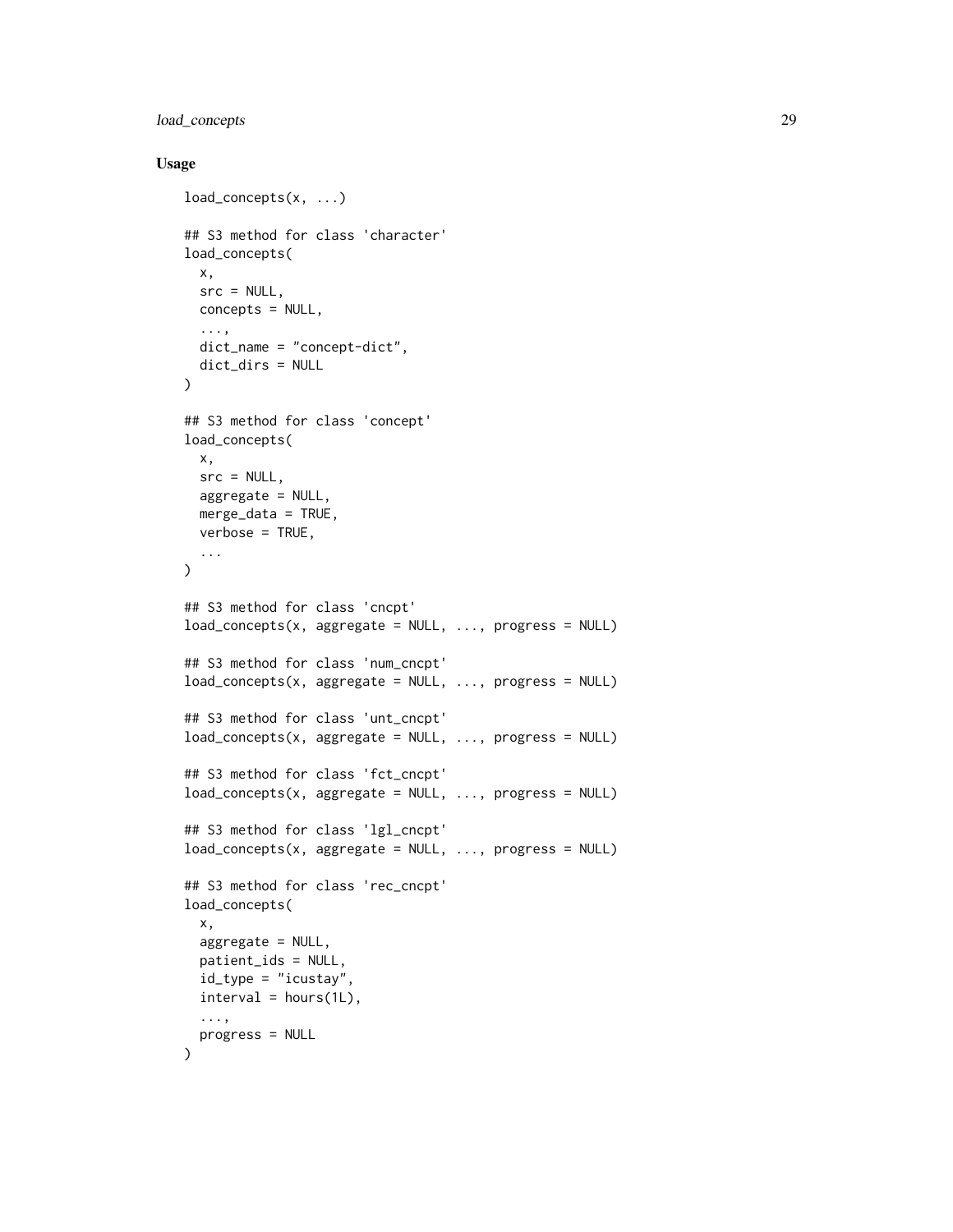### Usage

```
load_concepts(x, ...)

## S3 method for class 'character'
load_concepts(
  x,
  src = NULL,
  concepts = NULL,
  ...,
  dict_name = "concept-dict",
  dict_dirs = NULL
)

## S3 method for class 'concept'
load_concepts(
  x,
  src = NULL,
  aggregate = NULL,
  merge_data = TRUE,
  verbose = TRUE,
  ...
)

## S3 method for class 'cncpt'
load_concepts(x, aggregate = NULL, ..., progress = NULL)

## S3 method for class 'num_cncpt'
load_concepts(x, aggregate = NULL, ..., progress = NULL)

## S3 method for class 'unt_cncpt'
load_concepts(x, aggregate = NULL, ..., progress = NULL)

## S3 method for class 'fct_cncpt'
load_concepts(x, aggregate = NULL, ..., progress = NULL)

## S3 method for class 'lgl_cncpt'
load_concepts(x, aggregate = NULL, ..., progress = NULL)

## S3 method for class 'rec_cncpt'
load_concepts(
  x,
  aggregate = NULL,
  patient_ids = NULL,
  id_type = "icustay",
  interval = hours(1L),
  ...,
  progress = NULL
)
```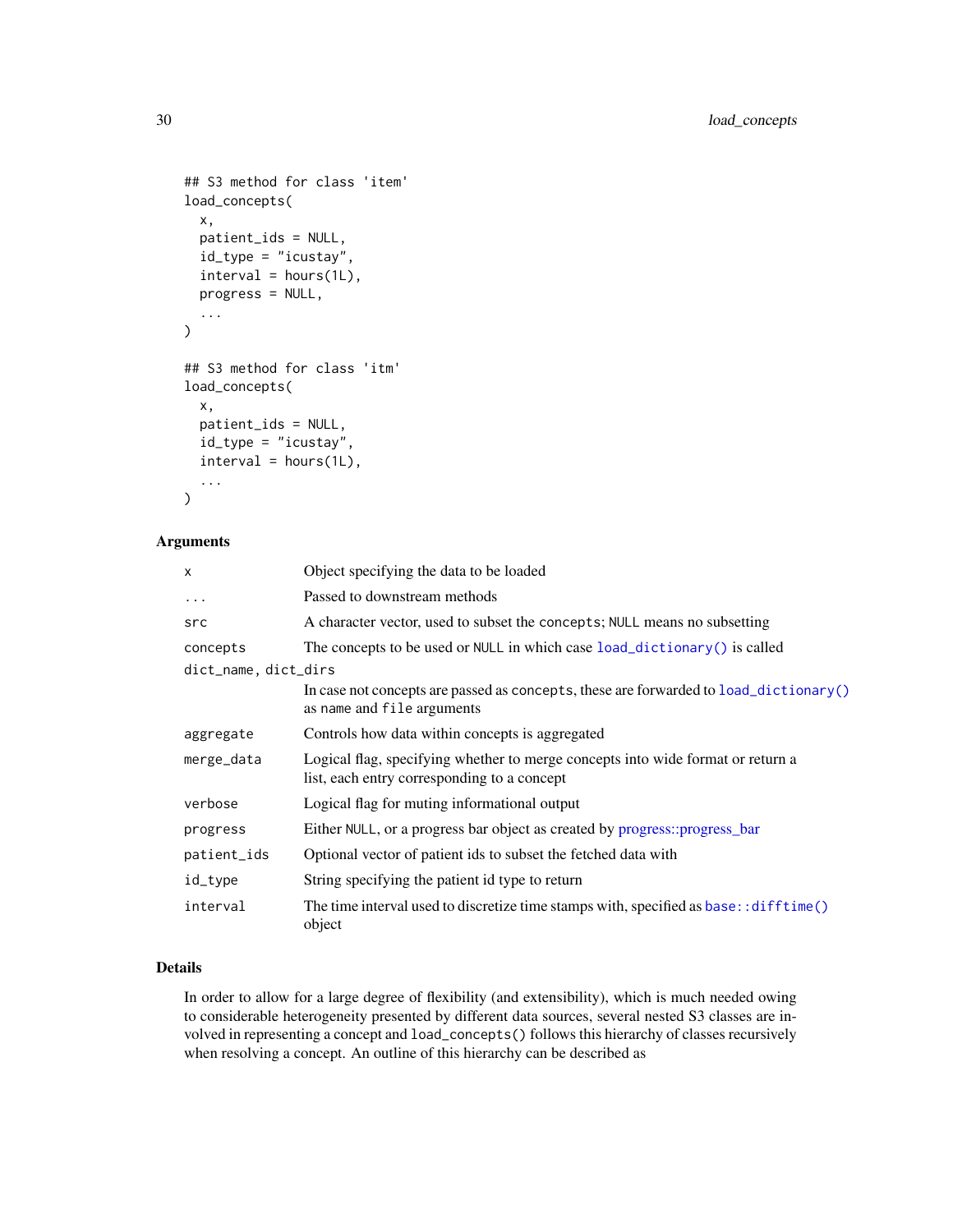```
## S3 method for class 'item'
load_concepts(
  x,
  patient_ids = NULL,
  id_type = "icustay",
  interval = hours(1L),
  progress = NULL,
  ...
)

## S3 method for class 'itm'
load_concepts(
  x,
  patient_ids = NULL,
  id_type = "icustay",
  interval = hours(1L),
  ...
)
```

### Arguments

| | |
|---|---|
| `x` | Object specifying the data to be loaded |
| `...` | Passed to downstream methods |
| `src` | A character vector, used to subset the `concepts`; `NULL` means no subsetting |
| `concepts` | The concepts to be used or `NULL` in which case `load_dictionary()` is called |
| `dict_name, dict_dirs` | In case not concepts are passed as `concepts`, these are forwarded to `load_dictionary()` as `name` and `file` arguments |
| `aggregate` | Controls how data within concepts is aggregated |
| `merge_data` | Logical flag, specifying whether to merge concepts into wide format or return a list, each entry corresponding to a concept |
| `verbose` | Logical flag for muting informational output |
| `progress` | Either `NULL`, or a progress bar object as created by progress::progress_bar |
| `patient_ids` | Optional vector of patient ids to subset the fetched data with |
| `id_type` | String specifying the patient id type to return |
| `interval` | The time interval used to discretize time stamps with, specified as `base::difftime()` object |

### Details

In order to allow for a large degree of flexibility (and extensibility), which is much needed owing to considerable heterogeneity presented by different data sources, several nested S3 classes are involved in representing a concept and `load_concepts()` follows this hierarchy of classes recursively when resolving a concept. An outline of this hierarchy can be described as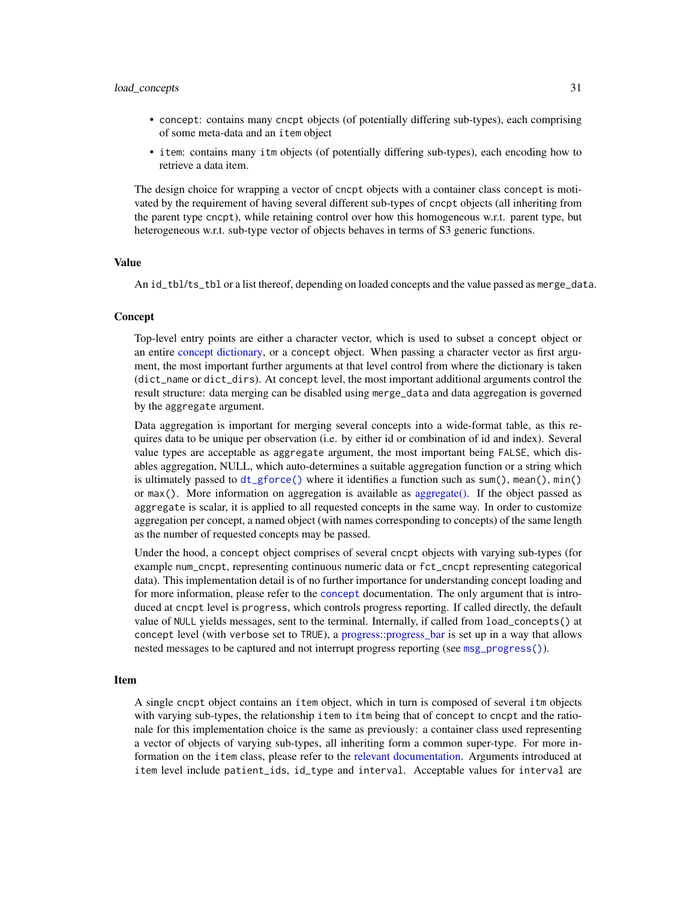- concept: contains many cncpt objects (of potentially differing sub-types), each comprising of some meta-data and an item object
- item: contains many itm objects (of potentially differing sub-types), each encoding how to retrieve a data item.

The design choice for wrapping a vector of cncpt objects with a container class concept is motivated by the requirement of having several different sub-types of cncpt objects (all inheriting from the parent type cncpt), while retaining control over how this homogeneous w.r.t. parent type, but heterogeneous w.r.t. sub-type vector of objects behaves in terms of S3 generic functions.

## Value

An id_tbl/ts_tbl or a list thereof, depending on loaded concepts and the value passed as merge_data.

## Concept

Top-level entry points are either a character vector, which is used to subset a concept object or an entire concept dictionary, or a concept object. When passing a character vector as first argument, the most important further arguments at that level control from where the dictionary is taken (dict_name or dict_dirs). At concept level, the most important additional arguments control the result structure: data merging can be disabled using merge_data and data aggregation is governed by the aggregate argument.

Data aggregation is important for merging several concepts into a wide-format table, as this requires data to be unique per observation (i.e. by either id or combination of id and index). Several value types are acceptable as aggregate argument, the most important being FALSE, which disables aggregation, NULL, which auto-determines a suitable aggregation function or a string which is ultimately passed to dt_gforce() where it identifies a function such as sum(), mean(), min() or max(). More information on aggregation is available as aggregate(). If the object passed as aggregate is scalar, it is applied to all requested concepts in the same way. In order to customize aggregation per concept, a named object (with names corresponding to concepts) of the same length as the number of requested concepts may be passed.

Under the hood, a concept object comprises of several cncpt objects with varying sub-types (for example num_cncpt, representing continuous numeric data or fct_cncpt representing categorical data). This implementation detail is of no further importance for understanding concept loading and for more information, please refer to the concept documentation. The only argument that is introduced at cncpt level is progress, which controls progress reporting. If called directly, the default value of NULL yields messages, sent to the terminal. Internally, if called from load_concepts() at concept level (with verbose set to TRUE), a progress::progress_bar is set up in a way that allows nested messages to be captured and not interrupt progress reporting (see msg_progress()).

## Item

A single cncpt object contains an item object, which in turn is composed of several itm objects with varying sub-types, the relationship item to itm being that of concept to cncpt and the rationale for this implementation choice is the same as previously: a container class used representing a vector of objects of varying sub-types, all inheriting form a common super-type. For more information on the item class, please refer to the relevant documentation. Arguments introduced at item level include patient_ids, id_type and interval. Acceptable values for interval are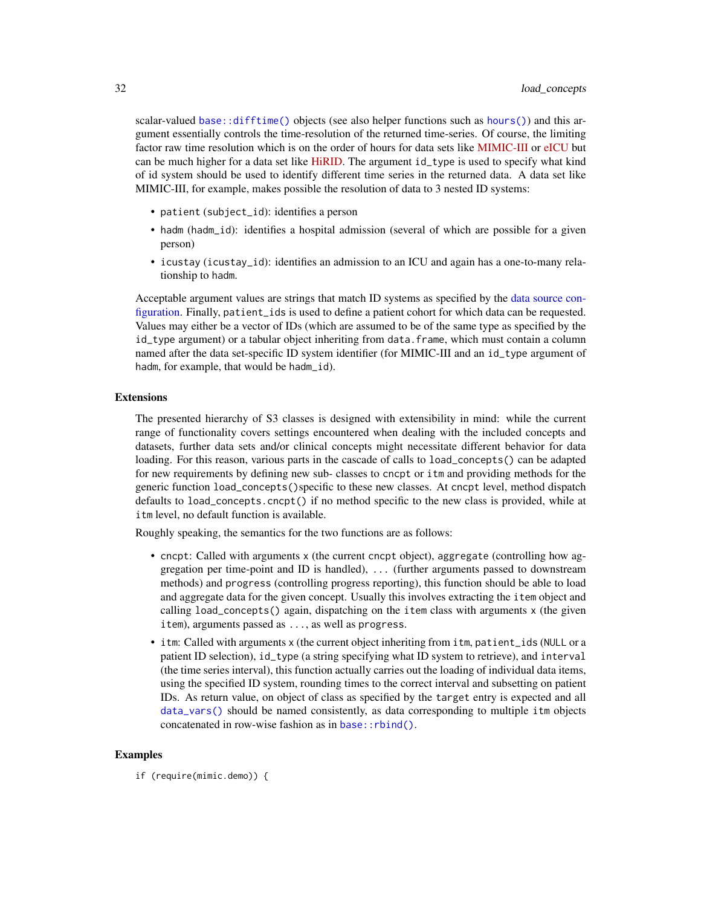scalar-valued `base::difftime()` objects (see also helper functions such as `hours()`) and this argument essentially controls the time-resolution of the returned time-series. Of course, the limiting factor raw time resolution which is on the order of hours for data sets like MIMIC-III or eICU but can be much higher for a data set like HiRID. The argument `id_type` is used to specify what kind of id system should be used to identify different time series in the returned data. A data set like MIMIC-III, for example, makes possible the resolution of data to 3 nested ID systems:

- `patient` (`subject_id`): identifies a person
- `hadm` (`hadm_id`): identifies a hospital admission (several of which are possible for a given person)
- `icustay` (`icustay_id`): identifies an admission to an ICU and again has a one-to-many relationship to `hadm`.

Acceptable argument values are strings that match ID systems as specified by the data source configuration. Finally, `patient_ids` is used to define a patient cohort for which data can be requested. Values may either be a vector of IDs (which are assumed to be of the same type as specified by the `id_type` argument) or a tabular object inheriting from `data.frame`, which must contain a column named after the data set-specific ID system identifier (for MIMIC-III and an `id_type` argument of `hadm`, for example, that would be `hadm_id`).

### Extensions

The presented hierarchy of S3 classes is designed with extensibility in mind: while the current range of functionality covers settings encountered when dealing with the included concepts and datasets, further data sets and/or clinical concepts might necessitate different behavior for data loading. For this reason, various parts in the cascade of calls to `load_concepts()` can be adapted for new requirements by defining new sub- classes to `cncpt` or `itm` and providing methods for the generic function `load_concepts()`specific to these new classes. At `cncpt` level, method dispatch defaults to `load_concepts.cncpt()` if no method specific to the new class is provided, while at `itm` level, no default function is available.

Roughly speaking, the semantics for the two functions are as follows:

- `cncpt`: Called with arguments `x` (the current `cncpt` object), `aggregate` (controlling how aggregation per time-point and ID is handled), `...` (further arguments passed to downstream methods) and `progress` (controlling progress reporting), this function should be able to load and aggregate data for the given concept. Usually this involves extracting the `item` object and calling `load_concepts()` again, dispatching on the `item` class with arguments `x` (the given `item`), arguments passed as `...`, as well as `progress`.
- `itm`: Called with arguments `x` (the current object inheriting from `itm`, `patient_ids` (`NULL` or a patient ID selection), `id_type` (a string specifying what ID system to retrieve), and `interval` (the time series interval), this function actually carries out the loading of individual data items, using the specified ID system, rounding times to the correct interval and subsetting on patient IDs. As return value, on object of class as specified by the `target` entry is expected and all `data_vars()` should be named consistently, as data corresponding to multiple `itm` objects concatenated in row-wise fashion as in `base::rbind()`.

### Examples

```
if (require(mimic.demo)) {
```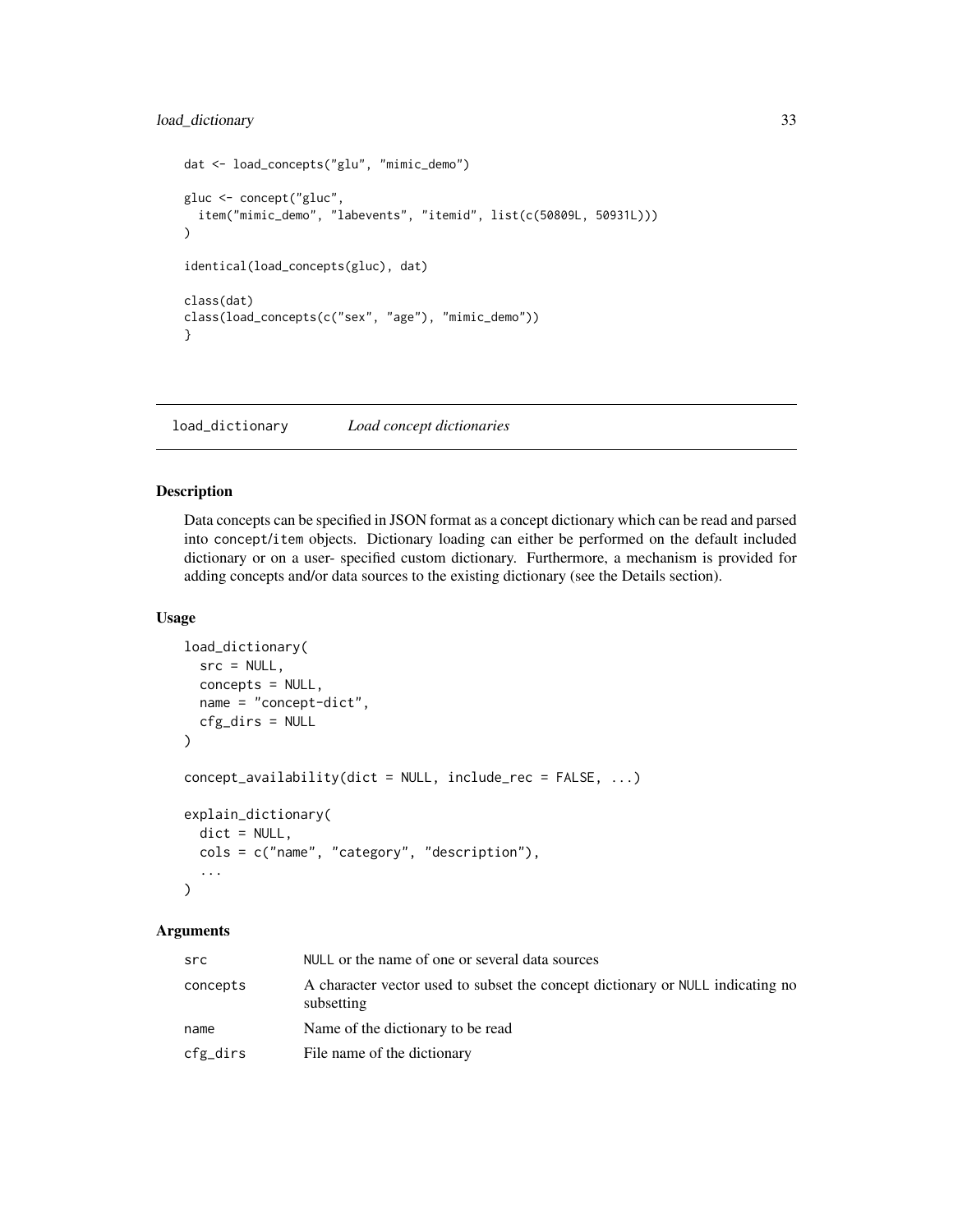```
dat <- load_concepts("glu", "mimic_demo")

gluc <- concept("gluc",
  item("mimic_demo", "labevents", "itemid", list(c(50809L, 50931L)))
)

identical(load_concepts(gluc), dat)

class(dat)
class(load_concepts(c("sex", "age"), "mimic_demo"))
}
```

## load_dictionary *Load concept dictionaries*

### Description

Data concepts can be specified in JSON format as a concept dictionary which can be read and parsed into concept/item objects. Dictionary loading can either be performed on the default included dictionary or on a user- specified custom dictionary. Furthermore, a mechanism is provided for adding concepts and/or data sources to the existing dictionary (see the Details section).

### Usage

```
load_dictionary(
  src = NULL,
  concepts = NULL,
  name = "concept-dict",
  cfg_dirs = NULL
)

concept_availability(dict = NULL, include_rec = FALSE, ...)

explain_dictionary(
  dict = NULL,
  cols = c("name", "category", "description"),
  ...
)
```

### Arguments

| | |
|---|---|
| src | NULL or the name of one or several data sources |
| concepts | A character vector used to subset the concept dictionary or NULL indicating no subsetting |
| name | Name of the dictionary to be read |
| cfg_dirs | File name of the dictionary |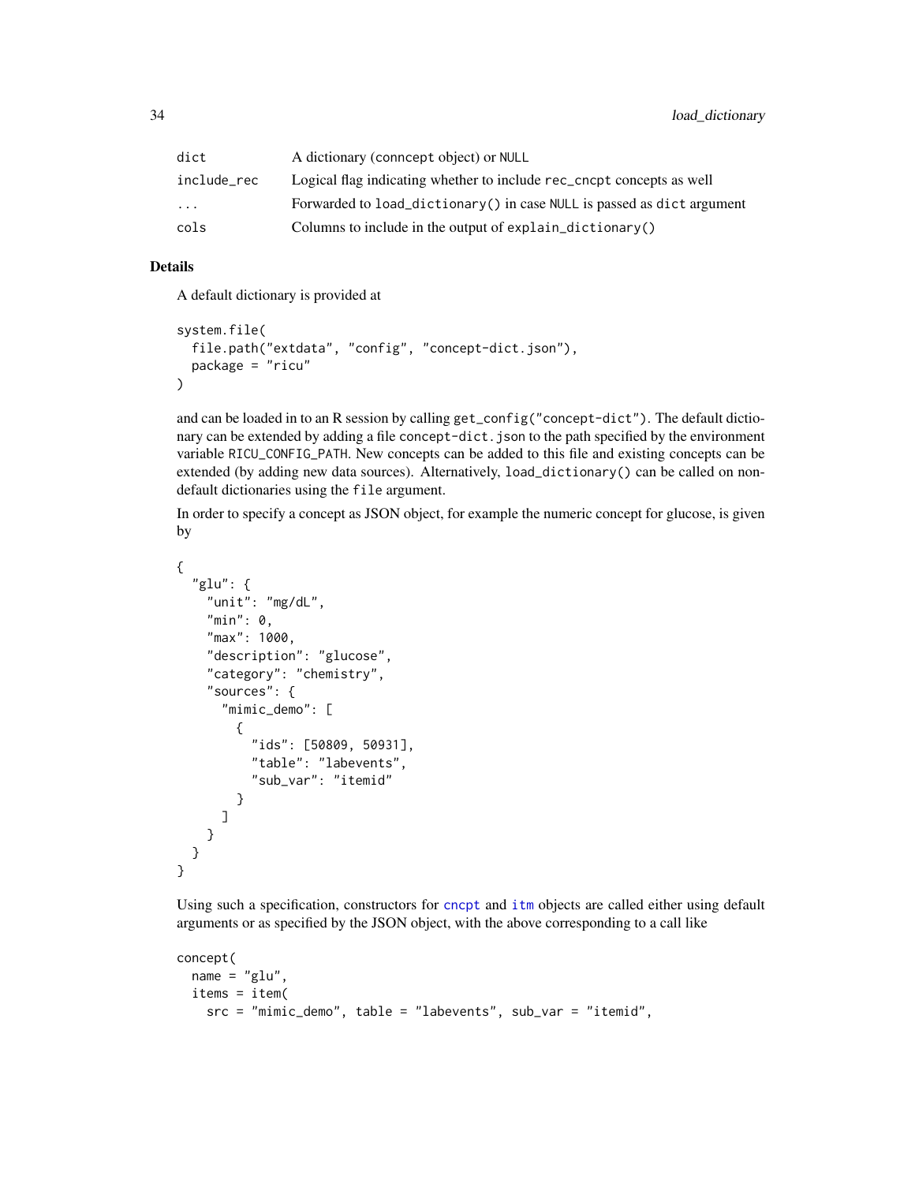| | |
|---|---|
| `dict` | A dictionary (conncept object) or `NULL` |
| `include_rec` | Logical flag indicating whether to include `rec_cncpt` concepts as well |
| `...` | Forwarded to `load_dictionary()` in case `NULL` is passed as `dict` argument |
| `cols` | Columns to include in the output of `explain_dictionary()` |

## Details

A default dictionary is provided at

```
system.file(
  file.path("extdata", "config", "concept-dict.json"),
  package = "ricu"
)
```

and can be loaded in to an R session by calling `get_config("concept-dict")`. The default dictionary can be extended by adding a file `concept-dict.json` to the path specified by the environment variable `RICU_CONFIG_PATH`. New concepts can be added to this file and existing concepts can be extended (by adding new data sources). Alternatively, `load_dictionary()` can be called on non-default dictionaries using the `file` argument.

In order to specify a concept as JSON object, for example the numeric concept for glucose, is given by

```
{
  "glu": {
    "unit": "mg/dL",
    "min": 0,
    "max": 1000,
    "description": "glucose",
    "category": "chemistry",
    "sources": {
      "mimic_demo": [
        {
          "ids": [50809, 50931],
          "table": "labevents",
          "sub_var": "itemid"
        }
      ]
    }
  }
}
```

Using such a specification, constructors for `cncpt` and `itm` objects are called either using default arguments or as specified by the JSON object, with the above corresponding to a call like

```
concept(
  name = "glu",
  items = item(
    src = "mimic_demo", table = "labevents", sub_var = "itemid",
```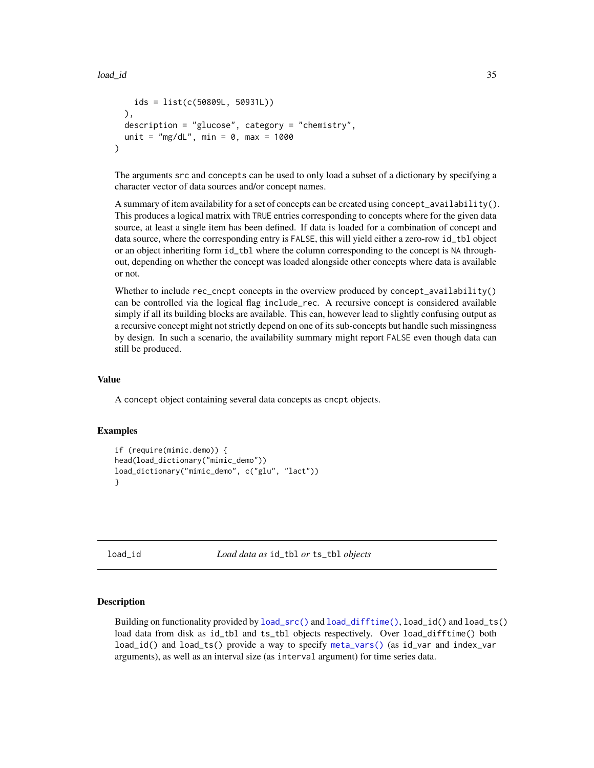```
    ids = list(c(50809L, 50931L))
  ),
  description = "glucose", category = "chemistry",
  unit = "mg/dL", min = 0, max = 1000
)
```

The arguments `src` and `concepts` can be used to only load a subset of a dictionary by specifying a character vector of data sources and/or concept names.

A summary of item availability for a set of concepts can be created using `concept_availability()`. This produces a logical matrix with `TRUE` entries corresponding to concepts where for the given data source, at least a single item has been defined. If data is loaded for a combination of concept and data source, where the corresponding entry is `FALSE`, this will yield either a zero-row `id_tbl` object or an object inheriting form `id_tbl` where the column corresponding to the concept is `NA` throughout, depending on whether the concept was loaded alongside other concepts where data is available or not.

Whether to include `rec_cncpt` concepts in the overview produced by `concept_availability()` can be controlled via the logical flag `include_rec`. A recursive concept is considered available simply if all its building blocks are available. This can, however lead to slightly confusing output as a recursive concept might not strictly depend on one of its sub-concepts but handle such missingness by design. In such a scenario, the availability summary might report `FALSE` even though data can still be produced.

## Value

A `concept` object containing several data concepts as `cncpt` objects.

## Examples

```
if (require(mimic.demo)) {
head(load_dictionary("mimic_demo"))
load_dictionary("mimic_demo", c("glu", "lact"))
}
```

---

# load_id — *Load data as `id_tbl` or `ts_tbl` objects*

## Description

Building on functionality provided by `load_src()` and `load_difftime()`, `load_id()` and `load_ts()` load data from disk as `id_tbl` and `ts_tbl` objects respectively. Over `load_difftime()` both `load_id()` and `load_ts()` provide a way to specify `meta_vars()` (as `id_var` and `index_var` arguments), as well as an interval size (as `interval` argument) for time series data.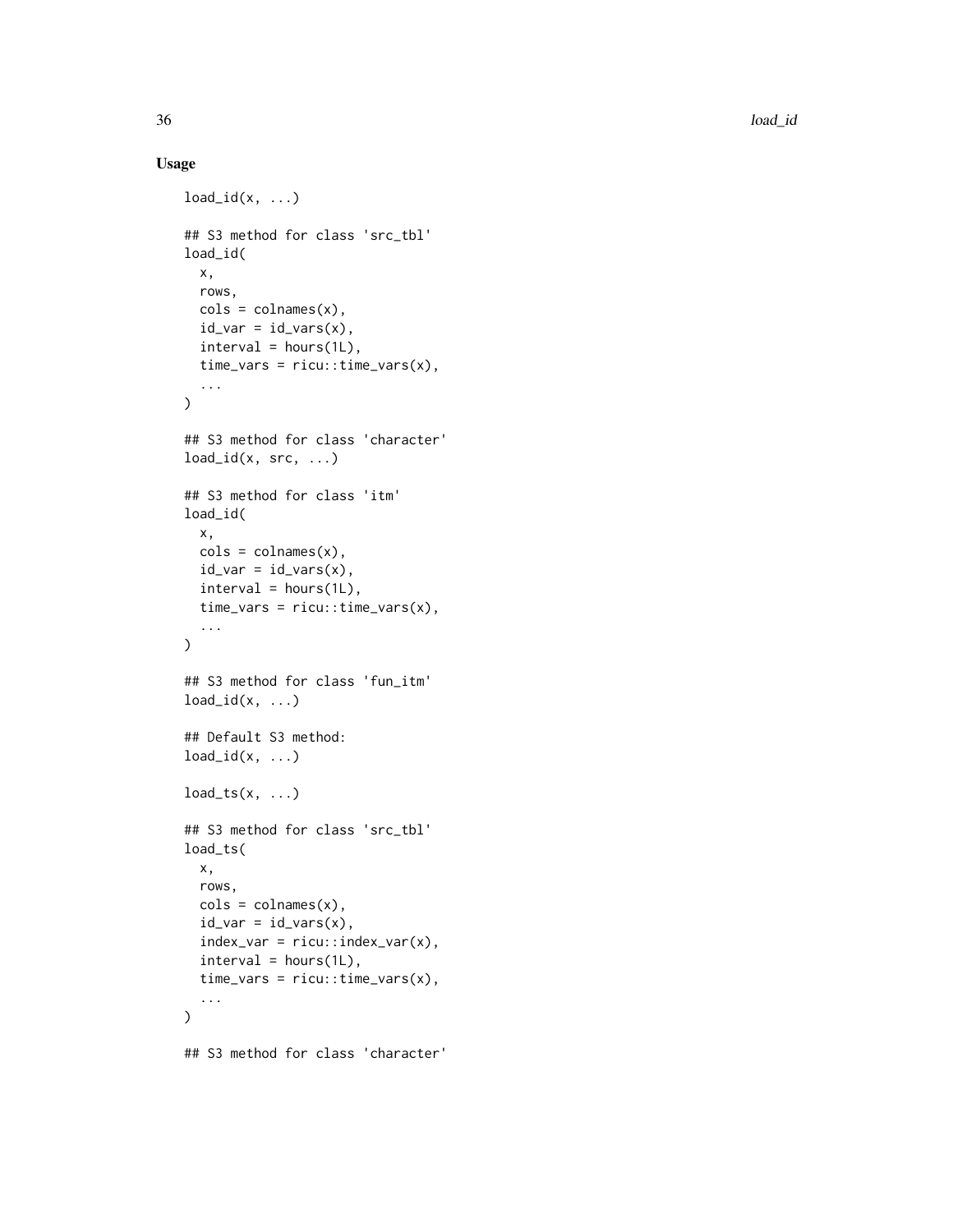## Usage

```
load_id(x, ...)

## S3 method for class 'src_tbl'
load_id(
  x,
  rows,
  cols = colnames(x),
  id_var = id_vars(x),
  interval = hours(1L),
  time_vars = ricu::time_vars(x),
  ...
)

## S3 method for class 'character'
load_id(x, src, ...)

## S3 method for class 'itm'
load_id(
  x,
  cols = colnames(x),
  id_var = id_vars(x),
  interval = hours(1L),
  time_vars = ricu::time_vars(x),
  ...
)

## S3 method for class 'fun_itm'
load_id(x, ...)

## Default S3 method:
load_id(x, ...)

load_ts(x, ...)

## S3 method for class 'src_tbl'
load_ts(
  x,
  rows,
  cols = colnames(x),
  id_var = id_vars(x),
  index_var = ricu::index_var(x),
  interval = hours(1L),
  time_vars = ricu::time_vars(x),
  ...
)

## S3 method for class 'character'
```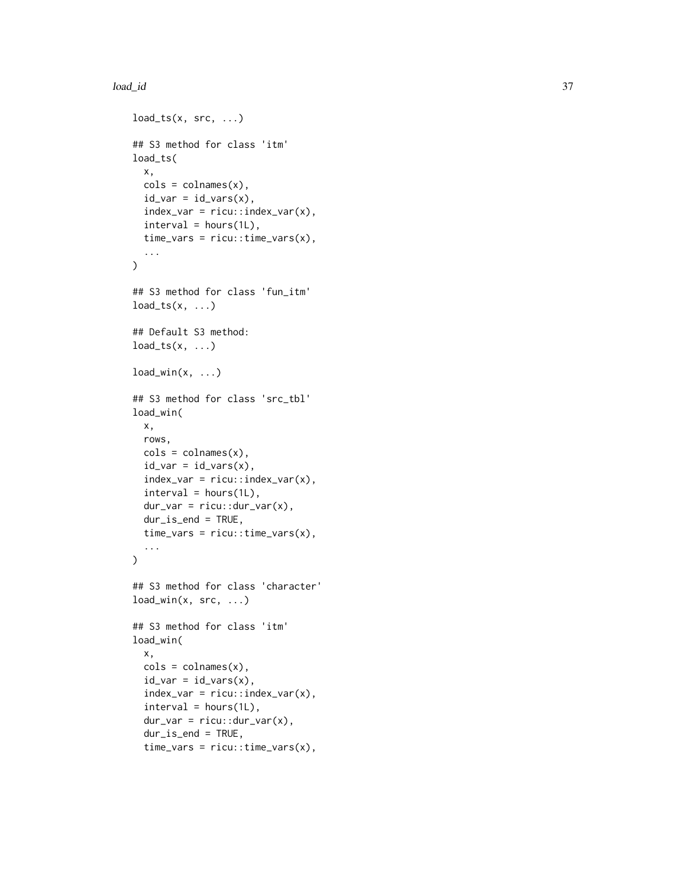```
load_ts(x, src, ...)

## S3 method for class 'itm'
load_ts(
  x,
  cols = colnames(x),
  id_var = id_vars(x),
  index_var = ricu::index_var(x),
  interval = hours(1L),
  time_vars = ricu::time_vars(x),
  ...
)

## S3 method for class 'fun_itm'
load_ts(x, ...)

## Default S3 method:
load_ts(x, ...)

load_win(x, ...)

## S3 method for class 'src_tbl'
load_win(
  x,
  rows,
  cols = colnames(x),
  id_var = id_vars(x),
  index_var = ricu::index_var(x),
  interval = hours(1L),
  dur_var = ricu::dur_var(x),
  dur_is_end = TRUE,
  time_vars = ricu::time_vars(x),
  ...
)

## S3 method for class 'character'
load_win(x, src, ...)

## S3 method for class 'itm'
load_win(
  x,
  cols = colnames(x),
  id_var = id_vars(x),
  index_var = ricu::index_var(x),
  interval = hours(1L),
  dur_var = ricu::dur_var(x),
  dur_is_end = TRUE,
  time_vars = ricu::time_vars(x),
```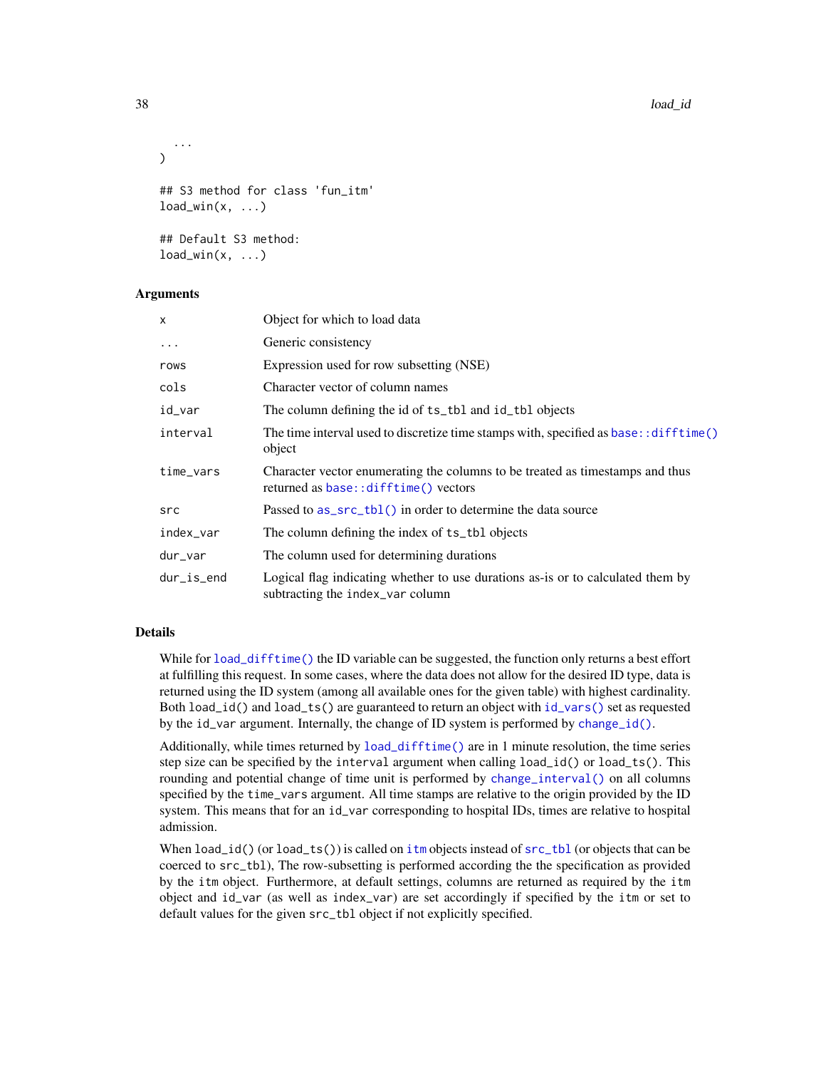```
  ...
)

## S3 method for class 'fun_itm'
load_win(x, ...)

## Default S3 method:
load_win(x, ...)
```

### Arguments

| | |
|---|---|
| `x` | Object for which to load data |
| `...` | Generic consistency |
| `rows` | Expression used for row subsetting (NSE) |
| `cols` | Character vector of column names |
| `id_var` | The column defining the id of `ts_tbl` and `id_tbl` objects |
| `interval` | The time interval used to discretize time stamps with, specified as `base::difftime()` object |
| `time_vars` | Character vector enumerating the columns to be treated as timestamps and thus returned as `base::difftime()` vectors |
| `src` | Passed to `as_src_tbl()` in order to determine the data source |
| `index_var` | The column defining the index of `ts_tbl` objects |
| `dur_var` | The column used for determining durations |
| `dur_is_end` | Logical flag indicating whether to use durations as-is or to calculated them by subtracting the `index_var` column |

### Details

While for `load_difftime()` the ID variable can be suggested, the function only returns a best effort at fulfilling this request. In some cases, where the data does not allow for the desired ID type, data is returned using the ID system (among all available ones for the given table) with highest cardinality. Both `load_id()` and `load_ts()` are guaranteed to return an object with `id_vars()` set as requested by the `id_var` argument. Internally, the change of ID system is performed by `change_id()`.

Additionally, while times returned by `load_difftime()` are in 1 minute resolution, the time series step size can be specified by the `interval` argument when calling `load_id()` or `load_ts()`. This rounding and potential change of time unit is performed by `change_interval()` on all columns specified by the `time_vars` argument. All time stamps are relative to the origin provided by the ID system. This means that for an `id_var` corresponding to hospital IDs, times are relative to hospital admission.

When `load_id()` (or `load_ts()`) is called on `itm` objects instead of `src_tbl` (or objects that can be coerced to `src_tbl`), The row-subsetting is performed according the the specification as provided by the `itm` object. Furthermore, at default settings, columns are returned as required by the `itm` object and `id_var` (as well as `index_var`) are set accordingly if specified by the `itm` or set to default values for the given `src_tbl` object if not explicitly specified.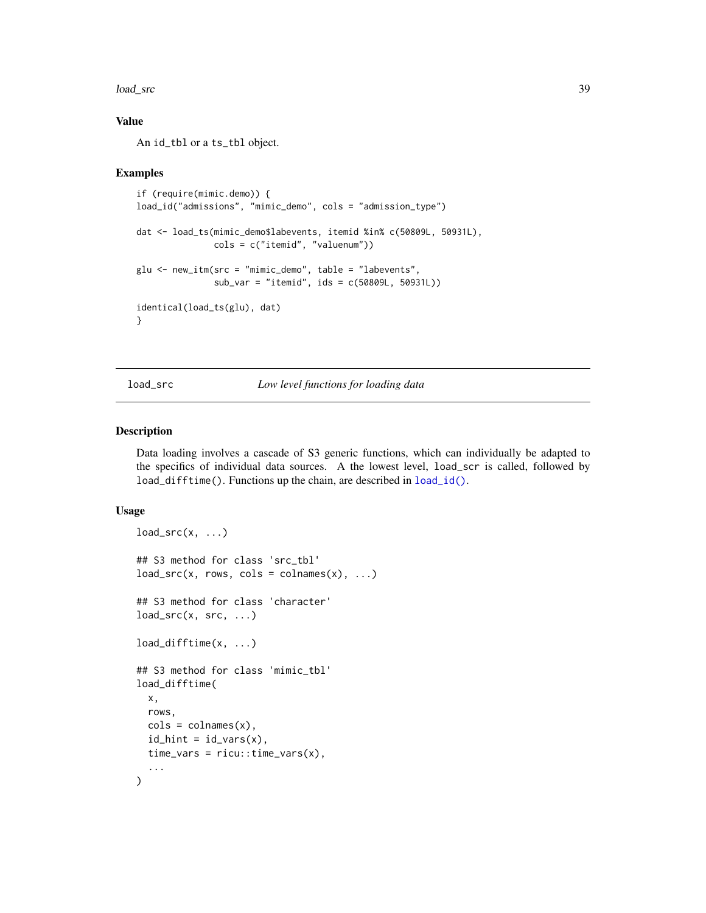### Value

An `id_tbl` or a `ts_tbl` object.

### Examples

```
if (require(mimic.demo)) {
load_id("admissions", "mimic_demo", cols = "admission_type")

dat <- load_ts(mimic_demo$labevents, itemid %in% c(50809L, 50931L),
               cols = c("itemid", "valuenum"))

glu <- new_itm(src = "mimic_demo", table = "labevents",
               sub_var = "itemid", ids = c(50809L, 50931L))

identical(load_ts(glu), dat)
}
```

---

## load_src — *Low level functions for loading data*

### Description

Data loading involves a cascade of S3 generic functions, which can individually be adapted to the specifics of individual data sources. A the lowest level, `load_scr` is called, followed by `load_difftime()`. Functions up the chain, are described in `load_id()`.

### Usage

```
load_src(x, ...)

## S3 method for class 'src_tbl'
load_src(x, rows, cols = colnames(x), ...)

## S3 method for class 'character'
load_src(x, src, ...)

load_difftime(x, ...)

## S3 method for class 'mimic_tbl'
load_difftime(
  x,
  rows,
  cols = colnames(x),
  id_hint = id_vars(x),
  time_vars = ricu::time_vars(x),
  ...
)
```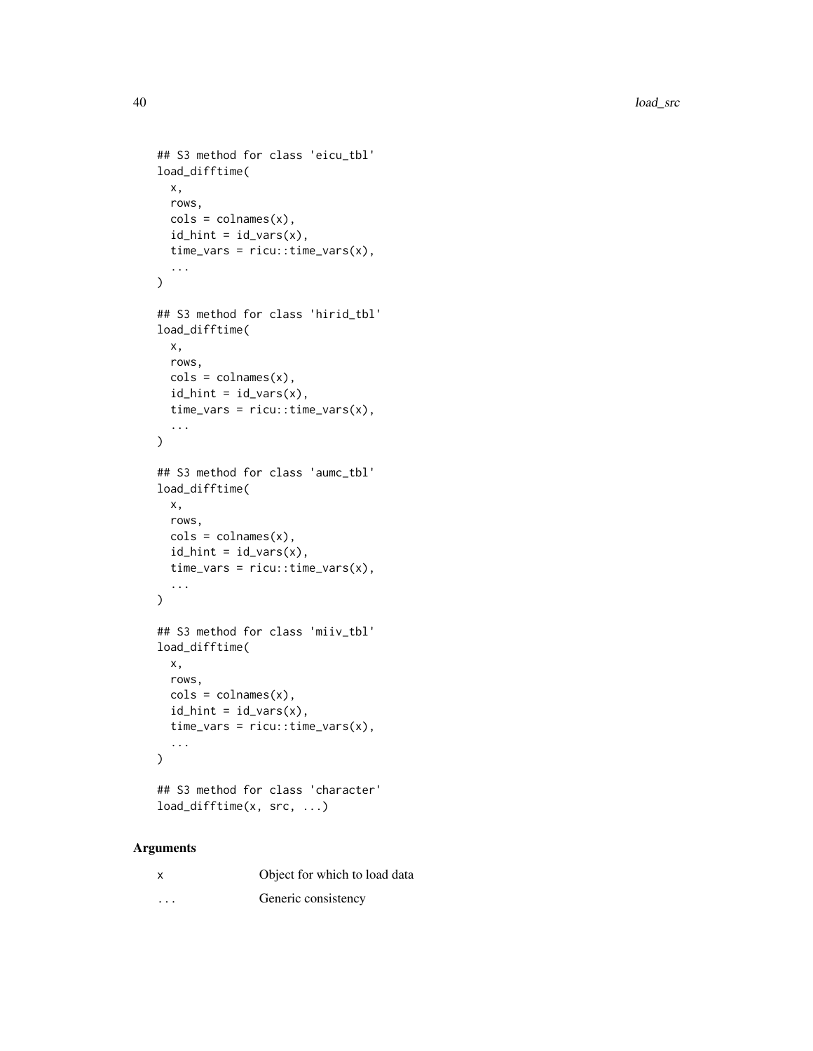```
## S3 method for class 'eicu_tbl'
load_difftime(
  x,
  rows,
  cols = colnames(x),
  id_hint = id_vars(x),
  time_vars = ricu::time_vars(x),
  ...
)

## S3 method for class 'hirid_tbl'
load_difftime(
  x,
  rows,
  cols = colnames(x),
  id_hint = id_vars(x),
  time_vars = ricu::time_vars(x),
  ...
)

## S3 method for class 'aumc_tbl'
load_difftime(
  x,
  rows,
  cols = colnames(x),
  id_hint = id_vars(x),
  time_vars = ricu::time_vars(x),
  ...
)

## S3 method for class 'miiv_tbl'
load_difftime(
  x,
  rows,
  cols = colnames(x),
  id_hint = id_vars(x),
  time_vars = ricu::time_vars(x),
  ...
)

## S3 method for class 'character'
load_difftime(x, src, ...)
```

### Arguments

| | |
|---|---|
| x | Object for which to load data |
| ... | Generic consistency |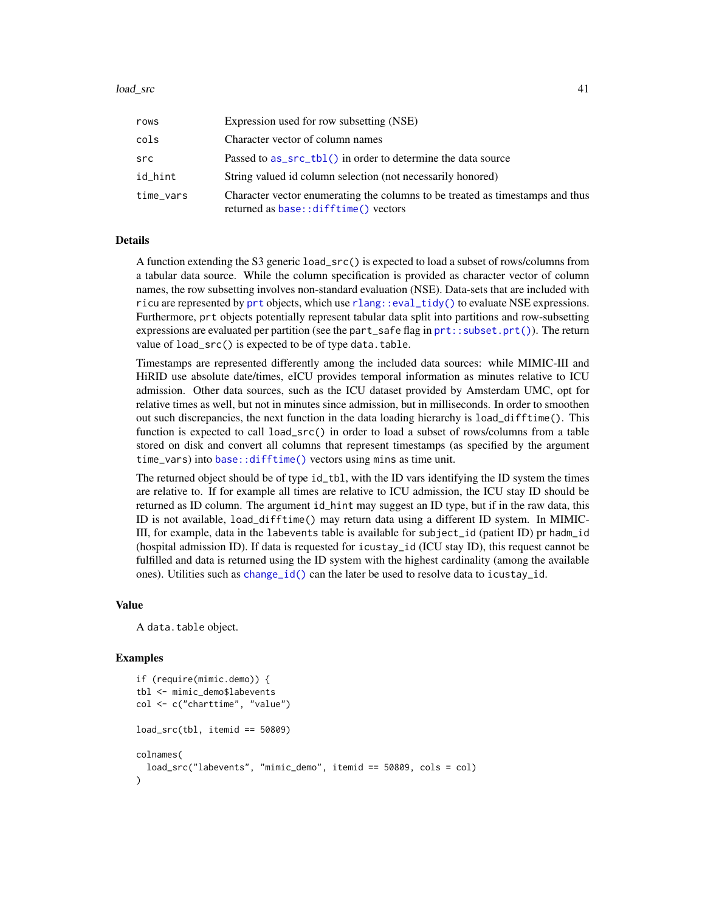| | |
|---|---|
| rows | Expression used for row subsetting (NSE) |
| cols | Character vector of column names |
| src | Passed to `as_src_tbl()` in order to determine the data source |
| id_hint | String valued id column selection (not necessarily honored) |
| time_vars | Character vector enumerating the columns to be treated as timestamps and thus returned as `base::difftime()` vectors |

## Details

A function extending the S3 generic `load_src()` is expected to load a subset of rows/columns from a tabular data source. While the column specification is provided as character vector of column names, the row subsetting involves non-standard evaluation (NSE). Data-sets that are included with `ricu` are represented by `prt` objects, which use `rlang::eval_tidy()` to evaluate NSE expressions. Furthermore, `prt` objects potentially represent tabular data split into partitions and row-subsetting expressions are evaluated per partition (see the `part_safe` flag in `prt::subset.prt()`). The return value of `load_src()` is expected to be of type `data.table`.

Timestamps are represented differently among the included data sources: while MIMIC-III and HiRID use absolute date/times, eICU provides temporal information as minutes relative to ICU admission. Other data sources, such as the ICU dataset provided by Amsterdam UMC, opt for relative times as well, but not in minutes since admission, but in milliseconds. In order to smoothen out such discrepancies, the next function in the data loading hierarchy is `load_difftime()`. This function is expected to call `load_src()` in order to load a subset of rows/columns from a table stored on disk and convert all columns that represent timestamps (as specified by the argument `time_vars`) into `base::difftime()` vectors using `mins` as time unit.

The returned object should be of type `id_tbl`, with the ID vars identifying the ID system the times are relative to. If for example all times are relative to ICU admission, the ICU stay ID should be returned as ID column. The argument `id_hint` may suggest an ID type, but if in the raw data, this ID is not available, `load_difftime()` may return data using a different ID system. In MIMIC-III, for example, data in the `labevents` table is available for `subject_id` (patient ID) pr `hadm_id` (hospital admission ID). If data is requested for `icustay_id` (ICU stay ID), this request cannot be fulfilled and data is returned using the ID system with the highest cardinality (among the available ones). Utilities such as `change_id()` can the later be used to resolve data to `icustay_id`.

## Value

A `data.table` object.

## Examples

```
if (require(mimic.demo)) {
tbl <- mimic_demo$labevents
col <- c("charttime", "value")

load_src(tbl, itemid == 50809)

colnames(
  load_src("labevents", "mimic_demo", itemid == 50809, cols = col)
)
```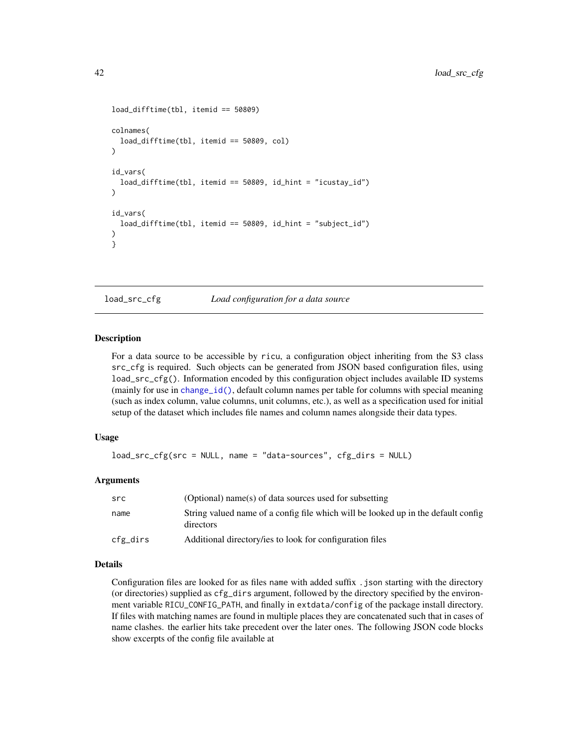```
load_difftime(tbl, itemid == 50809)

colnames(
  load_difftime(tbl, itemid == 50809, col)
)

id_vars(
  load_difftime(tbl, itemid == 50809, id_hint = "icustay_id")
)

id_vars(
  load_difftime(tbl, itemid == 50809, id_hint = "subject_id")
)
}
```

## load_src_cfg — *Load configuration for a data source*

### Description

For a data source to be accessible by `ricu`, a configuration object inheriting from the S3 class `src_cfg` is required. Such objects can be generated from JSON based configuration files, using `load_src_cfg()`. Information encoded by this configuration object includes available ID systems (mainly for use in `change_id()`, default column names per table for columns with special meaning (such as index column, value columns, unit columns, etc.), as well as a specification used for initial setup of the dataset which includes file names and column names alongside their data types.

### Usage

```
load_src_cfg(src = NULL, name = "data-sources", cfg_dirs = NULL)
```

### Arguments

| | |
|---|---|
| `src` | (Optional) name(s) of data sources used for subsetting |
| `name` | String valued name of a config file which will be looked up in the default config directors |
| `cfg_dirs` | Additional directory/ies to look for configuration files |

### Details

Configuration files are looked for as files `name` with added suffix `.json` starting with the directory (or directories) supplied as `cfg_dirs` argument, followed by the directory specified by the environment variable `RICU_CONFIG_PATH`, and finally in `extdata/config` of the package install directory. If files with matching names are found in multiple places they are concatenated such that in cases of name clashes. the earlier hits take precedent over the later ones. The following JSON code blocks show excerpts of the config file available at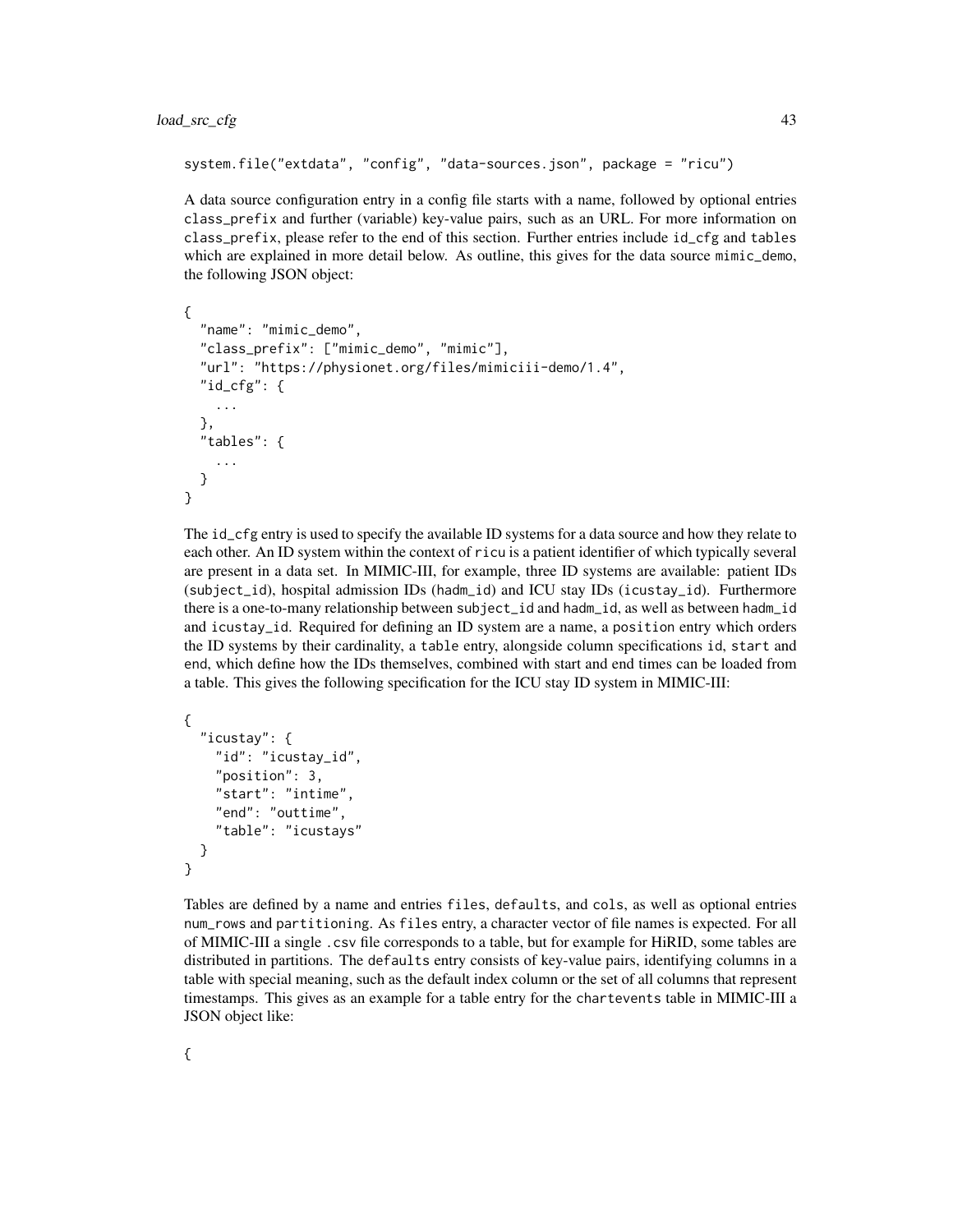```
system.file("extdata", "config", "data-sources.json", package = "ricu")
```

A data source configuration entry in a config file starts with a name, followed by optional entries `class_prefix` and further (variable) key-value pairs, such as an URL. For more information on `class_prefix`, please refer to the end of this section. Further entries include `id_cfg` and `tables` which are explained in more detail below. As outline, this gives for the data source `mimic_demo`, the following JSON object:

```
{
  "name": "mimic_demo",
  "class_prefix": ["mimic_demo", "mimic"],
  "url": "https://physionet.org/files/mimiciii-demo/1.4",
  "id_cfg": {
    ...
  },
  "tables": {
    ...
  }
}
```

The `id_cfg` entry is used to specify the available ID systems for a data source and how they relate to each other. An ID system within the context of `ricu` is a patient identifier of which typically several are present in a data set. In MIMIC-III, for example, three ID systems are available: patient IDs (`subject_id`), hospital admission IDs (`hadm_id`) and ICU stay IDs (`icustay_id`). Furthermore there is a one-to-many relationship between `subject_id` and `hadm_id`, as well as between `hadm_id` and `icustay_id`. Required for defining an ID system are a name, a `position` entry which orders the ID systems by their cardinality, a `table` entry, alongside column specifications `id`, `start` and `end`, which define how the IDs themselves, combined with start and end times can be loaded from a table. This gives the following specification for the ICU stay ID system in MIMIC-III:

```
{
  "icustay": {
    "id": "icustay_id",
    "position": 3,
    "start": "intime",
    "end": "outtime",
    "table": "icustays"
  }
}
```

Tables are defined by a name and entries `files`, `defaults`, and `cols`, as well as optional entries `num_rows` and `partitioning`. As `files` entry, a character vector of file names is expected. For all of MIMIC-III a single `.csv` file corresponds to a table, but for example for HiRID, some tables are distributed in partitions. The `defaults` entry consists of key-value pairs, identifying columns in a table with special meaning, such as the default index column or the set of all columns that represent timestamps. This gives as an example for a table entry for the `chartevents` table in MIMIC-III a JSON object like:

```
{
```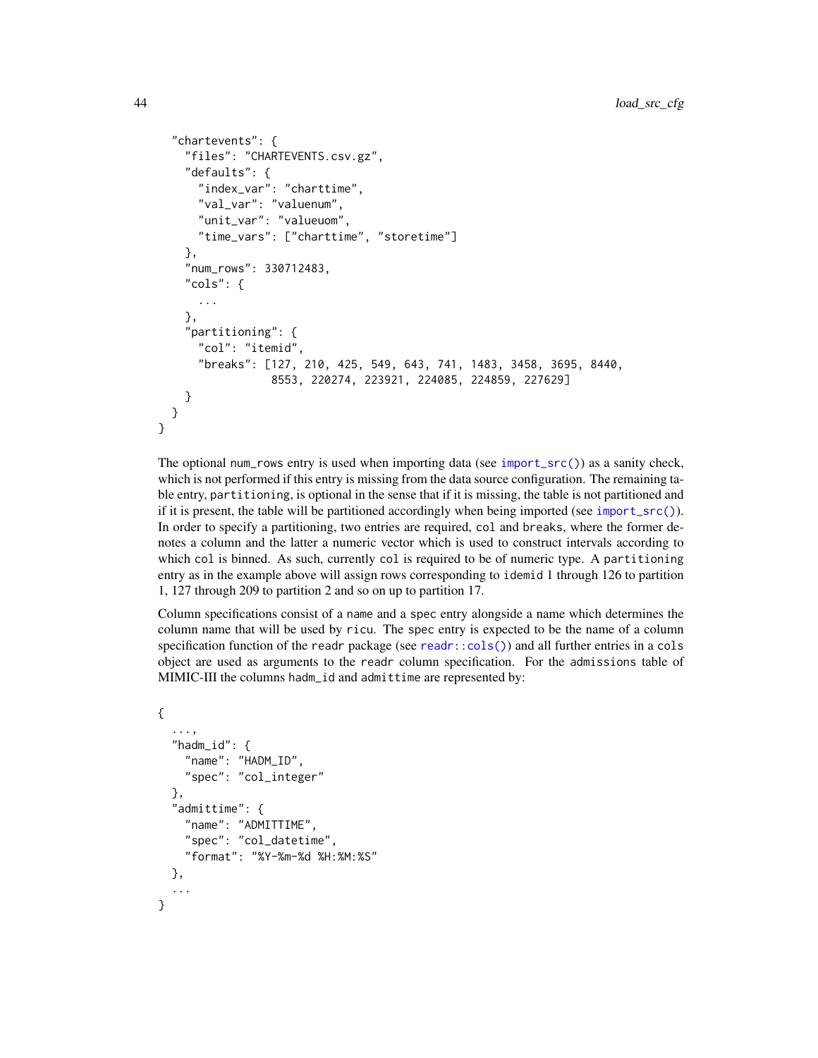```
  "chartevents": {
    "files": "CHARTEVENTS.csv.gz",
    "defaults": {
      "index_var": "charttime",
      "val_var": "valuenum",
      "unit_var": "valueuom",
      "time_vars": ["charttime", "storetime"]
    },
    "num_rows": 330712483,
    "cols": {
      ...
    },
    "partitioning": {
      "col": "itemid",
      "breaks": [127, 210, 425, 549, 643, 741, 1483, 3458, 3695, 8440,
                 8553, 220274, 223921, 224085, 224859, 227629]
    }
  }
}
```

The optional `num_rows` entry is used when importing data (see `import_src()`) as a sanity check, which is not performed if this entry is missing from the data source configuration. The remaining table entry, `partitioning`, is optional in the sense that if it is missing, the table is not partitioned and if it is present, the table will be partitioned accordingly when being imported (see `import_src()`). In order to specify a partitioning, two entries are required, `col` and `breaks`, where the former denotes a column and the latter a numeric vector which is used to construct intervals according to which `col` is binned. As such, currently `col` is required to be of numeric type. A `partitioning` entry as in the example above will assign rows corresponding to `idemid` 1 through 126 to partition 1, 127 through 209 to partition 2 and so on up to partition 17.

Column specifications consist of a `name` and a `spec` entry alongside a name which determines the column name that will be used by `ricu`. The `spec` entry is expected to be the name of a column specification function of the `readr` package (see `readr::cols()`) and all further entries in a `cols` object are used as arguments to the `readr` column specification. For the `admissions` table of MIMIC-III the columns `hadm_id` and `admittime` are represented by:

```
{
  ...,
  "hadm_id": {
    "name": "HADM_ID",
    "spec": "col_integer"
  },
  "admittime": {
    "name": "ADMITTIME",
    "spec": "col_datetime",
    "format": "%Y-%m-%d %H:%M:%S"
  },
  ...
}
```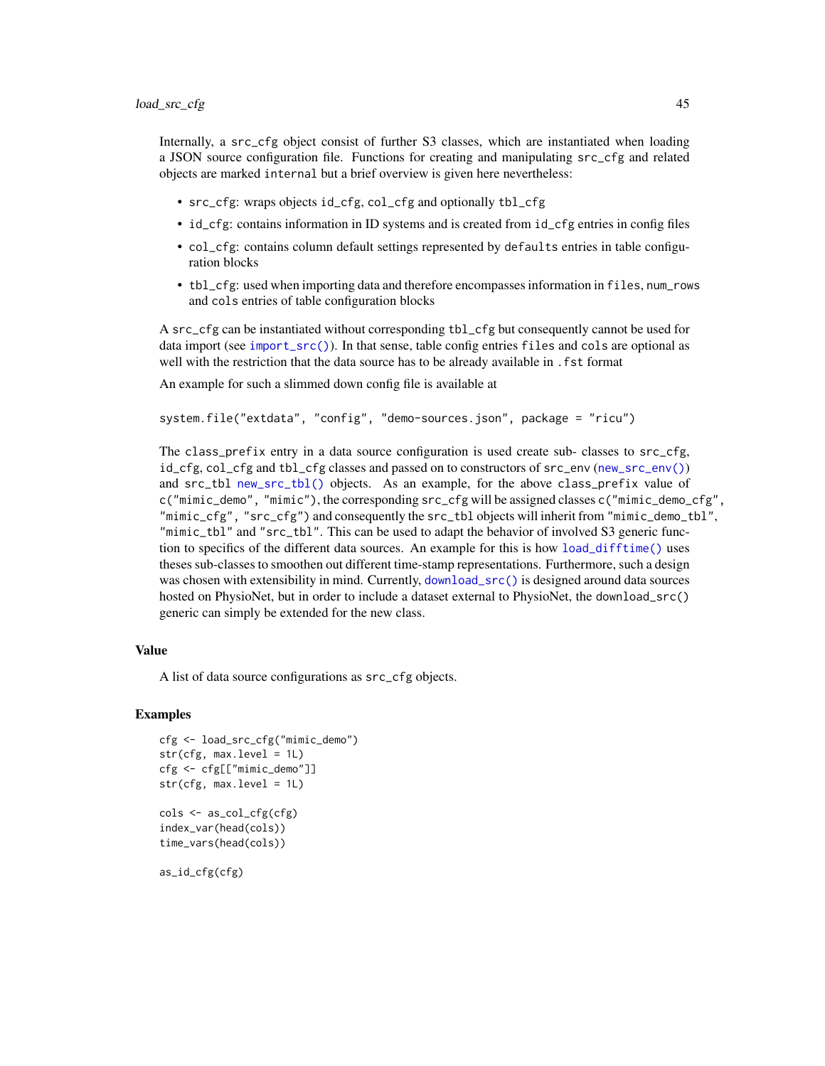Internally, a `src_cfg` object consist of further S3 classes, which are instantiated when loading a JSON source configuration file. Functions for creating and manipulating `src_cfg` and related objects are marked `internal` but a brief overview is given here nevertheless:

- `src_cfg`: wraps objects `id_cfg`, `col_cfg` and optionally `tbl_cfg`
- `id_cfg`: contains information in ID systems and is created from `id_cfg` entries in config files
- `col_cfg`: contains column default settings represented by `defaults` entries in table configuration blocks
- `tbl_cfg`: used when importing data and therefore encompasses information in `files`, `num_rows` and `cols` entries of table configuration blocks

A `src_cfg` can be instantiated without corresponding `tbl_cfg` but consequently cannot be used for data import (see `import_src()`). In that sense, table config entries `files` and `cols` are optional as well with the restriction that the data source has to be already available in `.fst` format

An example for such a slimmed down config file is available at

```
system.file("extdata", "config", "demo-sources.json", package = "ricu")
```

The `class_prefix` entry in a data source configuration is used create sub- classes to `src_cfg`, `id_cfg`, `col_cfg` and `tbl_cfg` classes and passed on to constructors of `src_env` (`new_src_env()`) and `src_tbl` `new_src_tbl()` objects. As an example, for the above `class_prefix` value of `c("mimic_demo", "mimic")`, the corresponding `src_cfg` will be assigned classes `c("mimic_demo_cfg", "mimic_cfg", "src_cfg")` and consequently the `src_tbl` objects will inherit from `"mimic_demo_tbl"`, `"mimic_tbl"` and `"src_tbl"`. This can be used to adapt the behavior of involved S3 generic function to specifics of the different data sources. An example for this is how `load_difftime()` uses theses sub-classes to smoothen out different time-stamp representations. Furthermore, such a design was chosen with extensibility in mind. Currently, `download_src()` is designed around data sources hosted on PhysioNet, but in order to include a dataset external to PhysioNet, the `download_src()` generic can simply be extended for the new class.

## Value

A list of data source configurations as `src_cfg` objects.

## Examples

```
cfg <- load_src_cfg("mimic_demo")
str(cfg, max.level = 1L)
cfg <- cfg[["mimic_demo"]]
str(cfg, max.level = 1L)

cols <- as_col_cfg(cfg)
index_var(head(cols))
time_vars(head(cols))

as_id_cfg(cfg)
```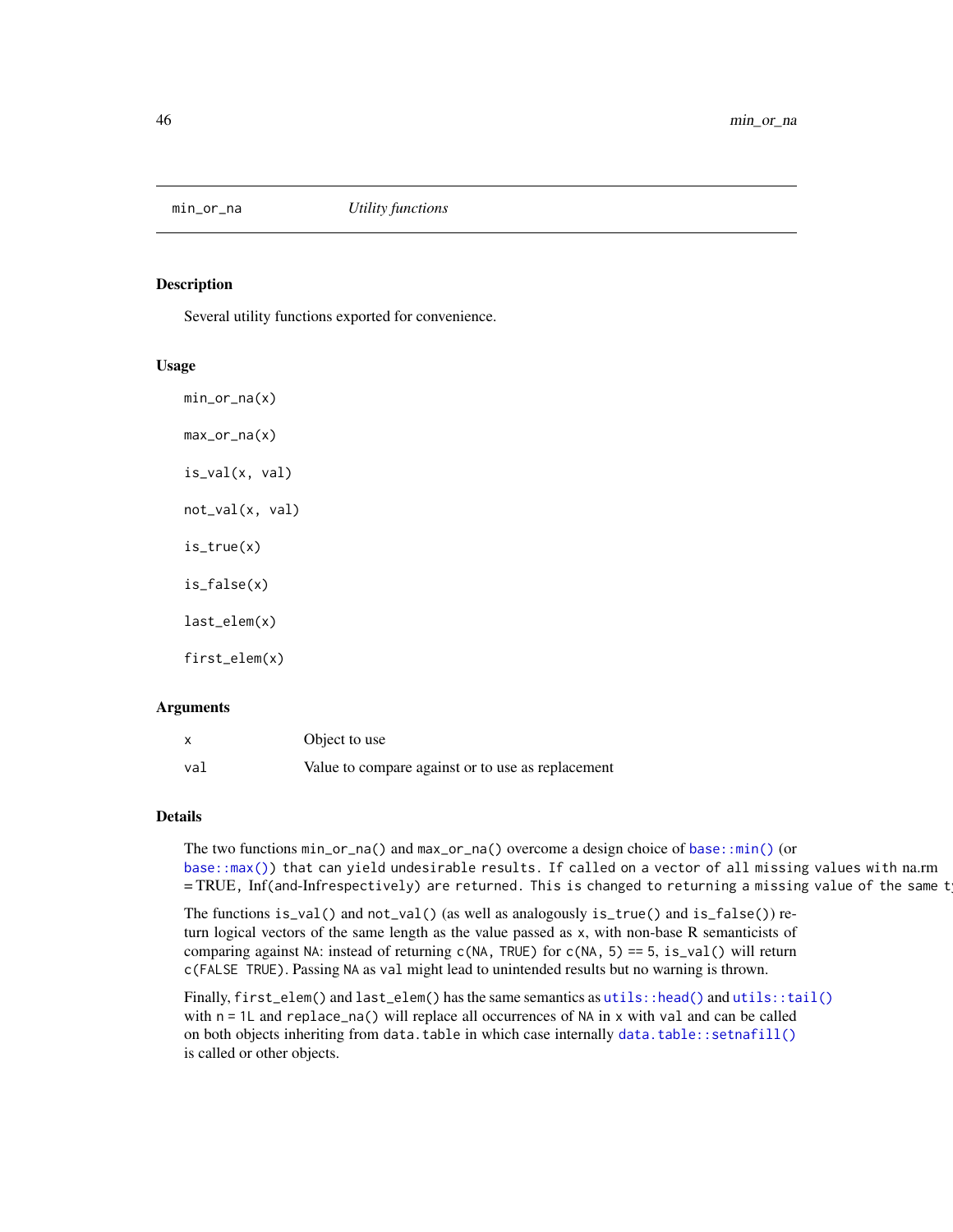min_or_na *Utility functions*

## Description

Several utility functions exported for convenience.

## Usage

```
min_or_na(x)

max_or_na(x)

is_val(x, val)

not_val(x, val)

is_true(x)

is_false(x)

last_elem(x)

first_elem(x)
```

## Arguments

| | |
|---|---|
| x | Object to use |
| val | Value to compare against or to use as replacement |

## Details

The two functions `min_or_na()` and `max_or_na()` overcome a design choice of `base::min()` (or `base::max()`) that can yield undesirable results. If called on a vector of all missing values with na.rm = TRUE, Inf(and-Infrespectively) are returned. This is changed to returning a missing value of the same t

The functions `is_val()` and `not_val()` (as well as analogously `is_true()` and `is_false()`) return logical vectors of the same length as the value passed as `x`, with non-base R semanticists of comparing against `NA`: instead of returning `c(NA, TRUE)` for `c(NA, 5) == 5`, `is_val()` will return `c(FALSE TRUE)`. Passing `NA` as `val` might lead to unintended results but no warning is thrown.

Finally, `first_elem()` and `last_elem()` has the same semantics as `utils::head()` and `utils::tail()` with `n = 1L` and `replace_na()` will replace all occurrences of `NA` in `x` with `val` and can be called on both objects inheriting from `data.table` in which case internally `data.table::setnafill()` is called or other objects.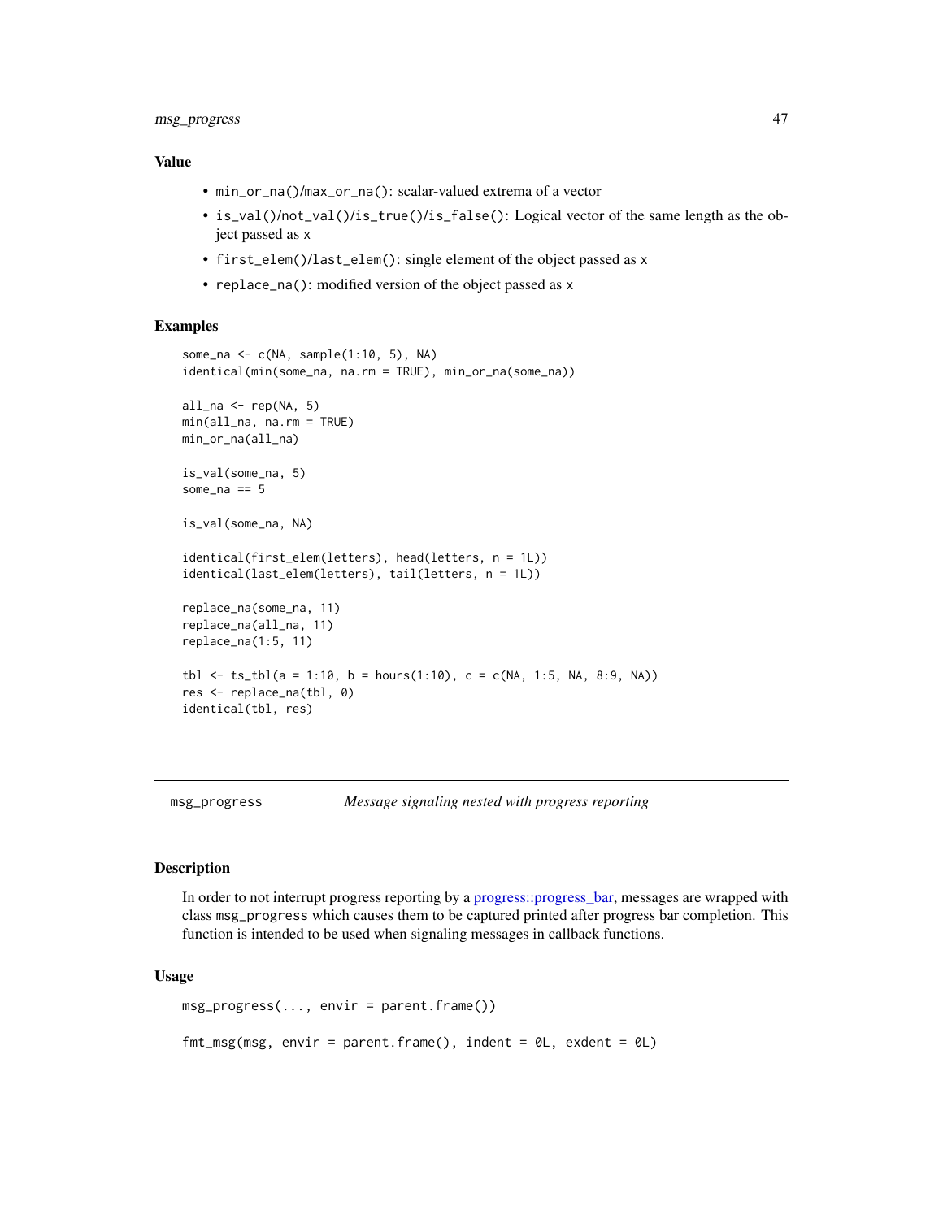### Value

- `min_or_na()`/`max_or_na()`: scalar-valued extrema of a vector
- `is_val()`/`not_val()`/`is_true()`/`is_false()`: Logical vector of the same length as the object passed as `x`
- `first_elem()`/`last_elem()`: single element of the object passed as `x`
- `replace_na()`: modified version of the object passed as `x`

### Examples

```
some_na <- c(NA, sample(1:10, 5), NA)
identical(min(some_na, na.rm = TRUE), min_or_na(some_na))

all_na <- rep(NA, 5)
min(all_na, na.rm = TRUE)
min_or_na(all_na)

is_val(some_na, 5)
some_na == 5

is_val(some_na, NA)

identical(first_elem(letters), head(letters, n = 1L))
identical(last_elem(letters), tail(letters, n = 1L))

replace_na(some_na, 11)
replace_na(all_na, 11)
replace_na(1:5, 11)

tbl <- ts_tbl(a = 1:10, b = hours(1:10), c = c(NA, 1:5, NA, 8:9, NA))
res <- replace_na(tbl, 0)
identical(tbl, res)
```

---

## msg_progress — *Message signaling nested with progress reporting*

### Description

In order to not interrupt progress reporting by a progress::progress_bar, messages are wrapped with class `msg_progress` which causes them to be captured printed after progress bar completion. This function is intended to be used when signaling messages in callback functions.

### Usage

```
msg_progress(..., envir = parent.frame())

fmt_msg(msg, envir = parent.frame(), indent = 0L, exdent = 0L)
```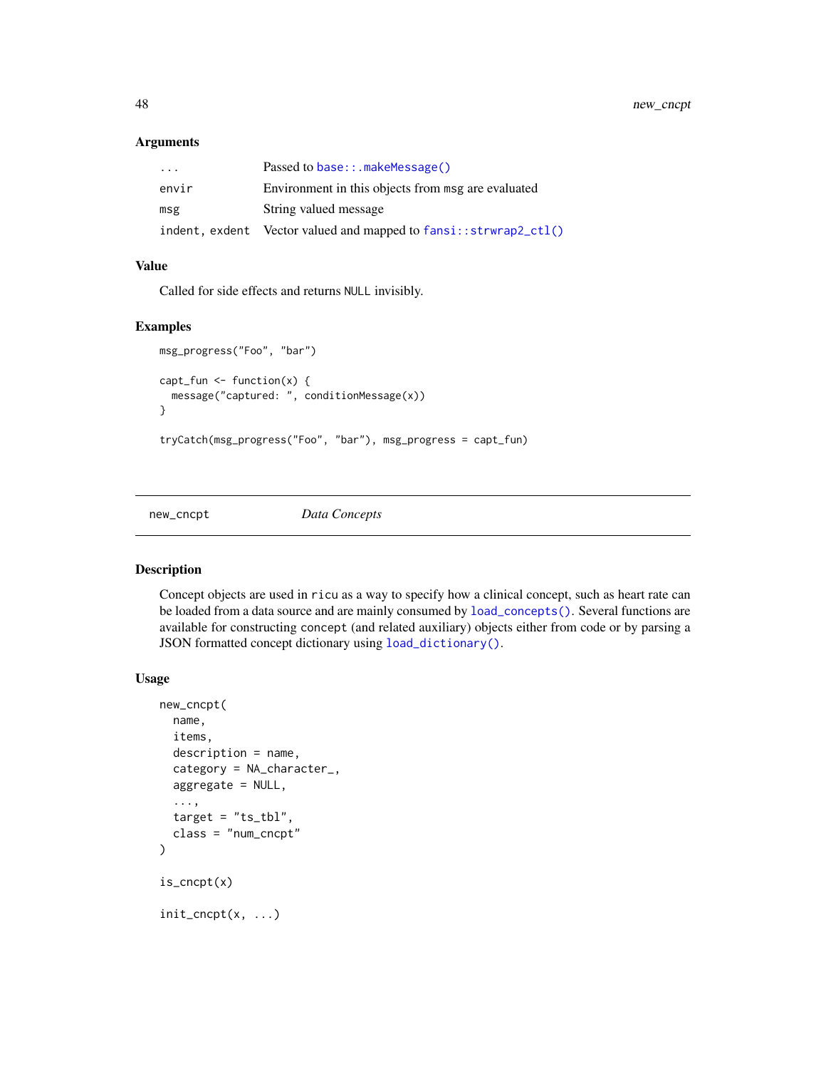### Arguments

| | |
|---|---|
| `...` | Passed to `base::.makeMessage()` |
| `envir` | Environment in this objects from msg are evaluated |
| `msg` | String valued message |
| `indent, exdent` | Vector valued and mapped to `fansi::strwrap2_ctl()` |

### Value

Called for side effects and returns `NULL` invisibly.

### Examples

```
msg_progress("Foo", "bar")

capt_fun <- function(x) {
  message("captured: ", conditionMessage(x))
}

tryCatch(msg_progress("Foo", "bar"), msg_progress = capt_fun)
```

---

## new_cncpt — *Data Concepts*

---

### Description

Concept objects are used in `ricu` as a way to specify how a clinical concept, such as heart rate can be loaded from a data source and are mainly consumed by `load_concepts()`. Several functions are available for constructing `concept` (and related auxiliary) objects either from code or by parsing a JSON formatted concept dictionary using `load_dictionary()`.

### Usage

```
new_cncpt(
  name,
  items,
  description = name,
  category = NA_character_,
  aggregate = NULL,
  ...,
  target = "ts_tbl",
  class = "num_cncpt"
)

is_cncpt(x)

init_cncpt(x, ...)
```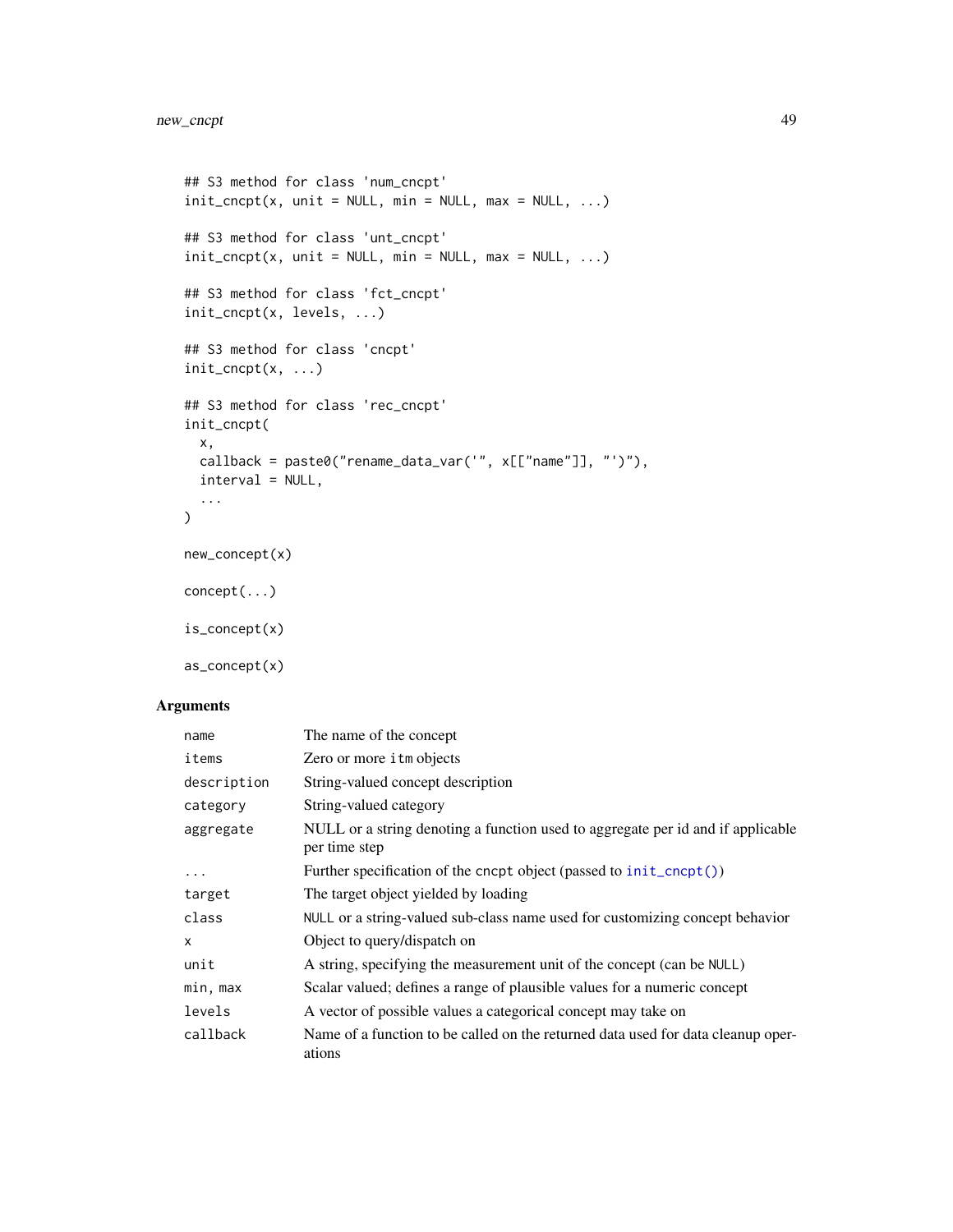```
## S3 method for class 'num_cncpt'
init_cncpt(x, unit = NULL, min = NULL, max = NULL, ...)

## S3 method for class 'unt_cncpt'
init_cncpt(x, unit = NULL, min = NULL, max = NULL, ...)

## S3 method for class 'fct_cncpt'
init_cncpt(x, levels, ...)

## S3 method for class 'cncpt'
init_cncpt(x, ...)

## S3 method for class 'rec_cncpt'
init_cncpt(
  x,
  callback = paste0("rename_data_var('", x[["name"]], "')"),
  interval = NULL,
  ...
)

new_concept(x)

concept(...)

is_concept(x)

as_concept(x)
```

## Arguments

| | |
|---|---|
| `name` | The name of the concept |
| `items` | Zero or more `itm` objects |
| `description` | String-valued concept description |
| `category` | String-valued category |
| `aggregate` | NULL or a string denoting a function used to aggregate per id and if applicable per time step |
| `...` | Further specification of the `cncpt` object (passed to `init_cncpt()`) |
| `target` | The target object yielded by loading |
| `class` | `NULL` or a string-valued sub-class name used for customizing concept behavior |
| `x` | Object to query/dispatch on |
| `unit` | A string, specifying the measurement unit of the concept (can be `NULL`) |
| `min, max` | Scalar valued; defines a range of plausible values for a numeric concept |
| `levels` | A vector of possible values a categorical concept may take on |
| `callback` | Name of a function to be called on the returned data used for data cleanup operations |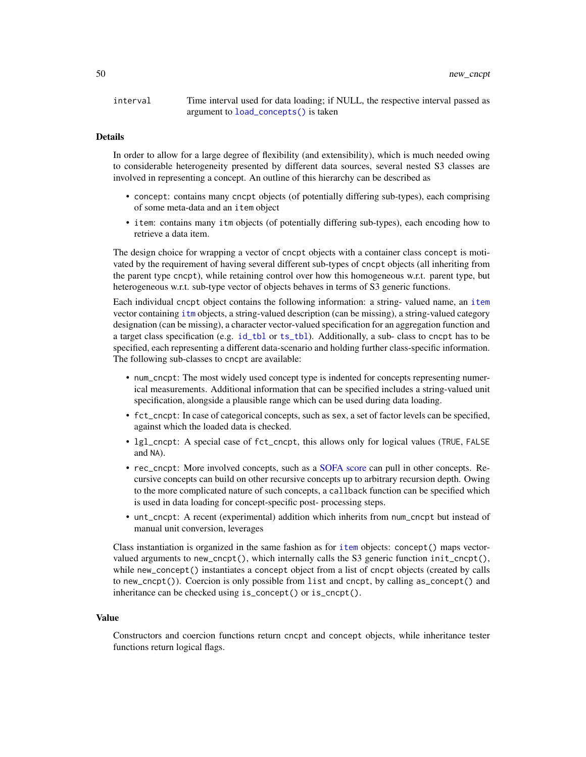| | |
|---|---|
| `interval` | Time interval used for data loading; if NULL, the respective interval passed as argument to `load_concepts()` is taken |

### Details

In order to allow for a large degree of flexibility (and extensibility), which is much needed owing to considerable heterogeneity presented by different data sources, several nested S3 classes are involved in representing a concept. An outline of this hierarchy can be described as

- `concept`: contains many `cncpt` objects (of potentially differing sub-types), each comprising of some meta-data and an `item` object
- `item`: contains many `itm` objects (of potentially differing sub-types), each encoding how to retrieve a data item.

The design choice for wrapping a vector of `cncpt` objects with a container class `concept` is motivated by the requirement of having several different sub-types of `cncpt` objects (all inheriting from the parent type `cncpt`), while retaining control over how this homogeneous w.r.t. parent type, but heterogeneous w.r.t. sub-type vector of objects behaves in terms of S3 generic functions.

Each individual `cncpt` object contains the following information: a string- valued name, an `item` vector containing `itm` objects, a string-valued description (can be missing), a string-valued category designation (can be missing), a character vector-valued specification for an aggregation function and a target class specification (e.g. `id_tbl` or `ts_tbl`). Additionally, a sub- class to `cncpt` has to be specified, each representing a different data-scenario and holding further class-specific information. The following sub-classes to `cncpt` are available:

- `num_cncpt`: The most widely used concept type is indented for concepts representing numerical measurements. Additional information that can be specified includes a string-valued unit specification, alongside a plausible range which can be used during data loading.
- `fct_cncpt`: In case of categorical concepts, such as `sex`, a set of factor levels can be specified, against which the loaded data is checked.
- `lgl_cncpt`: A special case of `fct_cncpt`, this allows only for logical values (`TRUE`, `FALSE` and `NA`).
- `rec_cncpt`: More involved concepts, such as a SOFA score can pull in other concepts. Recursive concepts can build on other recursive concepts up to arbitrary recursion depth. Owing to the more complicated nature of such concepts, a `callback` function can be specified which is used in data loading for concept-specific post- processing steps.
- `unt_cncpt`: A recent (experimental) addition which inherits from `num_cncpt` but instead of manual unit conversion, leverages

Class instantiation is organized in the same fashion as for `item` objects: `concept()` maps vector-valued arguments to `new_cncpt()`, which internally calls the S3 generic function `init_cncpt()`, while `new_concept()` instantiates a `concept` object from a list of `cncpt` objects (created by calls to `new_cncpt()`). Coercion is only possible from `list` and `cncpt`, by calling `as_concept()` and inheritance can be checked using `is_concept()` or `is_cncpt()`.

### Value

Constructors and coercion functions return `cncpt` and `concept` objects, while inheritance tester functions return logical flags.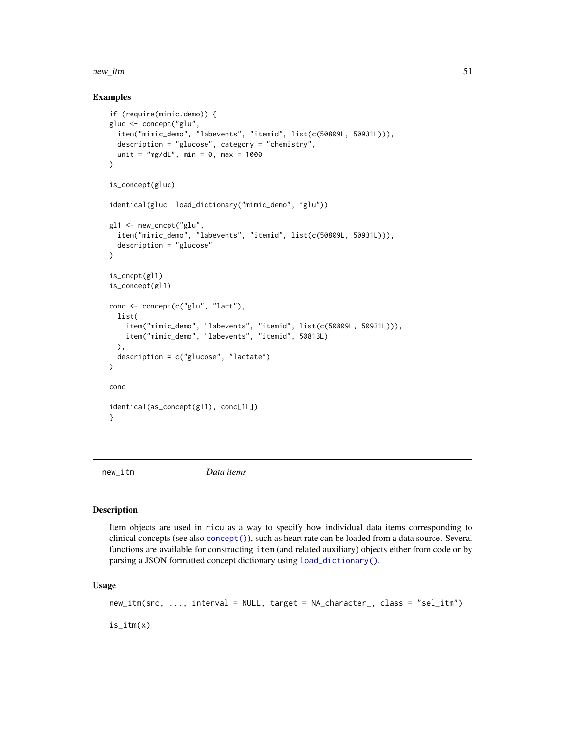## Examples

```
if (require(mimic.demo)) {
gluc <- concept("glu",
  item("mimic_demo", "labevents", "itemid", list(c(50809L, 50931L))),
  description = "glucose", category = "chemistry",
  unit = "mg/dL", min = 0, max = 1000
)

is_concept(gluc)

identical(gluc, load_dictionary("mimic_demo", "glu"))

gl1 <- new_cncpt("glu",
  item("mimic_demo", "labevents", "itemid", list(c(50809L, 50931L))),
  description = "glucose"
)

is_cncpt(gl1)
is_concept(gl1)

conc <- concept(c("glu", "lact"),
  list(
    item("mimic_demo", "labevents", "itemid", list(c(50809L, 50931L))),
    item("mimic_demo", "labevents", "itemid", 50813L)
  ),
  description = c("glucose", "lactate")
)

conc

identical(as_concept(gl1), conc[1L])
}
```

---

new_itm *Data items*

## Description

Item objects are used in ricu as a way to specify how individual data items corresponding to clinical concepts (see also concept()), such as heart rate can be loaded from a data source. Several functions are available for constructing item (and related auxiliary) objects either from code or by parsing a JSON formatted concept dictionary using load_dictionary().

## Usage

```
new_itm(src, ..., interval = NULL, target = NA_character_, class = "sel_itm")

is_itm(x)
```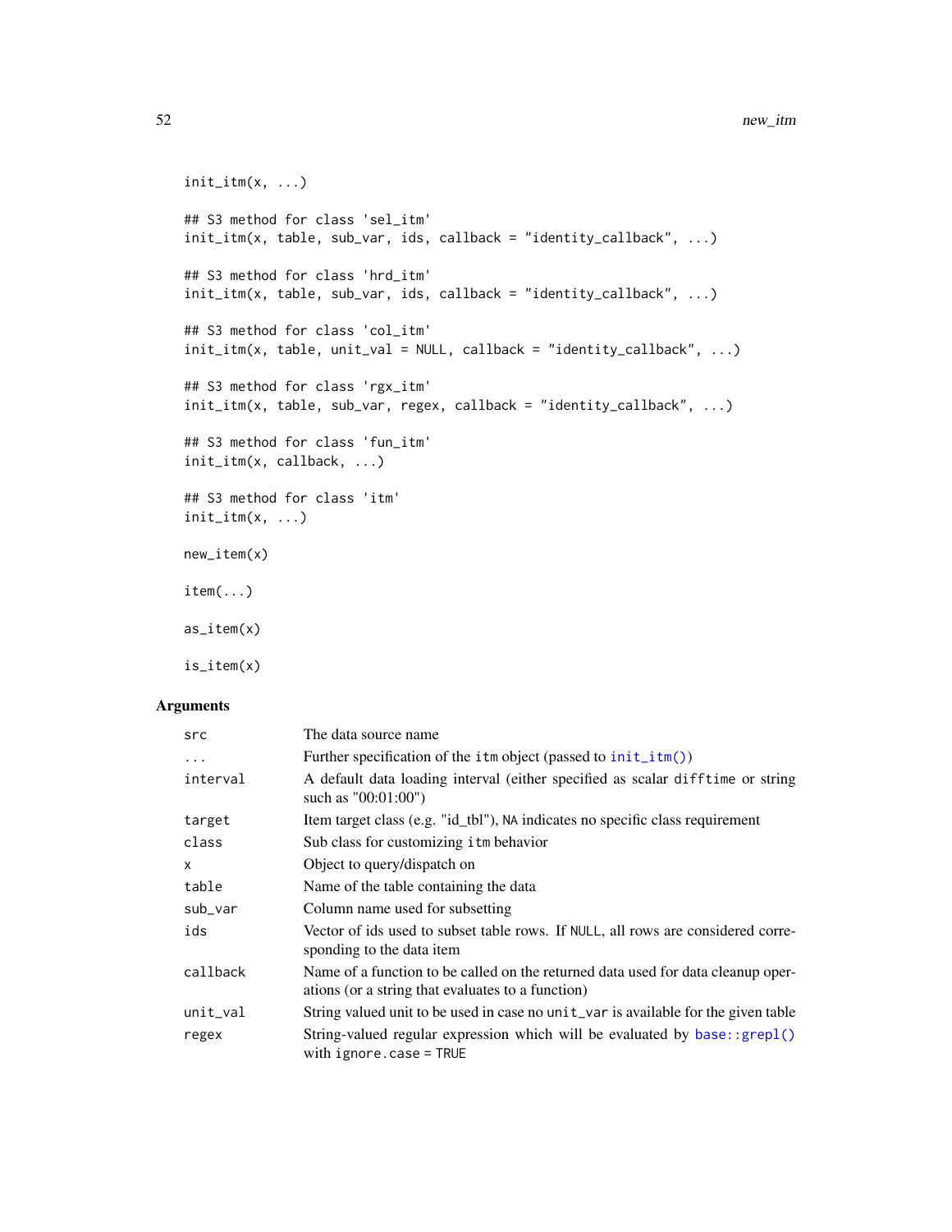```
init_itm(x, ...)

## S3 method for class 'sel_itm'
init_itm(x, table, sub_var, ids, callback = "identity_callback", ...)

## S3 method for class 'hrd_itm'
init_itm(x, table, sub_var, ids, callback = "identity_callback", ...)

## S3 method for class 'col_itm'
init_itm(x, table, unit_val = NULL, callback = "identity_callback", ...)

## S3 method for class 'rgx_itm'
init_itm(x, table, sub_var, regex, callback = "identity_callback", ...)

## S3 method for class 'fun_itm'
init_itm(x, callback, ...)

## S3 method for class 'itm'
init_itm(x, ...)

new_item(x)

item(...)

as_item(x)

is_item(x)
```

## Arguments

| | |
|---|---|
| `src` | The data source name |
| `...` | Further specification of the `itm` object (passed to `init_itm()`) |
| `interval` | A default data loading interval (either specified as scalar `difftime` or string such as "00:01:00") |
| `target` | Item target class (e.g. "id_tbl"), `NA` indicates no specific class requirement |
| `class` | Sub class for customizing `itm` behavior |
| `x` | Object to query/dispatch on |
| `table` | Name of the table containing the data |
| `sub_var` | Column name used for subsetting |
| `ids` | Vector of ids used to subset table rows. If `NULL`, all rows are considered corresponding to the data item |
| `callback` | Name of a function to be called on the returned data used for data cleanup operations (or a string that evaluates to a function) |
| `unit_val` | String valued unit to be used in case no `unit_var` is available for the given table |
| `regex` | String-valued regular expression which will be evaluated by `base::grepl()` with `ignore.case = TRUE` |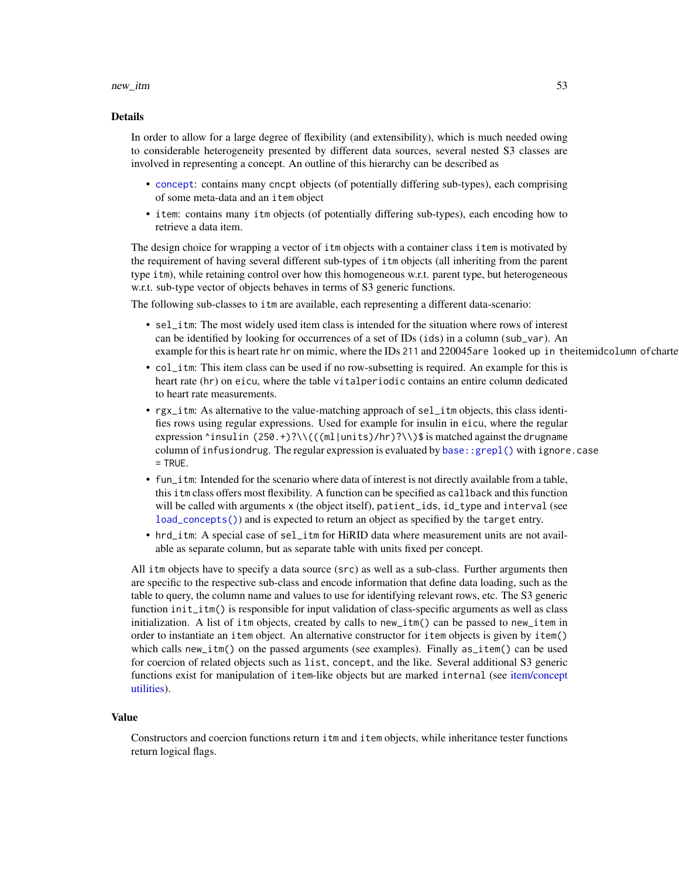## Details

In order to allow for a large degree of flexibility (and extensibility), which is much needed owing to considerable heterogeneity presented by different data sources, several nested S3 classes are involved in representing a concept. An outline of this hierarchy can be described as

- `concept`: contains many `cncpt` objects (of potentially differing sub-types), each comprising of some meta-data and an `item` object
- `item`: contains many `itm` objects (of potentially differing sub-types), each encoding how to retrieve a data item.

The design choice for wrapping a vector of `itm` objects with a container class `item` is motivated by the requirement of having several different sub-types of `itm` objects (all inheriting from the parent type `itm`), while retaining control over how this homogeneous w.r.t. parent type, but heterogeneous w.r.t. sub-type vector of objects behaves in terms of S3 generic functions.

The following sub-classes to `itm` are available, each representing a different data-scenario:

- `sel_itm`: The most widely used item class is intended for the situation where rows of interest can be identified by looking for occurrences of a set of IDs (`ids`) in a column (`sub_var`). An example for this is heart rate `hr` on mimic, where the IDs `211` and `220045are looked up in theitemidcolumn ofcharte`
- `col_itm`: This item class can be used if no row-subsetting is required. An example for this is heart rate (`hr`) on `eicu`, where the table `vitalperiodic` contains an entire column dedicated to heart rate measurements.
- `rgx_itm`: As alternative to the value-matching approach of `sel_itm` objects, this class identifies rows using regular expressions. Used for example for insulin in `eicu`, where the regular expression `^insulin (250.+)?\\(((ml|units)/hr)?\\)$` is matched against the `drugname` column of `infusiondrug`. The regular expression is evaluated by `base::grepl()` with `ignore.case = TRUE`.
- `fun_itm`: Intended for the scenario where data of interest is not directly available from a table, this `itm` class offers most flexibility. A function can be specified as `callback` and this function will be called with arguments `x` (the object itself), `patient_ids`, `id_type` and `interval` (see `load_concepts()`) and is expected to return an object as specified by the `target` entry.
- `hrd_itm`: A special case of `sel_itm` for HiRID data where measurement units are not available as separate column, but as separate table with units fixed per concept.

All `itm` objects have to specify a data source (`src`) as well as a sub-class. Further arguments then are specific to the respective sub-class and encode information that define data loading, such as the table to query, the column name and values to use for identifying relevant rows, etc. The S3 generic function `init_itm()` is responsible for input validation of class-specific arguments as well as class initialization. A list of `itm` objects, created by calls to `new_itm()` can be passed to `new_item` in order to instantiate an `item` object. An alternative constructor for `item` objects is given by `item()` which calls `new_itm()` on the passed arguments (see examples). Finally `as_item()` can be used for coercion of related objects such as `list`, `concept`, and the like. Several additional S3 generic functions exist for manipulation of `item`-like objects but are marked `internal` (see item/concept utilities).

## Value

Constructors and coercion functions return `itm` and `item` objects, while inheritance tester functions return logical flags.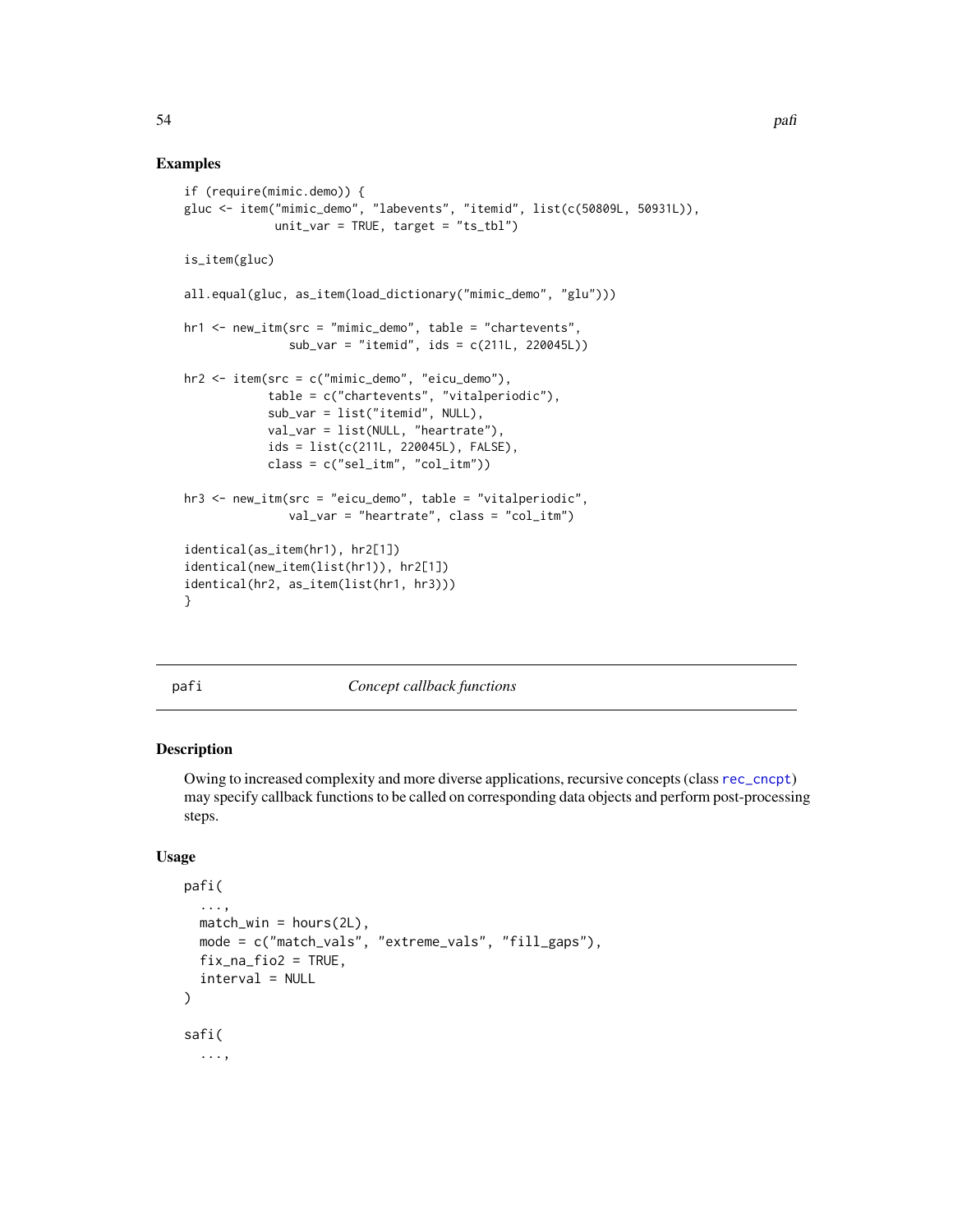## Examples

```
if (require(mimic.demo)) {
gluc <- item("mimic_demo", "labevents", "itemid", list(c(50809L, 50931L)),
             unit_var = TRUE, target = "ts_tbl")

is_item(gluc)

all.equal(gluc, as_item(load_dictionary("mimic_demo", "glu")))

hr1 <- new_itm(src = "mimic_demo", table = "chartevents",
               sub_var = "itemid", ids = c(211L, 220045L))

hr2 <- item(src = c("mimic_demo", "eicu_demo"),
            table = c("chartevents", "vitalperiodic"),
            sub_var = list("itemid", NULL),
            val_var = list(NULL, "heartrate"),
            ids = list(c(211L, 220045L), FALSE),
            class = c("sel_itm", "col_itm"))

hr3 <- new_itm(src = "eicu_demo", table = "vitalperiodic",
               val_var = "heartrate", class = "col_itm")

identical(as_item(hr1), hr2[1])
identical(new_item(list(hr1)), hr2[1])
identical(hr2, as_item(list(hr1, hr3)))
}
```

---

pafi — *Concept callback functions*

---

## Description

Owing to increased complexity and more diverse applications, recursive concepts (class rec_cncpt) may specify callback functions to be called on corresponding data objects and perform post-processing steps.

## Usage

```
pafi(
  ...,
  match_win = hours(2L),
  mode = c("match_vals", "extreme_vals", "fill_gaps"),
  fix_na_fio2 = TRUE,
  interval = NULL
)

safi(
  ...,
```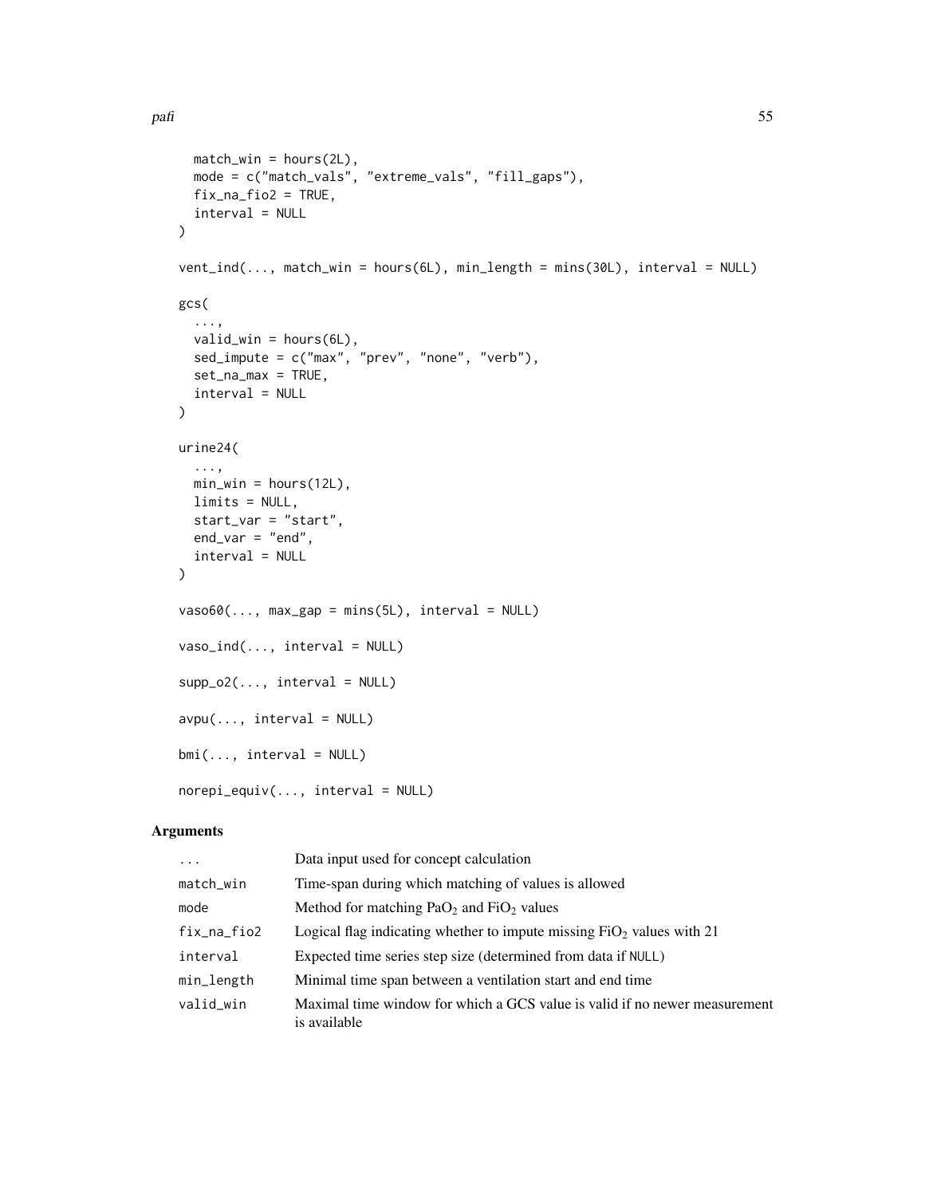```
  match_win = hours(2L),
  mode = c("match_vals", "extreme_vals", "fill_gaps"),
  fix_na_fio2 = TRUE,
  interval = NULL
)

vent_ind(..., match_win = hours(6L), min_length = mins(30L), interval = NULL)

gcs(
  ...,
  valid_win = hours(6L),
  sed_impute = c("max", "prev", "none", "verb"),
  set_na_max = TRUE,
  interval = NULL
)

urine24(
  ...,
  min_win = hours(12L),
  limits = NULL,
  start_var = "start",
  end_var = "end",
  interval = NULL
)

vaso60(..., max_gap = mins(5L), interval = NULL)

vaso_ind(..., interval = NULL)

supp_o2(..., interval = NULL)

avpu(..., interval = NULL)

bmi(..., interval = NULL)

norepi_equiv(..., interval = NULL)
```

## Arguments

| | |
|---|---|
| `...` | Data input used for concept calculation |
| `match_win` | Time-span during which matching of values is allowed |
| `mode` | Method for matching $PaO_2$ and $FiO_2$ values |
| `fix_na_fio2` | Logical flag indicating whether to impute missing $FiO_2$ values with 21 |
| `interval` | Expected time series step size (determined from data if `NULL`) |
| `min_length` | Minimal time span between a ventilation start and end time |
| `valid_win` | Maximal time window for which a GCS value is valid if no newer measurement is available |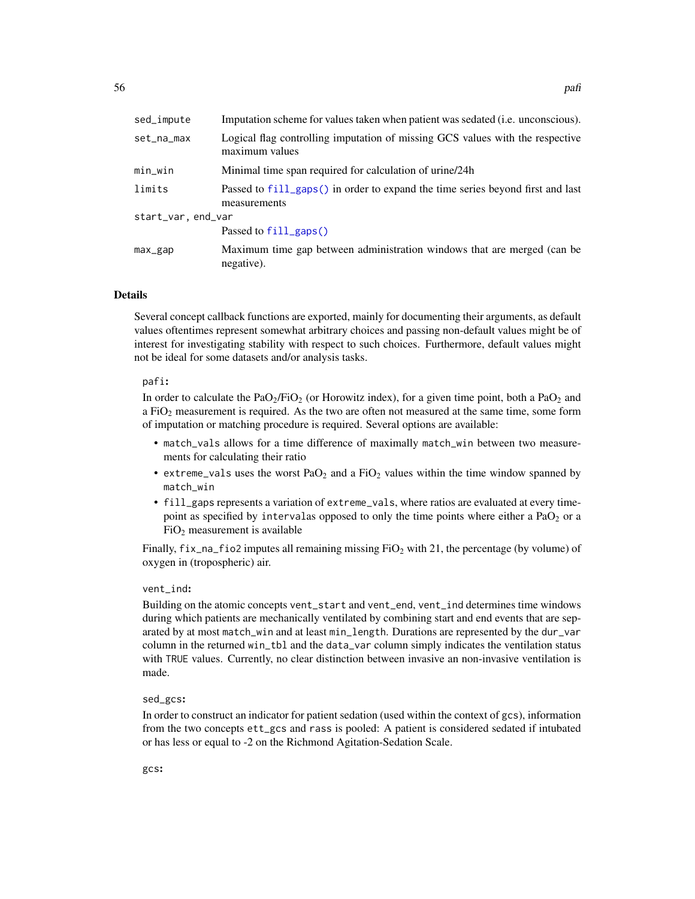| | |
|---|---|
| `sed_impute` | Imputation scheme for values taken when patient was sedated (i.e. unconscious). |
| `set_na_max` | Logical flag controlling imputation of missing GCS values with the respective maximum values |
| `min_win` | Minimal time span required for calculation of urine/24h |
| `limits` | Passed to `fill_gaps()` in order to expand the time series beyond first and last measurements |
| `start_var, end_var` | Passed to `fill_gaps()` |
| `max_gap` | Maximum time gap between administration windows that are merged (can be negative). |

## Details

Several concept callback functions are exported, mainly for documenting their arguments, as default values oftentimes represent somewhat arbitrary choices and passing non-default values might be of interest for investigating stability with respect to such choices. Furthermore, default values might not be ideal for some datasets and/or analysis tasks.

**`pafi`:**

In order to calculate the $PaO_2/FiO_2$ (or Horowitz index), for a given time point, both a $PaO_2$ and a $FiO_2$ measurement is required. As the two are often not measured at the same time, some form of imputation or matching procedure is required. Several options are available:

- `match_vals` allows for a time difference of maximally `match_win` between two measurements for calculating their ratio
- `extreme_vals` uses the worst $PaO_2$ and a $FiO_2$ values within the time window spanned by `match_win`
- `fill_gaps` represents a variation of `extreme_vals`, where ratios are evaluated at every time-point as specified by `interval`as opposed to only the time points where either a $PaO_2$ or a $FiO_2$ measurement is available

Finally, `fix_na_fio2` imputes all remaining missing $FiO_2$ with 21, the percentage (by volume) of oxygen in (tropospheric) air.

**`vent_ind`:**

Building on the atomic concepts `vent_start` and `vent_end`, `vent_ind` determines time windows during which patients are mechanically ventilated by combining start and end events that are separated by at most `match_win` and at least `min_length`. Durations are represented by the `dur_var` column in the returned `win_tbl` and the `data_var` column simply indicates the ventilation status with `TRUE` values. Currently, no clear distinction between invasive an non-invasive ventilation is made.

**`sed_gcs`:**

In order to construct an indicator for patient sedation (used within the context of `gcs`), information from the two concepts `ett_gcs` and `rass` is pooled: A patient is considered sedated if intubated or has less or equal to -2 on the Richmond Agitation-Sedation Scale.

**`gcs`:**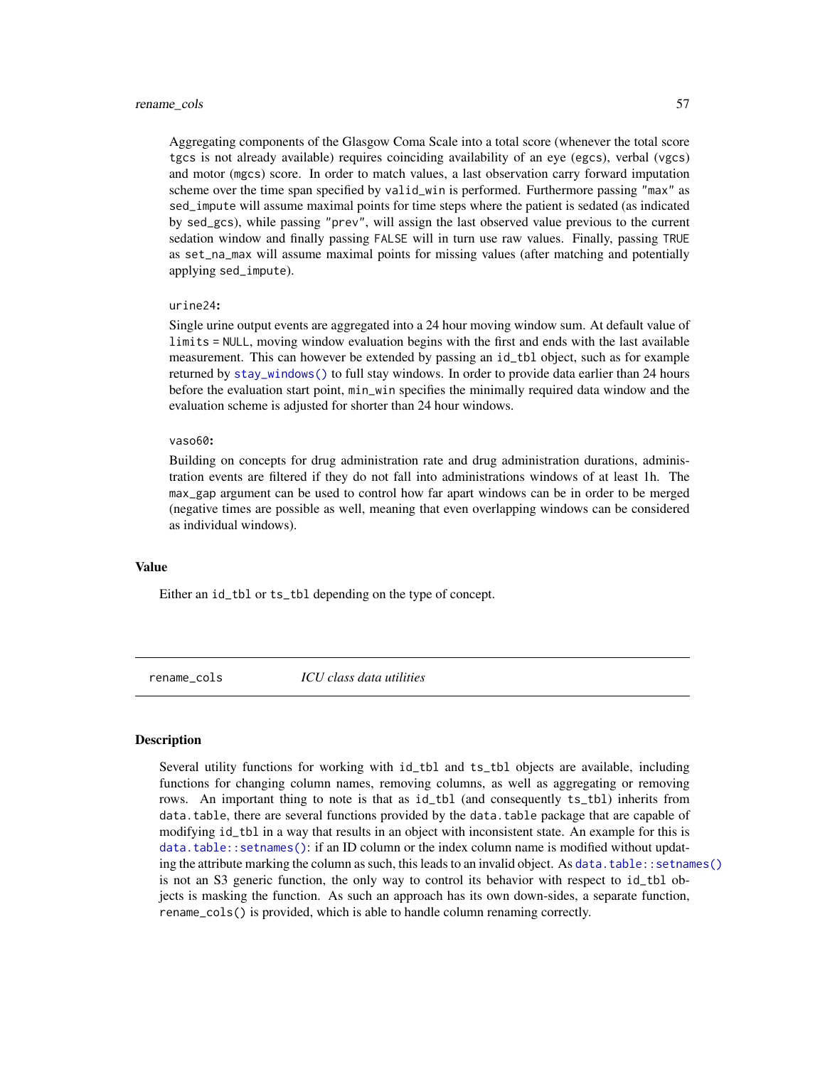Aggregating components of the Glasgow Coma Scale into a total score (whenever the total score `tgcs` is not already available) requires coinciding availability of an eye (`egcs`), verbal (`vgcs`) and motor (`mgcs`) score. In order to match values, a last observation carry forward imputation scheme over the time span specified by `valid_win` is performed. Furthermore passing `"max"` as `sed_impute` will assume maximal points for time steps where the patient is sedated (as indicated by `sed_gcs`), while passing `"prev"`, will assign the last observed value previous to the current sedation window and finally passing `FALSE` will in turn use raw values. Finally, passing `TRUE` as `set_na_max` will assume maximal points for missing values (after matching and potentially applying `sed_impute`).

`urine24`:

Single urine output events are aggregated into a 24 hour moving window sum. At default value of `limits = NULL`, moving window evaluation begins with the first and ends with the last available measurement. This can however be extended by passing an `id_tbl` object, such as for example returned by `stay_windows()` to full stay windows. In order to provide data earlier than 24 hours before the evaluation start point, `min_win` specifies the minimally required data window and the evaluation scheme is adjusted for shorter than 24 hour windows.

`vaso60`:

Building on concepts for drug administration rate and drug administration durations, administration events are filtered if they do not fall into administrations windows of at least 1h. The `max_gap` argument can be used to control how far apart windows can be in order to be merged (negative times are possible as well, meaning that even overlapping windows can be considered as individual windows).

## Value

Either an `id_tbl` or `ts_tbl` depending on the type of concept.

---

`rename_cols` *ICU class data utilities*

---

## Description

Several utility functions for working with `id_tbl` and `ts_tbl` objects are available, including functions for changing column names, removing columns, as well as aggregating or removing rows. An important thing to note is that as `id_tbl` (and consequently `ts_tbl`) inherits from `data.table`, there are several functions provided by the `data.table` package that are capable of modifying `id_tbl` in a way that results in an object with inconsistent state. An example for this is `data.table::setnames()`: if an ID column or the index column name is modified without updating the attribute marking the column as such, this leads to an invalid object. As `data.table::setnames()` is not an S3 generic function, the only way to control its behavior with respect to `id_tbl` objects is masking the function. As such an approach has its own down-sides, a separate function, `rename_cols()` is provided, which is able to handle column renaming correctly.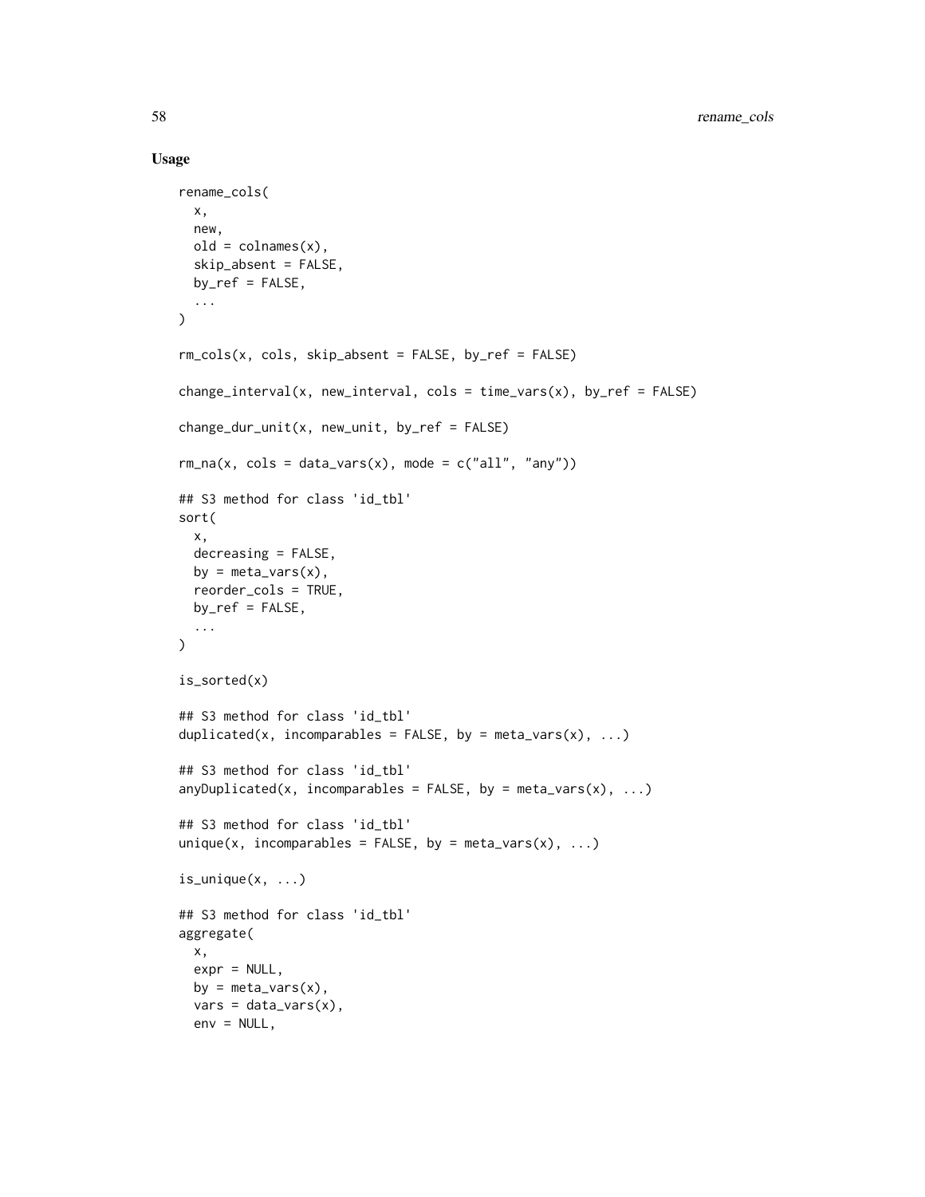### Usage

```
rename_cols(
  x,
  new,
  old = colnames(x),
  skip_absent = FALSE,
  by_ref = FALSE,
  ...
)

rm_cols(x, cols, skip_absent = FALSE, by_ref = FALSE)

change_interval(x, new_interval, cols = time_vars(x), by_ref = FALSE)

change_dur_unit(x, new_unit, by_ref = FALSE)

rm_na(x, cols = data_vars(x), mode = c("all", "any"))

## S3 method for class 'id_tbl'
sort(
  x,
  decreasing = FALSE,
  by = meta_vars(x),
  reorder_cols = TRUE,
  by_ref = FALSE,
  ...
)

is_sorted(x)

## S3 method for class 'id_tbl'
duplicated(x, incomparables = FALSE, by = meta_vars(x), ...)

## S3 method for class 'id_tbl'
anyDuplicated(x, incomparables = FALSE, by = meta_vars(x), ...)

## S3 method for class 'id_tbl'
unique(x, incomparables = FALSE, by = meta_vars(x), ...)

is_unique(x, ...)

## S3 method for class 'id_tbl'
aggregate(
  x,
  expr = NULL,
  by = meta_vars(x),
  vars = data_vars(x),
  env = NULL,
```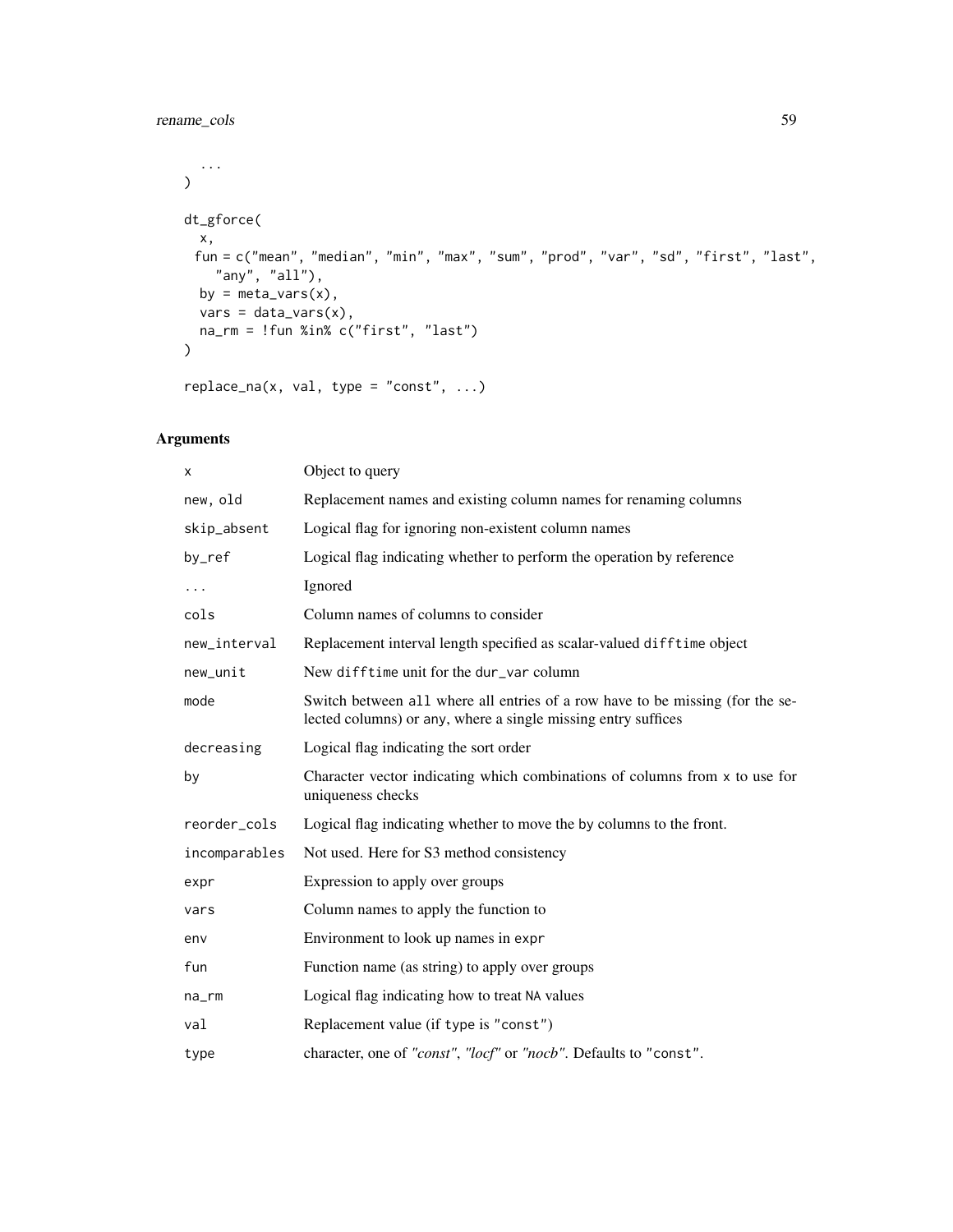```
  ...
)

dt_gforce(
  x,
 fun = c("mean", "median", "min", "max", "sum", "prod", "var", "sd", "first", "last",
    "any", "all"),
  by = meta_vars(x),
  vars = data_vars(x),
  na_rm = !fun %in% c("first", "last")
)

replace_na(x, val, type = "const", ...)
```

## Arguments

| | |
|---|---|
| `x` | Object to query |
| `new, old` | Replacement names and existing column names for renaming columns |
| `skip_absent` | Logical flag for ignoring non-existent column names |
| `by_ref` | Logical flag indicating whether to perform the operation by reference |
| `...` | Ignored |
| `cols` | Column names of columns to consider |
| `new_interval` | Replacement interval length specified as scalar-valued `difftime` object |
| `new_unit` | New `difftime` unit for the `dur_var` column |
| `mode` | Switch between `all` where all entries of a row have to be missing (for the selected columns) or `any`, where a single missing entry suffices |
| `decreasing` | Logical flag indicating the sort order |
| `by` | Character vector indicating which combinations of columns from `x` to use for uniqueness checks |
| `reorder_cols` | Logical flag indicating whether to move the `by` columns to the front. |
| `incomparables` | Not used. Here for S3 method consistency |
| `expr` | Expression to apply over groups |
| `vars` | Column names to apply the function to |
| `env` | Environment to look up names in `expr` |
| `fun` | Function name (as string) to apply over groups |
| `na_rm` | Logical flag indicating how to treat `NA` values |
| `val` | Replacement value (if `type` is `"const"`) |
| `type` | character, one of *"const"*, *"locf"* or *"nocb"*. Defaults to `"const"`. |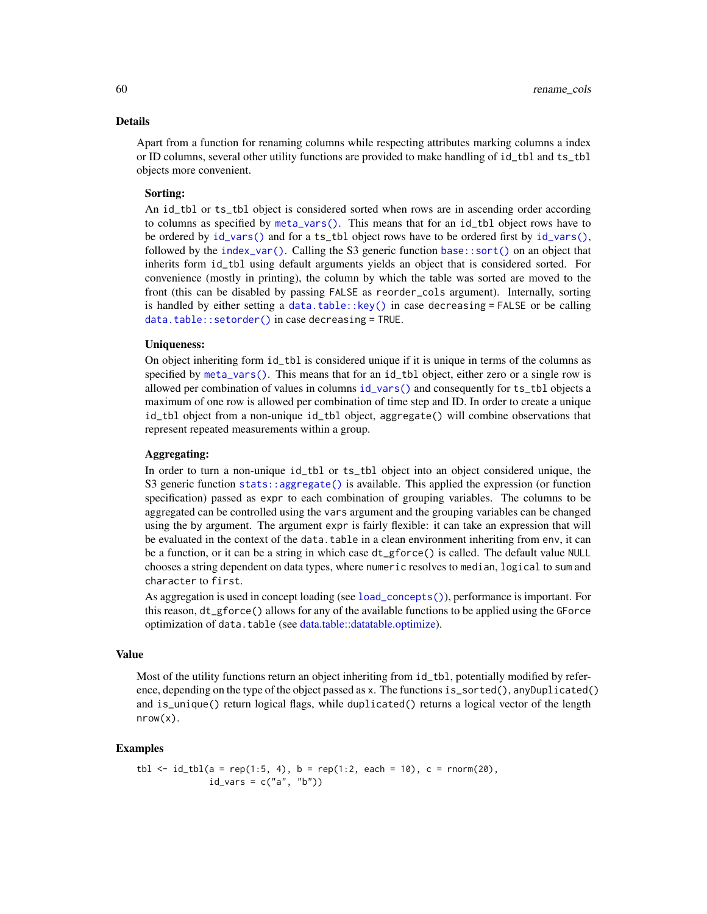## Details

Apart from a function for renaming columns while respecting attributes marking columns a index or ID columns, several other utility functions are provided to make handling of `id_tbl` and `ts_tbl` objects more convenient.

**Sorting:**

An `id_tbl` or `ts_tbl` object is considered sorted when rows are in ascending order according to columns as specified by `meta_vars()`. This means that for an `id_tbl` object rows have to be ordered by `id_vars()` and for a `ts_tbl` object rows have to be ordered first by `id_vars()`, followed by the `index_var()`. Calling the S3 generic function `base::sort()` on an object that inherits form `id_tbl` using default arguments yields an object that is considered sorted. For convenience (mostly in printing), the column by which the table was sorted are moved to the front (this can be disabled by passing `FALSE` as `reorder_cols` argument). Internally, sorting is handled by either setting a `data.table::key()` in case `decreasing = FALSE` or be calling `data.table::setorder()` in case `decreasing = TRUE`.

**Uniqueness:**

On object inheriting form `id_tbl` is considered unique if it is unique in terms of the columns as specified by `meta_vars()`. This means that for an `id_tbl` object, either zero or a single row is allowed per combination of values in columns `id_vars()` and consequently for `ts_tbl` objects a maximum of one row is allowed per combination of time step and ID. In order to create a unique `id_tbl` object from a non-unique `id_tbl` object, `aggregate()` will combine observations that represent repeated measurements within a group.

**Aggregating:**

In order to turn a non-unique `id_tbl` or `ts_tbl` object into an object considered unique, the S3 generic function `stats::aggregate()` is available. This applied the expression (or function specification) passed as `expr` to each combination of grouping variables. The columns to be aggregated can be controlled using the `vars` argument and the grouping variables can be changed using the `by` argument. The argument `expr` is fairly flexible: it can take an expression that will be evaluated in the context of the `data.table` in a clean environment inheriting from `env`, it can be a function, or it can be a string in which case `dt_gforce()` is called. The default value `NULL` chooses a string dependent on data types, where `numeric` resolves to `median`, `logical` to `sum` and `character` to `first`.

As aggregation is used in concept loading (see `load_concepts()`), performance is important. For this reason, `dt_gforce()` allows for any of the available functions to be applied using the `GForce` optimization of `data.table` (see data.table::datatable.optimize).

## Value

Most of the utility functions return an object inheriting from `id_tbl`, potentially modified by reference, depending on the type of the object passed as `x`. The functions `is_sorted()`, `anyDuplicated()` and `is_unique()` return logical flags, while `duplicated()` returns a logical vector of the length `nrow(x)`.

## Examples

```
tbl <- id_tbl(a = rep(1:5, 4), b = rep(1:2, each = 10), c = rnorm(20),
              id_vars = c("a", "b"))
```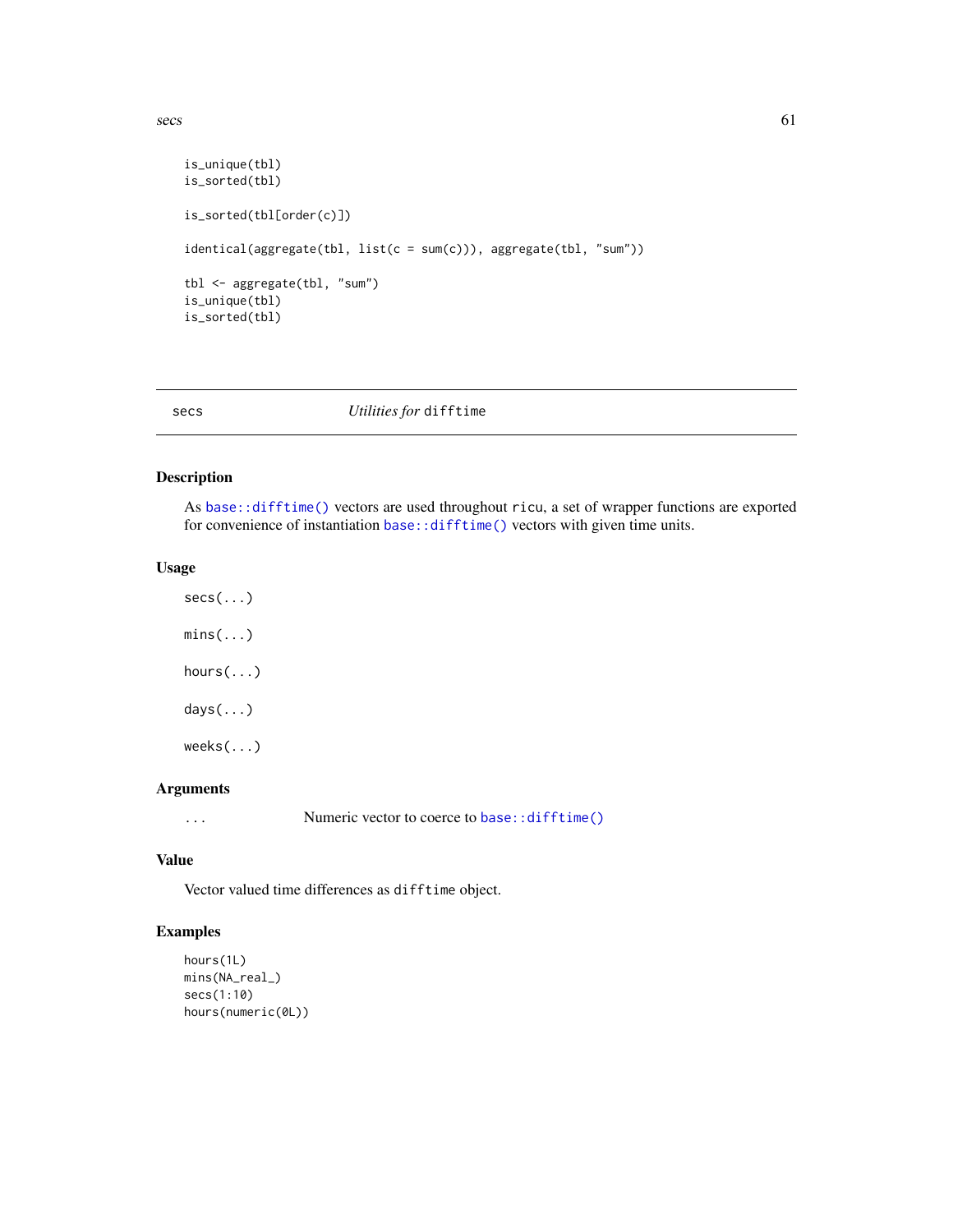```
is_unique(tbl)
is_sorted(tbl)

is_sorted(tbl[order(c)])

identical(aggregate(tbl, list(c = sum(c))), aggregate(tbl, "sum"))

tbl <- aggregate(tbl, "sum")
is_unique(tbl)
is_sorted(tbl)
```

---

## secs — *Utilities for* `difftime`

### Description

As `base::difftime()` vectors are used throughout `ricu`, a set of wrapper functions are exported for convenience of instantiation `base::difftime()` vectors with given time units.

### Usage

```
secs(...)

mins(...)

hours(...)

days(...)

weeks(...)
```

### Arguments

| | |
|---|---|
| `...` | Numeric vector to coerce to `base::difftime()` |

### Value

Vector valued time differences as `difftime` object.

### Examples

```
hours(1L)
mins(NA_real_)
secs(1:10)
hours(numeric(0L))
```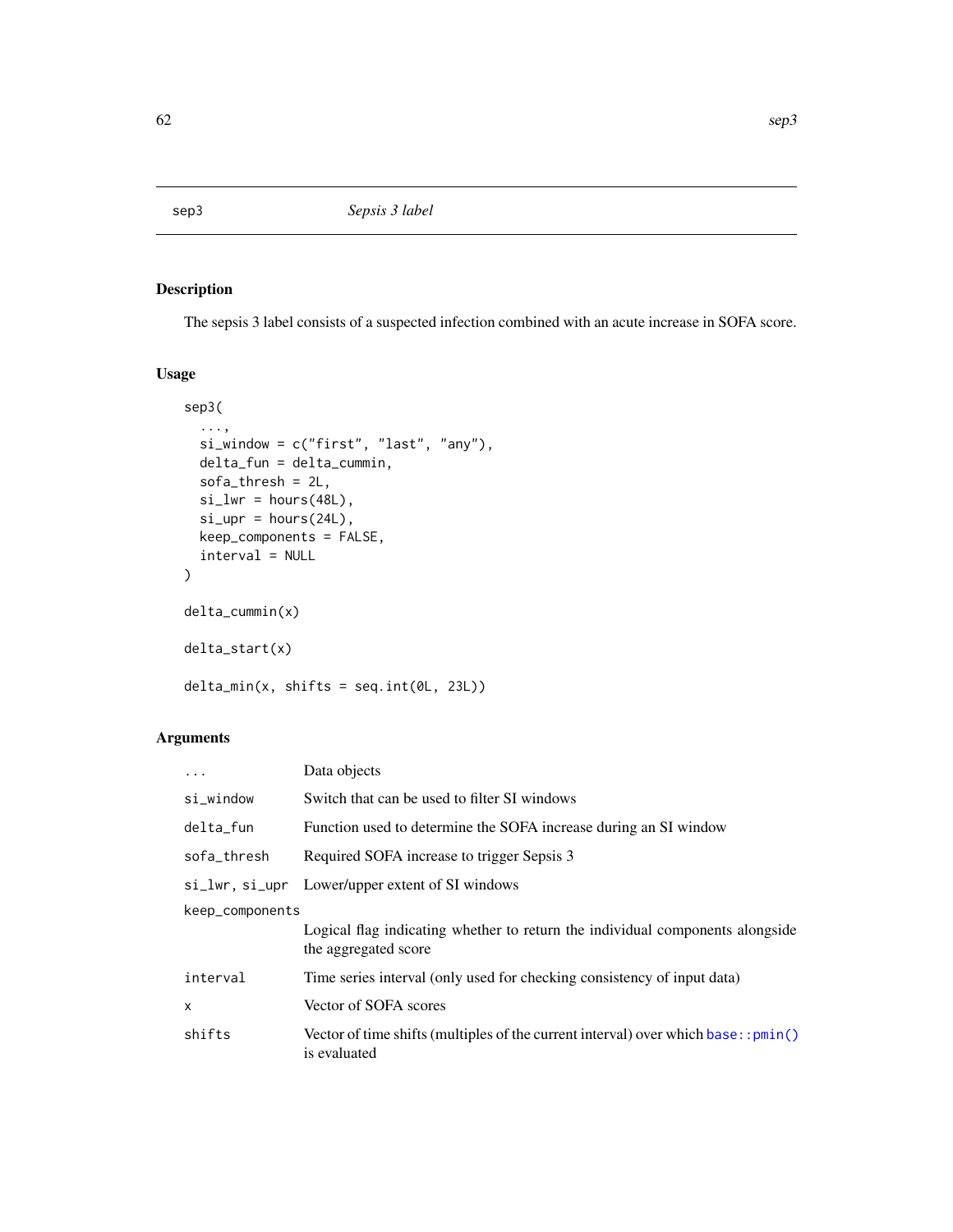## sep3 — *Sepsis 3 label*

### Description

The sepsis 3 label consists of a suspected infection combined with an acute increase in SOFA score.

### Usage

```
sep3(
  ...,
  si_window = c("first", "last", "any"),
  delta_fun = delta_cummin,
  sofa_thresh = 2L,
  si_lwr = hours(48L),
  si_upr = hours(24L),
  keep_components = FALSE,
  interval = NULL
)

delta_cummin(x)

delta_start(x)

delta_min(x, shifts = seq.int(0L, 23L))
```

### Arguments

| | |
|---|---|
| `...` | Data objects |
| `si_window` | Switch that can be used to filter SI windows |
| `delta_fun` | Function used to determine the SOFA increase during an SI window |
| `sofa_thresh` | Required SOFA increase to trigger Sepsis 3 |
| `si_lwr, si_upr` | Lower/upper extent of SI windows |
| `keep_components` | Logical flag indicating whether to return the individual components alongside the aggregated score |
| `interval` | Time series interval (only used for checking consistency of input data) |
| `x` | Vector of SOFA scores |
| `shifts` | Vector of time shifts (multiples of the current interval) over which `base::pmin()` is evaluated |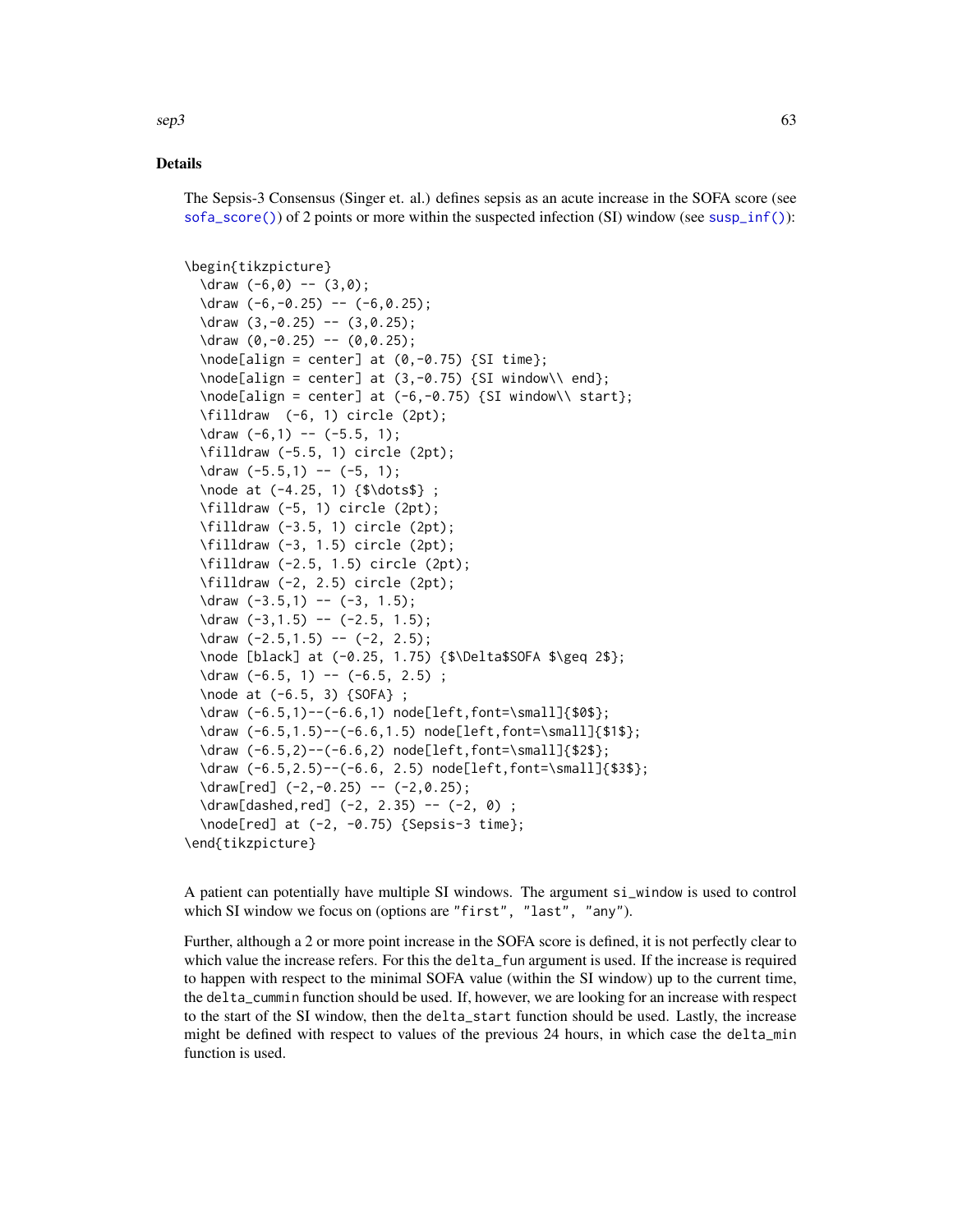## Details

The Sepsis-3 Consensus (Singer et. al.) defines sepsis as an acute increase in the SOFA score (see `sofa_score()`) of 2 points or more within the suspected infection (SI) window (see `susp_inf()`):

```
\begin{tikzpicture}
  \draw (-6,0) -- (3,0);
  \draw (-6,-0.25) -- (-6,0.25);
  \draw (3,-0.25) -- (3,0.25);
  \draw (0,-0.25) -- (0,0.25);
  \node[align = center] at (0,-0.75) {SI time};
  \node[align = center] at (3,-0.75) {SI window\\ end};
  \node[align = center] at (-6,-0.75) {SI window\\ start};
  \filldraw  (-6, 1) circle (2pt);
  \draw (-6,1) -- (-5.5, 1);
  \filldraw (-5.5, 1) circle (2pt);
  \draw (-5.5,1) -- (-5, 1);
  \node at (-4.25, 1) {$\dots$} ;
  \filldraw (-5, 1) circle (2pt);
  \filldraw (-3.5, 1) circle (2pt);
  \filldraw (-3, 1.5) circle (2pt);
  \filldraw (-2.5, 1.5) circle (2pt);
  \filldraw (-2, 2.5) circle (2pt);
  \draw (-3.5,1) -- (-3, 1.5);
  \draw (-3,1.5) -- (-2.5, 1.5);
  \draw (-2.5,1.5) -- (-2, 2.5);
  \node [black] at (-0.25, 1.75) {$\Delta$SOFA $\geq 2$};
  \draw (-6.5, 1) -- (-6.5, 2.5) ;
  \node at (-6.5, 3) {SOFA} ;
  \draw (-6.5,1)--(-6.6,1) node[left,font=\small]{$0$};
  \draw (-6.5,1.5)--(-6.6,1.5) node[left,font=\small]{$1$};
  \draw (-6.5,2)--(-6.6,2) node[left,font=\small]{$2$};
  \draw (-6.5,2.5)--(-6.6, 2.5) node[left,font=\small]{$3$};
  \draw[red] (-2,-0.25) -- (-2,0.25);
  \draw[dashed,red] (-2, 2.35) -- (-2, 0) ;
  \node[red] at (-2, -0.75) {Sepsis-3 time};
\end{tikzpicture}
```

A patient can potentially have multiple SI windows. The argument `si_window` is used to control which SI window we focus on (options are `"first"`, `"last"`, `"any"`).

Further, although a 2 or more point increase in the SOFA score is defined, it is not perfectly clear to which value the increase refers. For this the `delta_fun` argument is used. If the increase is required to happen with respect to the minimal SOFA value (within the SI window) up to the current time, the `delta_cummin` function should be used. If, however, we are looking for an increase with respect to the start of the SI window, then the `delta_start` function should be used. Lastly, the increase might be defined with respect to values of the previous 24 hours, in which case the `delta_min` function is used.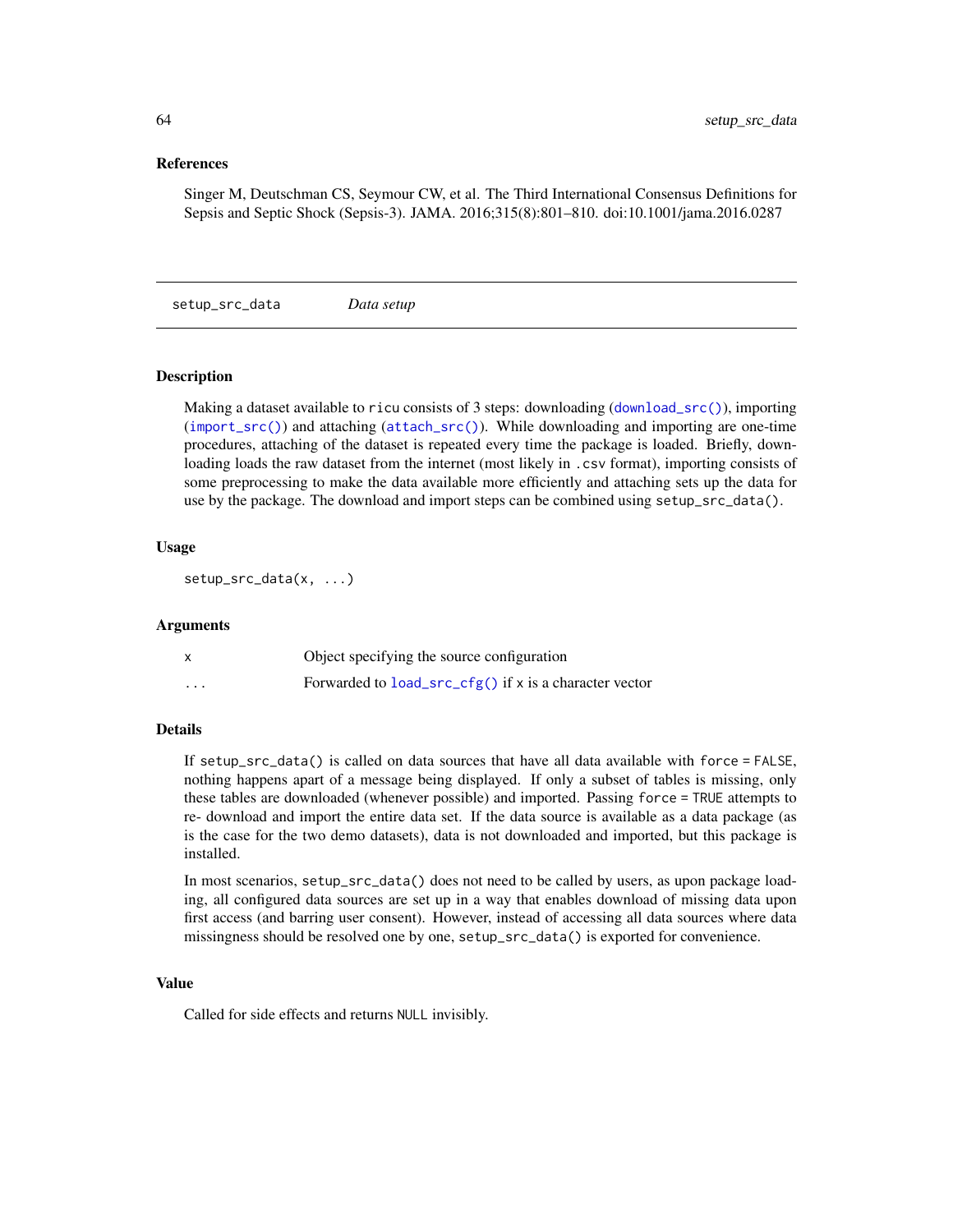### References

Singer M, Deutschman CS, Seymour CW, et al. The Third International Consensus Definitions for Sepsis and Septic Shock (Sepsis-3). JAMA. 2016;315(8):801–810. doi:10.1001/jama.2016.0287

---

## setup_src_data — *Data setup*

---

### Description

Making a dataset available to `ricu` consists of 3 steps: downloading (`download_src()`), importing (`import_src()`) and attaching (`attach_src()`). While downloading and importing are one-time procedures, attaching of the dataset is repeated every time the package is loaded. Briefly, downloading loads the raw dataset from the internet (most likely in `.csv` format), importing consists of some preprocessing to make the data available more efficiently and attaching sets up the data for use by the package. The download and import steps can be combined using `setup_src_data()`.

### Usage

```
setup_src_data(x, ...)
```

### Arguments

| | |
|---|---|
| `x` | Object specifying the source configuration |
| `...` | Forwarded to `load_src_cfg()` if `x` is a character vector |

### Details

If `setup_src_data()` is called on data sources that have all data available with `force = FALSE`, nothing happens apart of a message being displayed. If only a subset of tables is missing, only these tables are downloaded (whenever possible) and imported. Passing `force = TRUE` attempts to re- download and import the entire data set. If the data source is available as a data package (as is the case for the two demo datasets), data is not downloaded and imported, but this package is installed.

In most scenarios, `setup_src_data()` does not need to be called by users, as upon package loading, all configured data sources are set up in a way that enables download of missing data upon first access (and barring user consent). However, instead of accessing all data sources where data missingness should be resolved one by one, `setup_src_data()` is exported for convenience.

### Value

Called for side effects and returns `NULL` invisibly.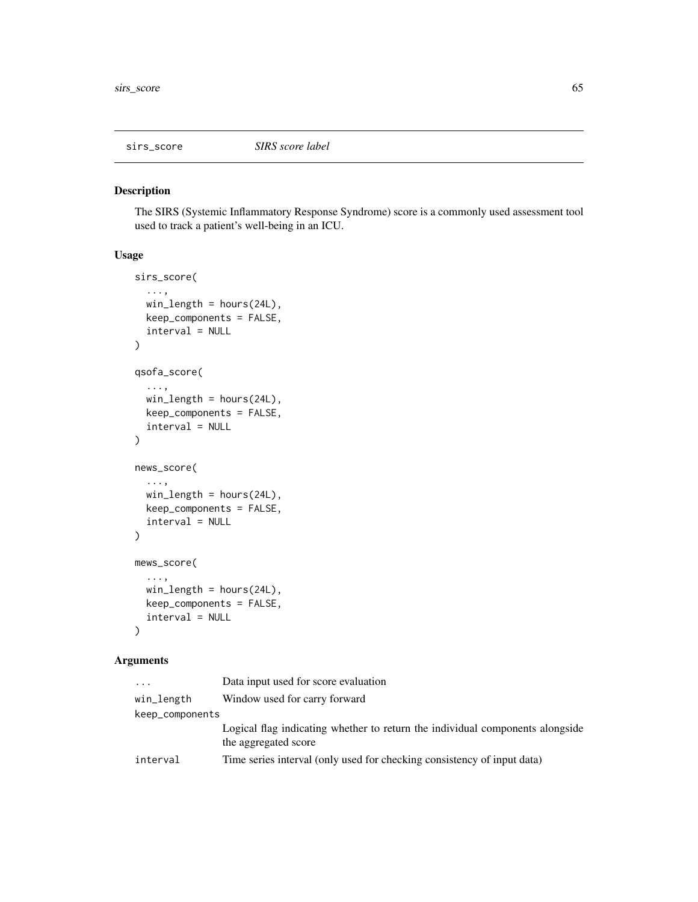# sirs_score *SIRS score label*

## Description

The SIRS (Systemic Inflammatory Response Syndrome) score is a commonly used assessment tool used to track a patient's well-being in an ICU.

## Usage

```
sirs_score(
  ...,
  win_length = hours(24L),
  keep_components = FALSE,
  interval = NULL
)

qsofa_score(
  ...,
  win_length = hours(24L),
  keep_components = FALSE,
  interval = NULL
)

news_score(
  ...,
  win_length = hours(24L),
  keep_components = FALSE,
  interval = NULL
)

mews_score(
  ...,
  win_length = hours(24L),
  keep_components = FALSE,
  interval = NULL
)
```

## Arguments

| | |
|---|---|
| `...` | Data input used for score evaluation |
| `win_length` | Window used for carry forward |
| `keep_components` | Logical flag indicating whether to return the individual components alongside the aggregated score |
| `interval` | Time series interval (only used for checking consistency of input data) |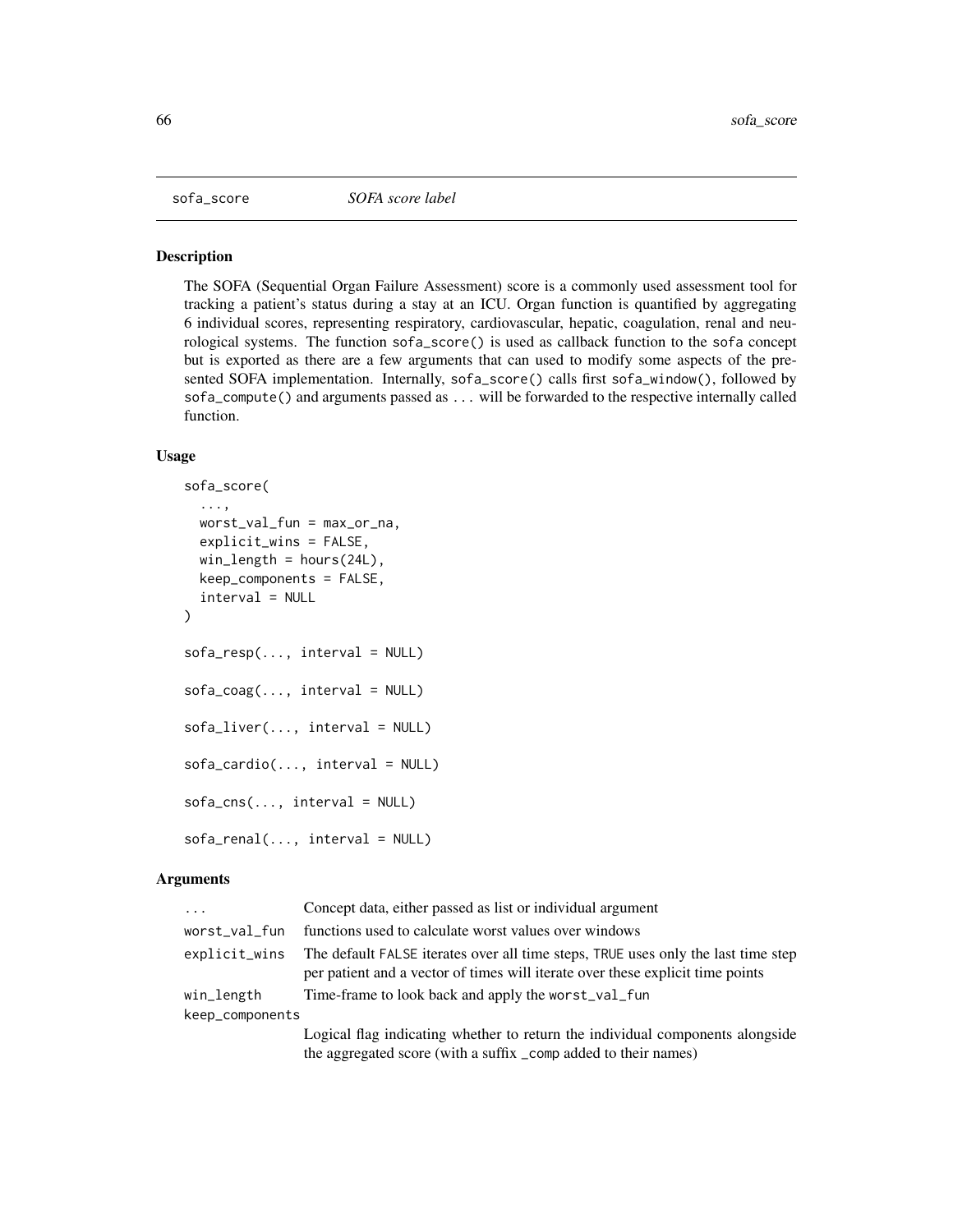## sofa_score — *SOFA score label*

### Description

The SOFA (Sequential Organ Failure Assessment) score is a commonly used assessment tool for tracking a patient's status during a stay at an ICU. Organ function is quantified by aggregating 6 individual scores, representing respiratory, cardiovascular, hepatic, coagulation, renal and neurological systems. The function `sofa_score()` is used as callback function to the `sofa` concept but is exported as there are a few arguments that can used to modify some aspects of the presented SOFA implementation. Internally, `sofa_score()` calls first `sofa_window()`, followed by `sofa_compute()` and arguments passed as `...` will be forwarded to the respective internally called function.

### Usage

```
sofa_score(
  ...,
  worst_val_fun = max_or_na,
  explicit_wins = FALSE,
  win_length = hours(24L),
  keep_components = FALSE,
  interval = NULL
)

sofa_resp(..., interval = NULL)

sofa_coag(..., interval = NULL)

sofa_liver(..., interval = NULL)

sofa_cardio(..., interval = NULL)

sofa_cns(..., interval = NULL)

sofa_renal(..., interval = NULL)
```

### Arguments

| | |
|---|---|
| `...` | Concept data, either passed as list or individual argument |
| `worst_val_fun` | functions used to calculate worst values over windows |
| `explicit_wins` | The default `FALSE` iterates over all time steps, `TRUE` uses only the last time step per patient and a vector of times will iterate over these explicit time points |
| `win_length` | Time-frame to look back and apply the `worst_val_fun` |
| `keep_components` | Logical flag indicating whether to return the individual components alongside the aggregated score (with a suffix `_comp` added to their names) |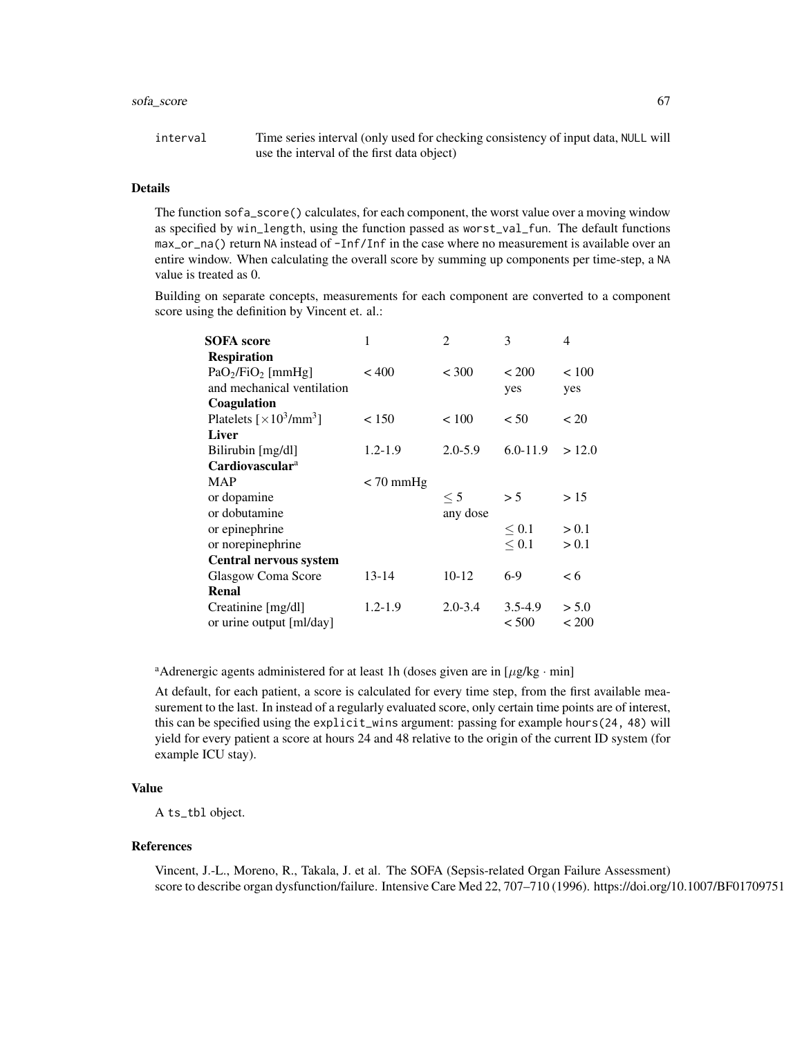| | |
|---|---|
| `interval` | Time series interval (only used for checking consistency of input data, `NULL` will use the interval of the first data object) |

### Details

The function `sofa_score()` calculates, for each component, the worst value over a moving window as specified by `win_length`, using the function passed as `worst_val_fun`. The default functions `max_or_na()` return `NA` instead of `-Inf/Inf` in the case where no measurement is available over an entire window. When calculating the overall score by summing up components per time-step, a `NA` value is treated as 0.

Building on separate concepts, measurements for each component are converted to a component score using the definition by Vincent et. al.:

| **SOFA score** | 1 | 2 | 3 | 4 |
|---|---|---|---|---|
| **Respiration** | | | | |
| $PaO_2/FiO_2$ [mmHg] | < 400 | < 300 | < 200 | < 100 |
| and mechanical ventilation | | | yes | yes |
| **Coagulation** | | | | |
| Platelets [$\times 10^3/mm^3$] | < 150 | < 100 | < 50 | < 20 |
| **Liver** | | | | |
| Bilirubin [mg/dl] | 1.2-1.9 | 2.0-5.9 | 6.0-11.9 | > 12.0 |
| **Cardiovascular**[a] | | | | |
| MAP | < 70 mmHg | | | |
| or dopamine | | $\leq 5$ | > 5 | > 15 |
| or dobutamine | | any dose | | |
| or epinephrine | | | $\leq 0.1$ | > 0.1 |
| or norepinephrine | | | $\leq 0.1$ | > 0.1 |
| **Central nervous system** | | | | |
| Glasgow Coma Score | 13-14 | 10-12 | 6-9 | < 6 |
| **Renal** | | | | |
| Creatinine [mg/dl] | 1.2-1.9 | 2.0-3.4 | 3.5-4.9 | > 5.0 |
| or urine output [ml/day] | | | < 500 | < 200 |

[a]Adrenergic agents administered for at least 1h (doses given are in [$\mu$g/kg $\cdot$ min]

At default, for each patient, a score is calculated for every time step, from the first available measurement to the last. In instead of a regularly evaluated score, only certain time points are of interest, this can be specified using the `explicit_wins` argument: passing for example `hours(24, 48)` will yield for every patient a score at hours 24 and 48 relative to the origin of the current ID system (for example ICU stay).

### Value

A `ts_tbl` object.

### References

Vincent, J.-L., Moreno, R., Takala, J. et al. The SOFA (Sepsis-related Organ Failure Assessment) score to describe organ dysfunction/failure. Intensive Care Med 22, 707–710 (1996). https://doi.org/10.1007/BF01709751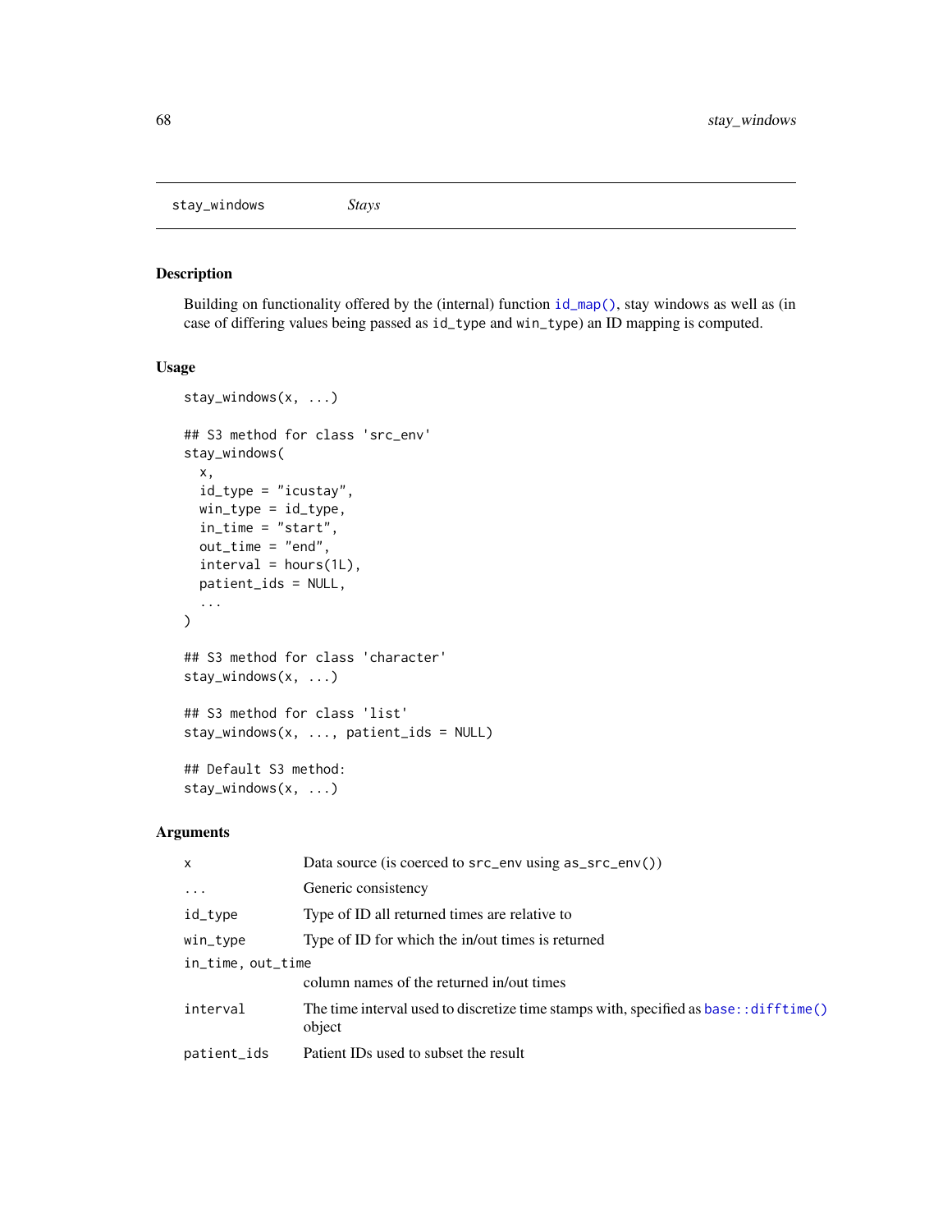stay_windows *Stays*

### Description

Building on functionality offered by the (internal) function `id_map()`, stay windows as well as (in case of differing values being passed as `id_type` and `win_type`) an ID mapping is computed.

### Usage

```
stay_windows(x, ...)

## S3 method for class 'src_env'
stay_windows(
  x,
  id_type = "icustay",
  win_type = id_type,
  in_time = "start",
  out_time = "end",
  interval = hours(1L),
  patient_ids = NULL,
  ...
)

## S3 method for class 'character'
stay_windows(x, ...)

## S3 method for class 'list'
stay_windows(x, ..., patient_ids = NULL)

## Default S3 method:
stay_windows(x, ...)
```

### Arguments

| | |
|---|---|
| `x` | Data source (is coerced to `src_env` using `as_src_env()`) |
| `...` | Generic consistency |
| `id_type` | Type of ID all returned times are relative to |
| `win_type` | Type of ID for which the in/out times is returned |
| `in_time, out_time` | column names of the returned in/out times |
| `interval` | The time interval used to discretize time stamps with, specified as `base::difftime()` object |
| `patient_ids` | Patient IDs used to subset the result |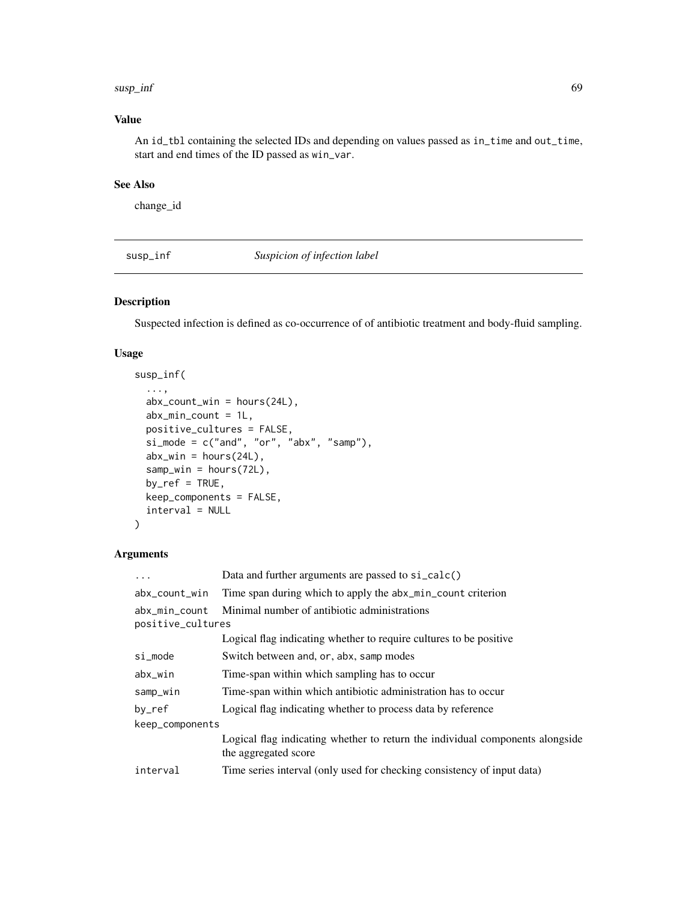### Value

An id_tbl containing the selected IDs and depending on values passed as in_time and out_time, start and end times of the ID passed as win_var.

### See Also

change_id

---

## susp_inf — *Suspicion of infection label*

### Description

Suspected infection is defined as co-occurrence of of antibiotic treatment and body-fluid sampling.

### Usage

```
susp_inf(
  ...,
  abx_count_win = hours(24L),
  abx_min_count = 1L,
  positive_cultures = FALSE,
  si_mode = c("and", "or", "abx", "samp"),
  abx_win = hours(24L),
  samp_win = hours(72L),
  by_ref = TRUE,
  keep_components = FALSE,
  interval = NULL
)
```

### Arguments

| | |
|---|---|
| ... | Data and further arguments are passed to si_calc() |
| abx_count_win | Time span during which to apply the abx_min_count criterion |
| abx_min_count | Minimal number of antibiotic administrations |
| positive_cultures | Logical flag indicating whether to require cultures to be positive |
| si_mode | Switch between and, or, abx, samp modes |
| abx_win | Time-span within which sampling has to occur |
| samp_win | Time-span within which antibiotic administration has to occur |
| by_ref | Logical flag indicating whether to process data by reference |
| keep_components | Logical flag indicating whether to return the individual components alongside the aggregated score |
| interval | Time series interval (only used for checking consistency of input data) |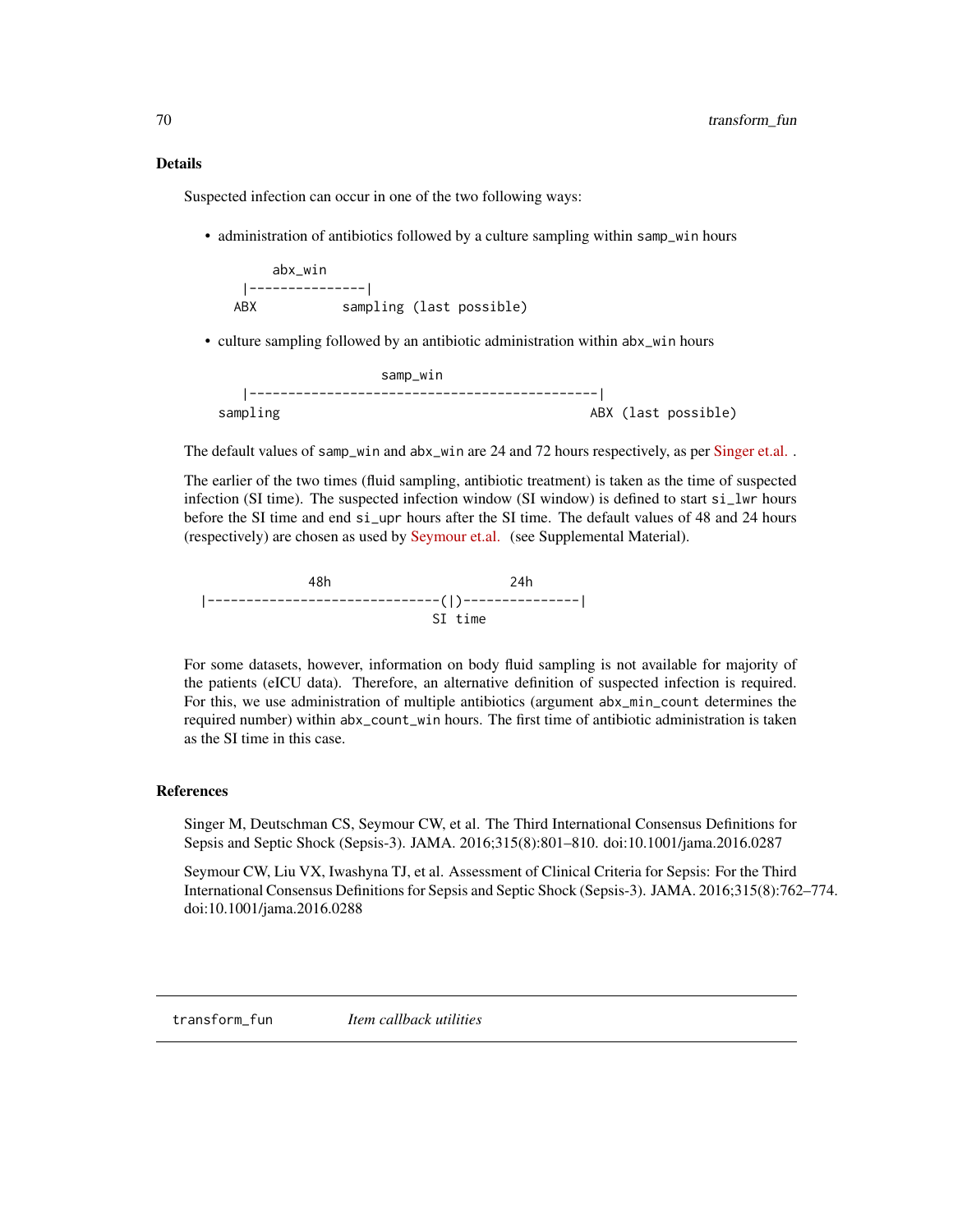### Details

Suspected infection can occur in one of the two following ways:

- administration of antibiotics followed by a culture sampling within samp_win hours

```
     abx_win
 |---------------|
ABX           sampling (last possible)
```

- culture sampling followed by an antibiotic administration within abx_win hours

```
                    samp_win
 |---------------------------------------------|
sampling                                     ABX (last possible)
```

The default values of samp_win and abx_win are 24 and 72 hours respectively, as per Singer et.al. .

The earlier of the two times (fluid sampling, antibiotic treatment) is taken as the time of suspected infection (SI time). The suspected infection window (SI window) is defined to start si_lwr hours before the SI time and end si_upr hours after the SI time. The default values of 48 and 24 hours (respectively) are chosen as used by Seymour et.al. (see Supplemental Material).

```
              48h                        24h
|------------------------------(|)---------------|
                              SI time
```

For some datasets, however, information on body fluid sampling is not available for majority of the patients (eICU data). Therefore, an alternative definition of suspected infection is required. For this, we use administration of multiple antibiotics (argument abx_min_count determines the required number) within abx_count_win hours. The first time of antibiotic administration is taken as the SI time in this case.

### References

Singer M, Deutschman CS, Seymour CW, et al. The Third International Consensus Definitions for Sepsis and Septic Shock (Sepsis-3). JAMA. 2016;315(8):801–810. doi:10.1001/jama.2016.0287

Seymour CW, Liu VX, Iwashyna TJ, et al. Assessment of Clinical Criteria for Sepsis: For the Third International Consensus Definitions for Sepsis and Septic Shock (Sepsis-3). JAMA. 2016;315(8):762–774. doi:10.1001/jama.2016.0288

---

## transform_fun — *Item callback utilities*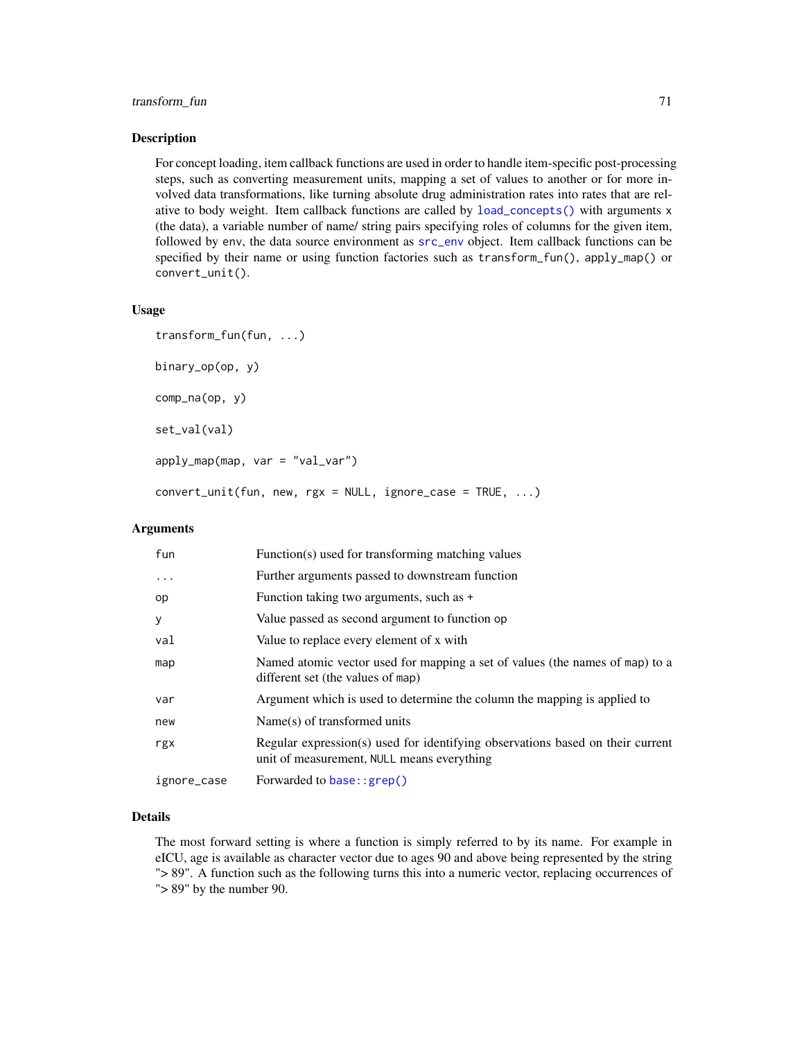## Description

For concept loading, item callback functions are used in order to handle item-specific post-processing steps, such as converting measurement units, mapping a set of values to another or for more involved data transformations, like turning absolute drug administration rates into rates that are relative to body weight. Item callback functions are called by `load_concepts()` with arguments `x` (the data), a variable number of name/ string pairs specifying roles of columns for the given item, followed by `env`, the data source environment as `src_env` object. Item callback functions can be specified by their name or using function factories such as `transform_fun()`, `apply_map()` or `convert_unit()`.

## Usage

```
transform_fun(fun, ...)

binary_op(op, y)

comp_na(op, y)

set_val(val)

apply_map(map, var = "val_var")

convert_unit(fun, new, rgx = NULL, ignore_case = TRUE, ...)
```

## Arguments

| Argument | Description |
|---|---|
| `fun` | Function(s) used for transforming matching values |
| `...` | Further arguments passed to downstream function |
| `op` | Function taking two arguments, such as `+` |
| `y` | Value passed as second argument to function `op` |
| `val` | Value to replace every element of `x` with |
| `map` | Named atomic vector used for mapping a set of values (the names of `map`) to a different set (the values of `map`) |
| `var` | Argument which is used to determine the column the mapping is applied to |
| `new` | Name(s) of transformed units |
| `rgx` | Regular expression(s) used for identifying observations based on their current unit of measurement, `NULL` means everything |
| `ignore_case` | Forwarded to `base::grep()` |

## Details

The most forward setting is where a function is simply referred to by its name. For example in eICU, age is available as character vector due to ages 90 and above being represented by the string "> 89". A function such as the following turns this into a numeric vector, replacing occurrences of "> 89" by the number 90.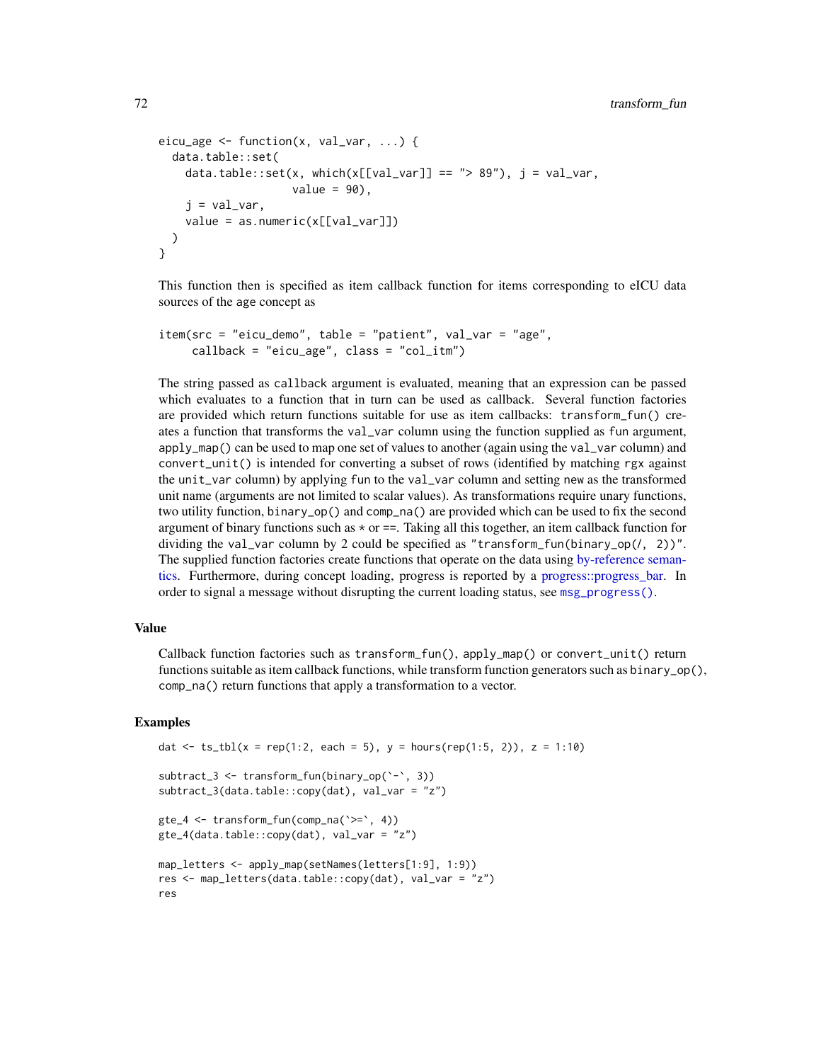```
eicu_age <- function(x, val_var, ...) {
  data.table::set(
    data.table::set(x, which(x[[val_var]] == "> 89"), j = val_var,
                    value = 90),
    j = val_var,
    value = as.numeric(x[[val_var]])
  )
}
```

This function then is specified as item callback function for items corresponding to eICU data sources of the age concept as

```
item(src = "eicu_demo", table = "patient", val_var = "age",
     callback = "eicu_age", class = "col_itm")
```

The string passed as `callback` argument is evaluated, meaning that an expression can be passed which evaluates to a function that in turn can be used as callback. Several function factories are provided which return functions suitable for use as item callbacks: `transform_fun()` creates a function that transforms the `val_var` column using the function supplied as `fun` argument, `apply_map()` can be used to map one set of values to another (again using the `val_var` column) and `convert_unit()` is intended for converting a subset of rows (identified by matching `rgx` against the `unit_var` column) by applying `fun` to the `val_var` column and setting `new` as the transformed unit name (arguments are not limited to scalar values). As transformations require unary functions, two utility function, `binary_op()` and `comp_na()` are provided which can be used to fix the second argument of binary functions such as `*` or `==`. Taking all this together, an item callback function for dividing the `val_var` column by 2 could be specified as `"transform_fun(binary_op(/, 2))"`. The supplied function factories create functions that operate on the data using by-reference semantics. Furthermore, during concept loading, progress is reported by a progress::progress_bar. In order to signal a message without disrupting the current loading status, see `msg_progress()`.

## Value

Callback function factories such as `transform_fun()`, `apply_map()` or `convert_unit()` return functions suitable as item callback functions, while transform function generators such as `binary_op()`, `comp_na()` return functions that apply a transformation to a vector.

## Examples

```
dat <- ts_tbl(x = rep(1:2, each = 5), y = hours(rep(1:5, 2)), z = 1:10)

subtract_3 <- transform_fun(binary_op(`-`, 3))
subtract_3(data.table::copy(dat), val_var = "z")

gte_4 <- transform_fun(comp_na(`>=`, 4))
gte_4(data.table::copy(dat), val_var = "z")

map_letters <- apply_map(setNames(letters[1:9], 1:9))
res <- map_letters(data.table::copy(dat), val_var = "z")
res
```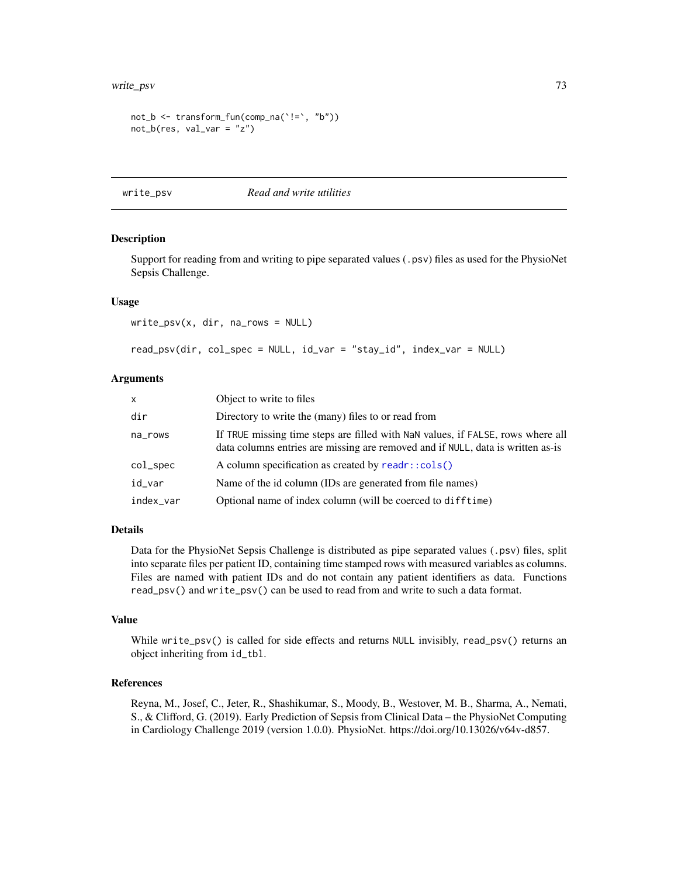```
not_b <- transform_fun(comp_na(`!=`, "b"))
not_b(res, val_var = "z")
```

---

## write_psv *Read and write utilities*

### Description

Support for reading from and writing to pipe separated values (`.psv`) files as used for the PhysioNet Sepsis Challenge.

### Usage

```
write_psv(x, dir, na_rows = NULL)

read_psv(dir, col_spec = NULL, id_var = "stay_id", index_var = NULL)
```

### Arguments

| | |
|---|---|
| `x` | Object to write to files |
| `dir` | Directory to write the (many) files to or read from |
| `na_rows` | If `TRUE` missing time steps are filled with `NaN` values, if `FALSE`, rows where all data columns entries are missing are removed and if `NULL`, data is written as-is |
| `col_spec` | A column specification as created by `readr::cols()` |
| `id_var` | Name of the id column (IDs are generated from file names) |
| `index_var` | Optional name of index column (will be coerced to `difftime`) |

### Details

Data for the PhysioNet Sepsis Challenge is distributed as pipe separated values (`.psv`) files, split into separate files per patient ID, containing time stamped rows with measured variables as columns. Files are named with patient IDs and do not contain any patient identifiers as data. Functions `read_psv()` and `write_psv()` can be used to read from and write to such a data format.

### Value

While `write_psv()` is called for side effects and returns `NULL` invisibly, `read_psv()` returns an object inheriting from `id_tbl`.

### References

Reyna, M., Josef, C., Jeter, R., Shashikumar, S., Moody, B., Westover, M. B., Sharma, A., Nemati, S., & Clifford, G. (2019). Early Prediction of Sepsis from Clinical Data – the PhysioNet Computing in Cardiology Challenge 2019 (version 1.0.0). PhysioNet. https://doi.org/10.13026/v64v-d857.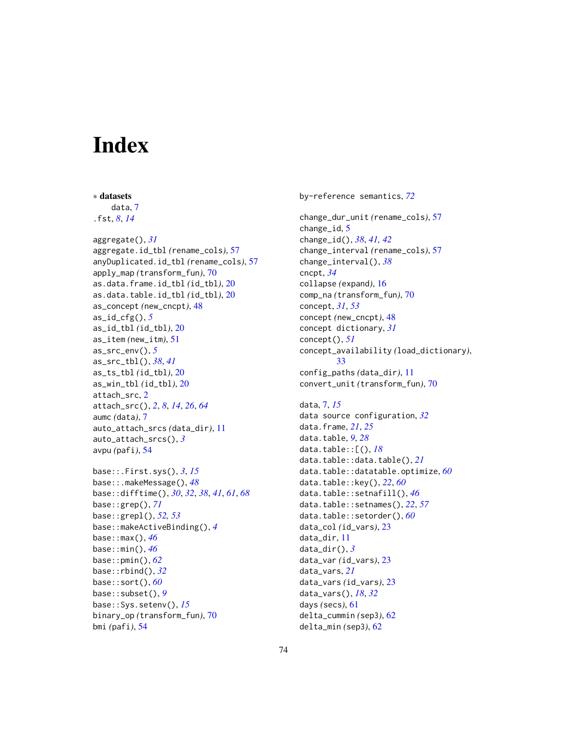# Index

∗ **datasets**
    data, 7
.fst, *8*, *14*

aggregate(), *31*
aggregate.id_tbl *(*rename_cols*)*, 57
anyDuplicated.id_tbl *(*rename_cols*)*, 57
apply_map *(*transform_fun*)*, 70
as.data.frame.id_tbl *(*id_tbl*)*, 20
as.data.table.id_tbl *(*id_tbl*)*, 20
as_concept *(*new_cncpt*)*, 48
as_id_cfg(), *5*
as_id_tbl *(*id_tbl*)*, 20
as_item *(*new_itm*)*, 51
as_src_env(), *5*
as_src_tbl(), *38*, *41*
as_ts_tbl *(*id_tbl*)*, 20
as_win_tbl *(*id_tbl*)*, 20
attach_src, 2
attach_src(), *2*, *8*, *14*, *26*, *64*
aumc *(*data*)*, 7
auto_attach_srcs *(*data_dir*)*, 11
auto_attach_srcs(), *3*
avpu *(*pafi*)*, 54

base::.First.sys(), *3*, *15*
base::.makeMessage(), *48*
base::difftime(), *30*, *32*, *38*, *41*, *61*, *68*
base::grep(), *71*
base::grepl(), *52, 53*
base::makeActiveBinding(), *4*
base::max(), *46*
base::min(), *46*
base::pmin(), *62*
base::rbind(), *32*
base::sort(), *60*
base::subset(), *9*
base::Sys.setenv(), *15*
binary_op *(*transform_fun*)*, 70
bmi *(*pafi*)*, 54

by-reference semantics, *72*

change_dur_unit *(*rename_cols*)*, 57
change_id, 5
change_id(), *38*, *41, 42*
change_interval *(*rename_cols*)*, 57
change_interval(), *38*
cncpt, *34*
collapse *(*expand*)*, 16
comp_na *(*transform_fun*)*, 70
concept, *31*, *53*
concept *(*new_cncpt*)*, 48
concept dictionary, *31*
concept(), *51*
concept_availability *(*load_dictionary*)*, 33
config_paths *(*data_dir*)*, 11
convert_unit *(*transform_fun*)*, 70

data, 7, *15*
data source configuration, *32*
data.frame, *21*, *25*
data.table, *9*, *28*
data.table::[(), *18*
data.table::data.table(), *21*
data.table::datatable.optimize, *60*
data.table::key(), *22*, *60*
data.table::setnafill(), *46*
data.table::setnames(), *22*, *57*
data.table::setorder(), *60*
data_col *(*id_vars*)*, 23
data_dir, 11
data_dir(), *3*
data_var *(*id_vars*)*, 23
data_vars, *21*
data_vars *(*id_vars*)*, 23
data_vars(), *18*, *32*
days *(*secs*)*, 61
delta_cummin *(*sep3*)*, 62
delta_min *(*sep3*)*, 62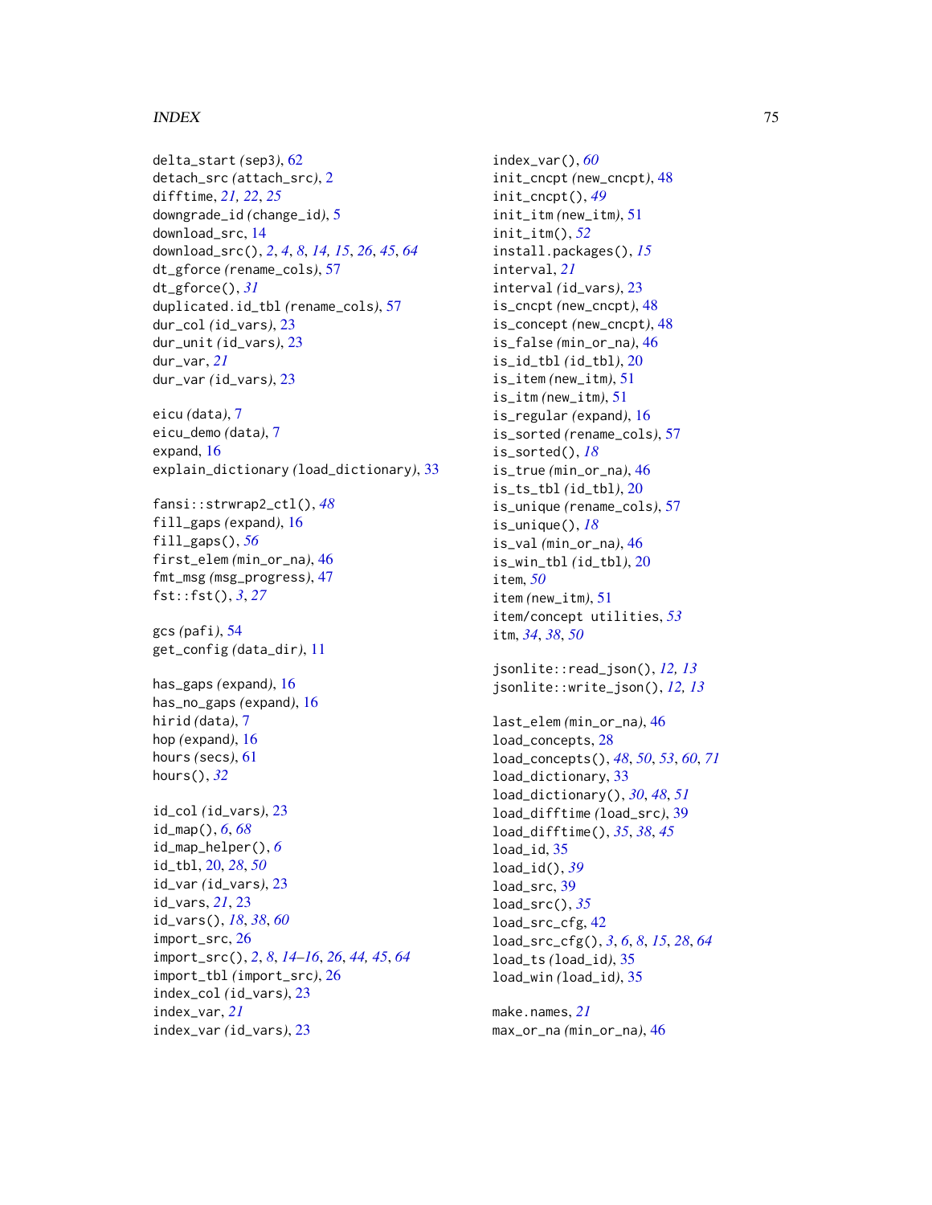delta_start *(sep3)*, 62
detach_src *(attach_src)*, 2
difftime, *21, 22*, *25*
downgrade_id *(change_id)*, 5
download_src, 14
download_src(), *2*, *4*, *8*, *14, 15*, *26*, *45*, *64*
dt_gforce *(rename_cols)*, 57
dt_gforce(), *31*
duplicated.id_tbl *(rename_cols)*, 57
dur_col *(id_vars)*, 23
dur_unit *(id_vars)*, 23
dur_var, *21*
dur_var *(id_vars)*, 23

eicu *(data)*, 7
eicu_demo *(data)*, 7
expand, 16
explain_dictionary *(load_dictionary)*, 33

fansi::strwrap2_ctl(), *48*
fill_gaps *(expand)*, 16
fill_gaps(), *56*
first_elem *(min_or_na)*, 46
fmt_msg *(msg_progress)*, 47
fst::fst(), *3*, *27*

gcs *(pafi)*, 54
get_config *(data_dir)*, 11

has_gaps *(expand)*, 16
has_no_gaps *(expand)*, 16
hirid *(data)*, 7
hop *(expand)*, 16
hours *(secs)*, 61
hours(), *32*

id_col *(id_vars)*, 23
id_map(), *6*, *68*
id_map_helper(), *6*
id_tbl, 20, *28*, *50*
id_var *(id_vars)*, 23
id_vars, *21*, 23
id_vars(), *18*, *38*, *60*
import_src, 26
import_src(), *2*, *8*, *14–16*, *26*, *44, 45*, *64*
import_tbl *(import_src)*, 26
index_col *(id_vars)*, 23
index_var, *21*
index_var *(id_vars)*, 23
index_var(), *60*
init_cncpt *(new_cncpt)*, 48
init_cncpt(), *49*
init_itm *(new_itm)*, 51
init_itm(), *52*
install.packages(), *15*
interval, *21*
interval *(id_vars)*, 23
is_cncpt *(new_cncpt)*, 48
is_concept *(new_cncpt)*, 48
is_false *(min_or_na)*, 46
is_id_tbl *(id_tbl)*, 20
is_item *(new_itm)*, 51
is_itm *(new_itm)*, 51
is_regular *(expand)*, 16
is_sorted *(rename_cols)*, 57
is_sorted(), *18*
is_true *(min_or_na)*, 46
is_ts_tbl *(id_tbl)*, 20
is_unique *(rename_cols)*, 57
is_unique(), *18*
is_val *(min_or_na)*, 46
is_win_tbl *(id_tbl)*, 20
item, *50*
item *(new_itm)*, 51
item/concept utilities, *53*
itm, *34*, *38*, *50*

jsonlite::read_json(), *12, 13*
jsonlite::write_json(), *12, 13*

last_elem *(min_or_na)*, 46
load_concepts, 28
load_concepts(), *48*, *50*, *53*, *60*, *71*
load_dictionary, 33
load_dictionary(), *30*, *48*, *51*
load_difftime *(load_src)*, 39
load_difftime(), *35*, *38*, *45*
load_id, 35
load_id(), *39*
load_src, 39
load_src(), *35*
load_src_cfg, 42
load_src_cfg(), *3*, *6*, *8*, *15*, *28*, *64*
load_ts *(load_id)*, 35
load_win *(load_id)*, 35

make.names, *21*
max_or_na *(min_or_na)*, 46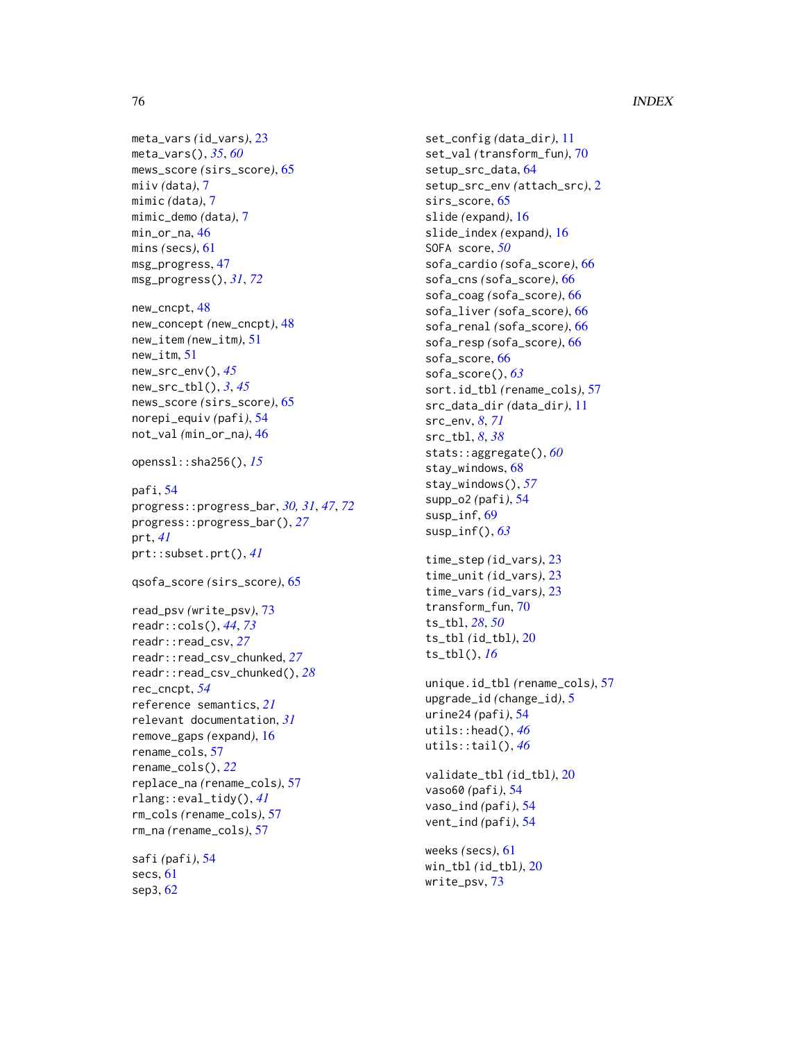meta_vars *(id_vars)*, 23
meta_vars(), *35*, *60*
mews_score *(sirs_score)*, 65
miiv *(data)*, 7
mimic *(data)*, 7
mimic_demo *(data)*, 7
min_or_na, 46
mins *(secs)*, 61
msg_progress, 47
msg_progress(), *31*, *72*

new_cncpt, 48
new_concept *(new_cncpt)*, 48
new_item *(new_itm)*, 51
new_itm, 51
new_src_env(), *45*
new_src_tbl(), *3*, *45*
news_score *(sirs_score)*, 65
norepi_equiv *(pafi)*, 54
not_val *(min_or_na)*, 46

openssl::sha256(), *15*

pafi, 54
progress::progress_bar, *30, 31*, *47*, *72*
progress::progress_bar(), *27*
prt, *41*
prt::subset.prt(), *41*

qsofa_score *(sirs_score)*, 65

read_psv *(write_psv)*, 73
readr::cols(), *44*, *73*
readr::read_csv, *27*
readr::read_csv_chunked, *27*
readr::read_csv_chunked(), *28*
rec_cncpt, *54*
reference semantics, *21*
relevant documentation, *31*
remove_gaps *(expand)*, 16
rename_cols, 57
rename_cols(), *22*
replace_na *(rename_cols)*, 57
rlang::eval_tidy(), *41*
rm_cols *(rename_cols)*, 57
rm_na *(rename_cols)*, 57

safi *(pafi)*, 54
secs, 61
sep3, 62
set_config *(data_dir)*, 11
set_val *(transform_fun)*, 70
setup_src_data, 64
setup_src_env *(attach_src)*, 2
sirs_score, 65
slide *(expand)*, 16
slide_index *(expand)*, 16
SOFA score, *50*
sofa_cardio *(sofa_score)*, 66
sofa_cns *(sofa_score)*, 66
sofa_coag *(sofa_score)*, 66
sofa_liver *(sofa_score)*, 66
sofa_renal *(sofa_score)*, 66
sofa_resp *(sofa_score)*, 66
sofa_score, 66
sofa_score(), *63*
sort.id_tbl *(rename_cols)*, 57
src_data_dir *(data_dir)*, 11
src_env, *8*, *71*
src_tbl, *8*, *38*
stats::aggregate(), *60*
stay_windows, 68
stay_windows(), *57*
supp_o2 *(pafi)*, 54
susp_inf, 69
susp_inf(), *63*

time_step *(id_vars)*, 23
time_unit *(id_vars)*, 23
time_vars *(id_vars)*, 23
transform_fun, 70
ts_tbl, *28*, *50*
ts_tbl *(id_tbl)*, 20
ts_tbl(), *16*

unique.id_tbl *(rename_cols)*, 57
upgrade_id *(change_id)*, 5
urine24 *(pafi)*, 54
utils::head(), *46*
utils::tail(), *46*

validate_tbl *(id_tbl)*, 20
vaso60 *(pafi)*, 54
vaso_ind *(pafi)*, 54
vent_ind *(pafi)*, 54

weeks *(secs)*, 61
win_tbl *(id_tbl)*, 20
write_psv, 73